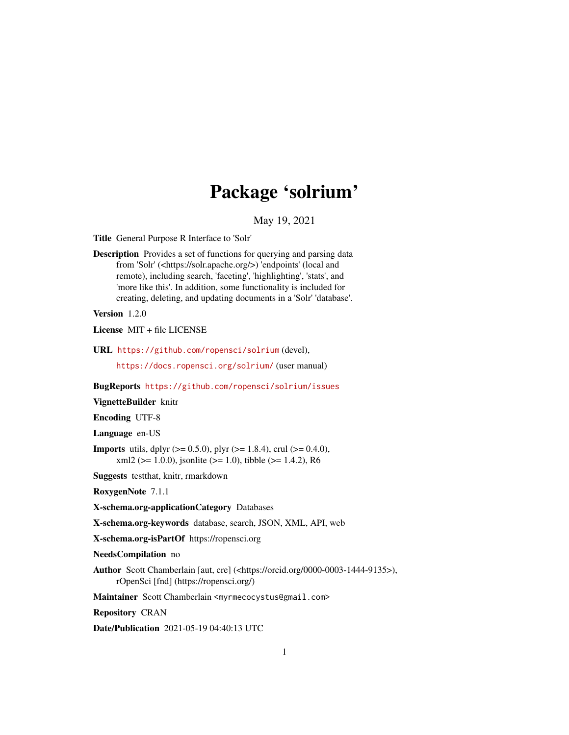# Package 'solrium'

May 19, 2021

**Title** General Purpose R Interface to 'Solr'

**Description** Provides a set of functions for querying and parsing data from 'Solr' (<https://solr.apache.org/>) 'endpoints' (local and remote), including search, 'faceting', 'highlighting', 'stats', and 'more like this'. In addition, some functionality is included for creating, deleting, and updating documents in a 'Solr' 'database'.

**Version** 1.2.0

**License** MIT + file LICENSE

**URL** https://github.com/ropensci/solrium (devel),

https://docs.ropensci.org/solrium/ (user manual)

**BugReports** https://github.com/ropensci/solrium/issues

**VignetteBuilder** knitr

**Encoding** UTF-8

**Language** en-US

**Imports** utils, dplyr (>= 0.5.0), plyr (>= 1.8.4), crul (>= 0.4.0), xml2 (>= 1.0.0), jsonlite (>= 1.0), tibble (>= 1.4.2), R6

**Suggests** testthat, knitr, rmarkdown

**RoxygenNote** 7.1.1

**X-schema.org-applicationCategory** Databases

**X-schema.org-keywords** database, search, JSON, XML, API, web

**X-schema.org-isPartOf** https://ropensci.org

**NeedsCompilation** no

**Author** Scott Chamberlain [aut, cre] (<https://orcid.org/0000-0003-1444-9135>), rOpenSci [fnd] (https://ropensci.org/)

**Maintainer** Scott Chamberlain <myrmecocystus@gmail.com>

**Repository** CRAN

**Date/Publication** 2021-05-19 04:40:13 UTC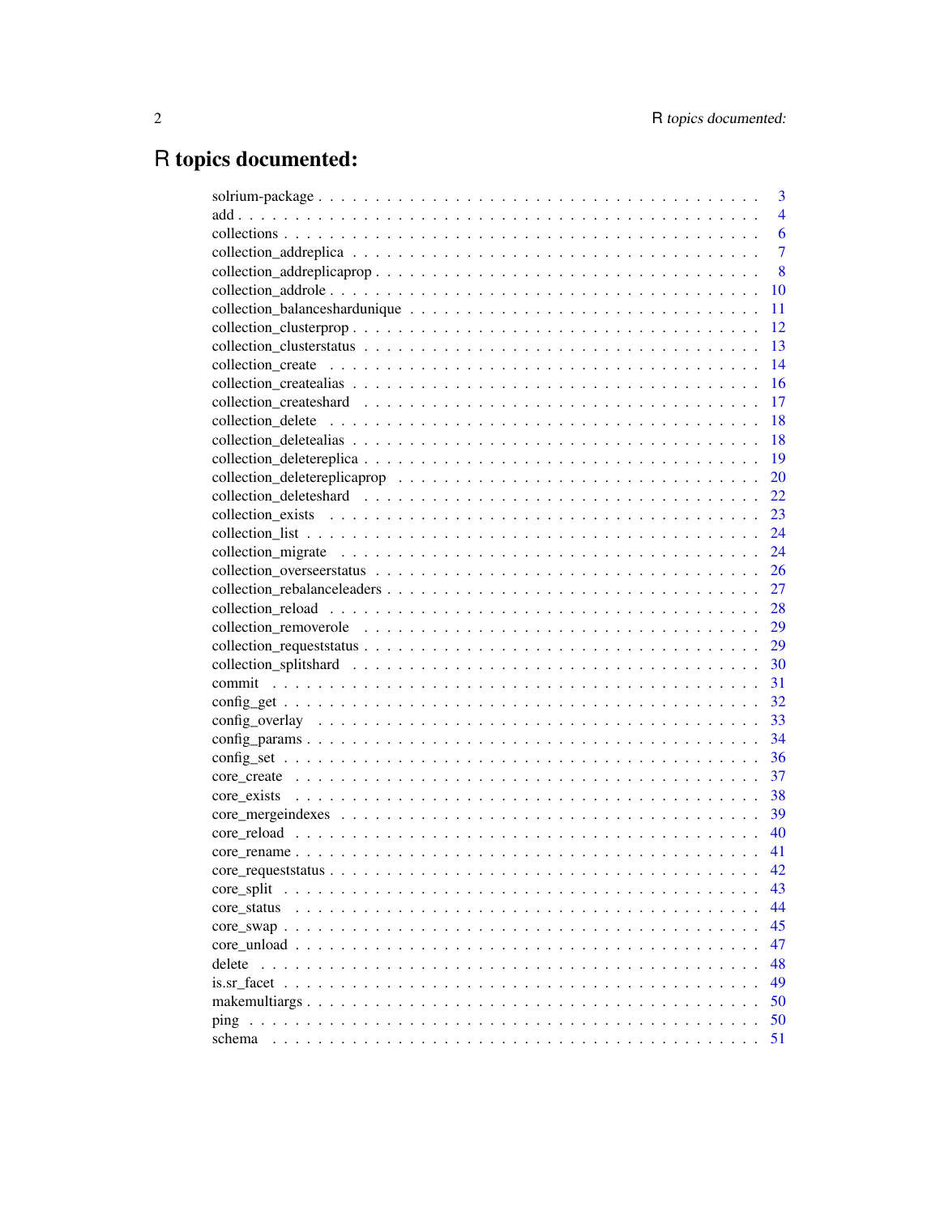# R topics documented:

| | |
|---|---|
| solrium-package | 3 |
| add | 4 |
| collections | 6 |
| collection_addreplica | 7 |
| collection_addreplicaprop | 8 |
| collection_addrole | 10 |
| collection_balanceshardunique | 11 |
| collection_clusterprop | 12 |
| collection_clusterstatus | 13 |
| collection_create | 14 |
| collection_createalias | 16 |
| collection_createshard | 17 |
| collection_delete | 18 |
| collection_deletealias | 18 |
| collection_deletereplica | 19 |
| collection_deletereplicaprop | 20 |
| collection_deleteshard | 22 |
| collection_exists | 23 |
| collection_list | 24 |
| collection_migrate | 24 |
| collection_overseerstatus | 26 |
| collection_rebalanceleaders | 27 |
| collection_reload | 28 |
| collection_removerole | 29 |
| collection_requeststatus | 29 |
| collection_splitshard | 30 |
| commit | 31 |
| config_get | 32 |
| config_overlay | 33 |
| config_params | 34 |
| config_set | 36 |
| core_create | 37 |
| core_exists | 38 |
| core_mergeindexes | 39 |
| core_reload | 40 |
| core_rename | 41 |
| core_requeststatus | 42 |
| core_split | 43 |
| core_status | 44 |
| core_swap | 45 |
| core_unload | 47 |
| delete | 48 |
| is.sr_facet | 49 |
| makemultiargs | 50 |
| ping | 50 |
| schema | 51 |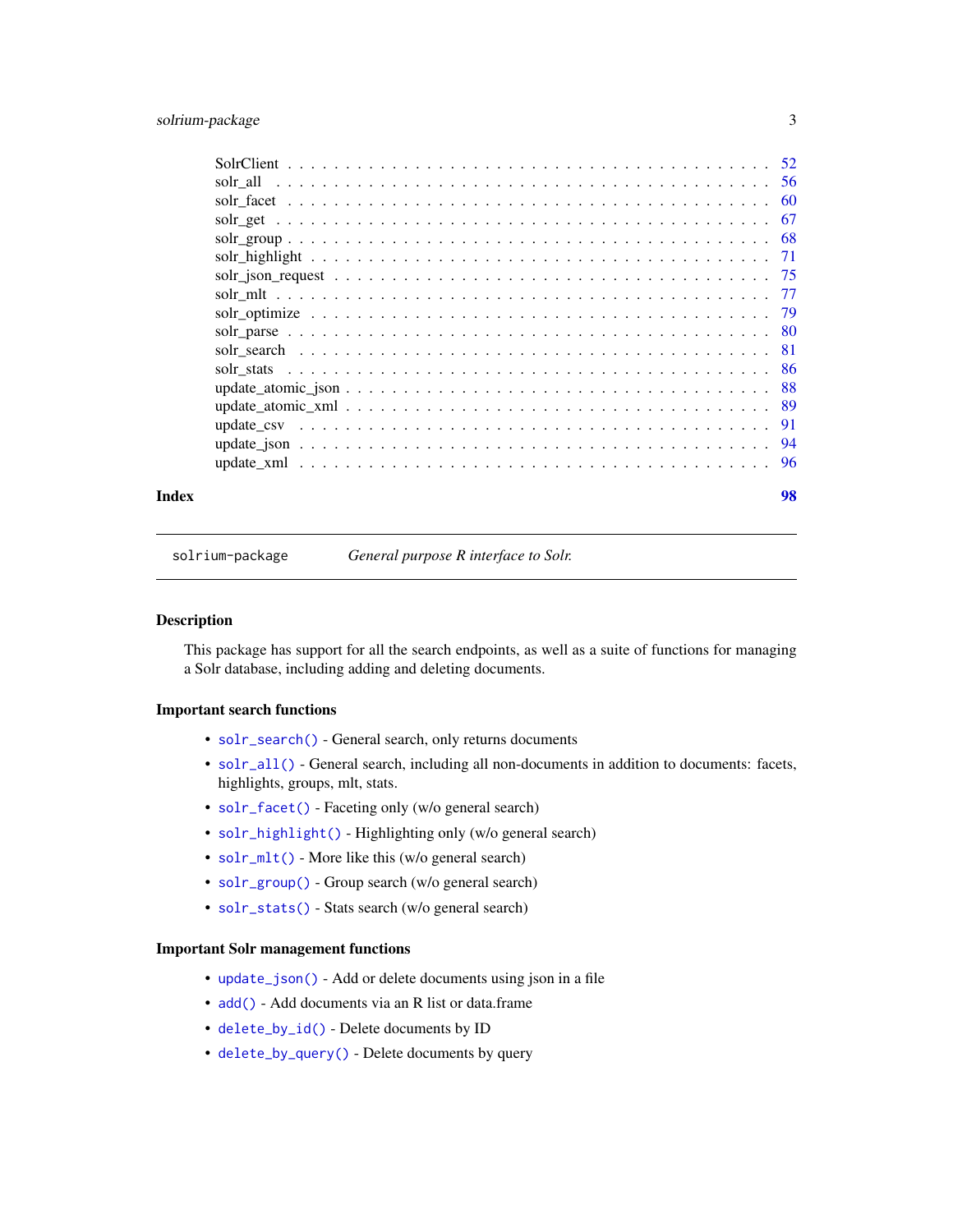| | |
|---|---|
| SolrClient | 52 |
| solr_all | 56 |
| solr_facet | 60 |
| solr_get | 67 |
| solr_group | 68 |
| solr_highlight | 71 |
| solr_json_request | 75 |
| solr_mlt | 77 |
| solr_optimize | 79 |
| solr_parse | 80 |
| solr_search | 81 |
| solr_stats | 86 |
| update_atomic_json | 88 |
| update_atomic_xml | 89 |
| update_csv | 91 |
| update_json | 94 |
| update_xml | 96 |

**Index** **98**

---

`solrium-package` *General purpose R interface to Solr.*

---

### Description

This package has support for all the search endpoints, as well as a suite of functions for managing a Solr database, including adding and deleting documents.

### Important search functions

- `solr_search()` - General search, only returns documents
- `solr_all()` - General search, including all non-documents in addition to documents: facets, highlights, groups, mlt, stats.
- `solr_facet()` - Faceting only (w/o general search)
- `solr_highlight()` - Highlighting only (w/o general search)
- `solr_mlt()` - More like this (w/o general search)
- `solr_group()` - Group search (w/o general search)
- `solr_stats()` - Stats search (w/o general search)

### Important Solr management functions

- `update_json()` - Add or delete documents using json in a file
- `add()` - Add documents via an R list or data.frame
- `delete_by_id()` - Delete documents by ID
- `delete_by_query()` - Delete documents by query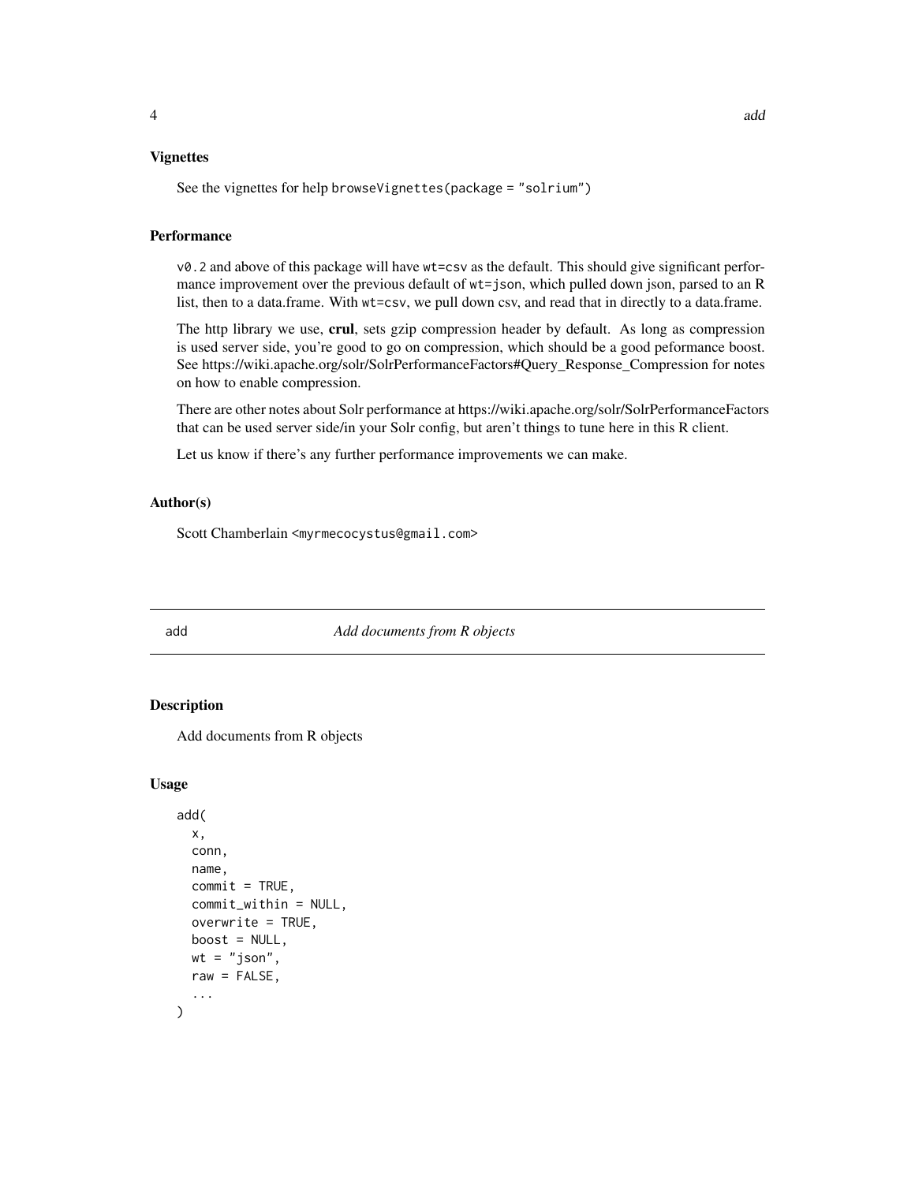### Vignettes

See the vignettes for help `browseVignettes(package = "solrium")`

### Performance

`v0.2` and above of this package will have `wt=csv` as the default. This should give significant performance improvement over the previous default of `wt=json`, which pulled down json, parsed to an R list, then to a data.frame. With `wt=csv`, we pull down csv, and read that in directly to a data.frame.

The http library we use, **crul**, sets gzip compression header by default. As long as compression is used server side, you're good to go on compression, which should be a good peformance boost. See https://wiki.apache.org/solr/SolrPerformanceFactors#Query_Response_Compression for notes on how to enable compression.

There are other notes about Solr performance at https://wiki.apache.org/solr/SolrPerformanceFactors that can be used server side/in your Solr config, but aren't things to tune here in this R client.

Let us know if there's any further performance improvements we can make.

### Author(s)

Scott Chamberlain <myrmecocystus@gmail.com>

---

## add — *Add documents from R objects*

---

### Description

Add documents from R objects

### Usage

```
add(
  x,
  conn,
  name,
  commit = TRUE,
  commit_within = NULL,
  overwrite = TRUE,
  boost = NULL,
  wt = "json",
  raw = FALSE,
  ...
)
```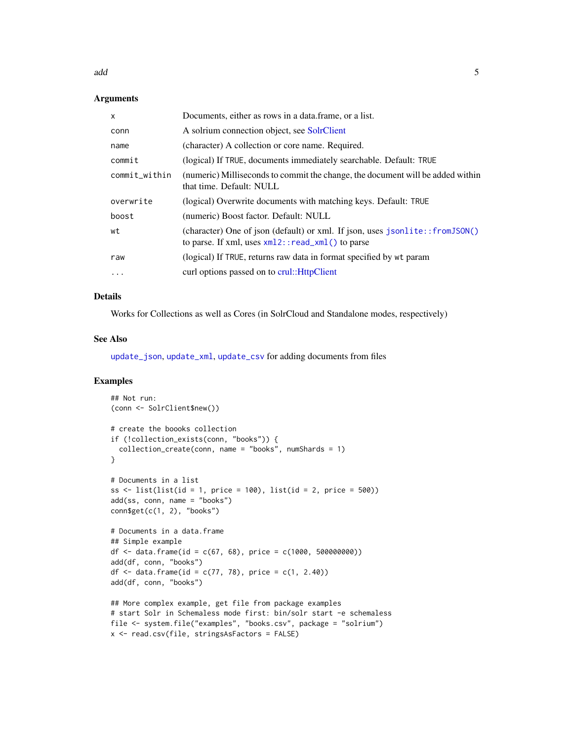### Arguments

| | |
|---|---|
| x | Documents, either as rows in a data.frame, or a list. |
| conn | A solrium connection object, see SolrClient |
| name | (character) A collection or core name. Required. |
| commit | (logical) If TRUE, documents immediately searchable. Default: TRUE |
| commit_within | (numeric) Milliseconds to commit the change, the document will be added within that time. Default: NULL |
| overwrite | (logical) Overwrite documents with matching keys. Default: TRUE |
| boost | (numeric) Boost factor. Default: NULL |
| wt | (character) One of json (default) or xml. If json, uses `jsonlite::fromJSON()` to parse. If xml, uses `xml2::read_xml()` to parse |
| raw | (logical) If TRUE, returns raw data in format specified by wt param |
| ... | curl options passed on to crul::HttpClient |

### Details

Works for Collections as well as Cores (in SolrCloud and Standalone modes, respectively)

### See Also

`update_json`, `update_xml`, `update_csv` for adding documents from files

### Examples

```
## Not run:
(conn <- SolrClient$new())

# create the boooks collection
if (!collection_exists(conn, "books")) {
  collection_create(conn, name = "books", numShards = 1)
}

# Documents in a list
ss <- list(list(id = 1, price = 100), list(id = 2, price = 500))
add(ss, conn, name = "books")
conn$get(c(1, 2), "books")

# Documents in a data.frame
## Simple example
df <- data.frame(id = c(67, 68), price = c(1000, 500000000))
add(df, conn, "books")
df <- data.frame(id = c(77, 78), price = c(1, 2.40))
add(df, conn, "books")

## More complex example, get file from package examples
# start Solr in Schemaless mode first: bin/solr start -e schemaless
file <- system.file("examples", "books.csv", package = "solrium")
x <- read.csv(file, stringsAsFactors = FALSE)
```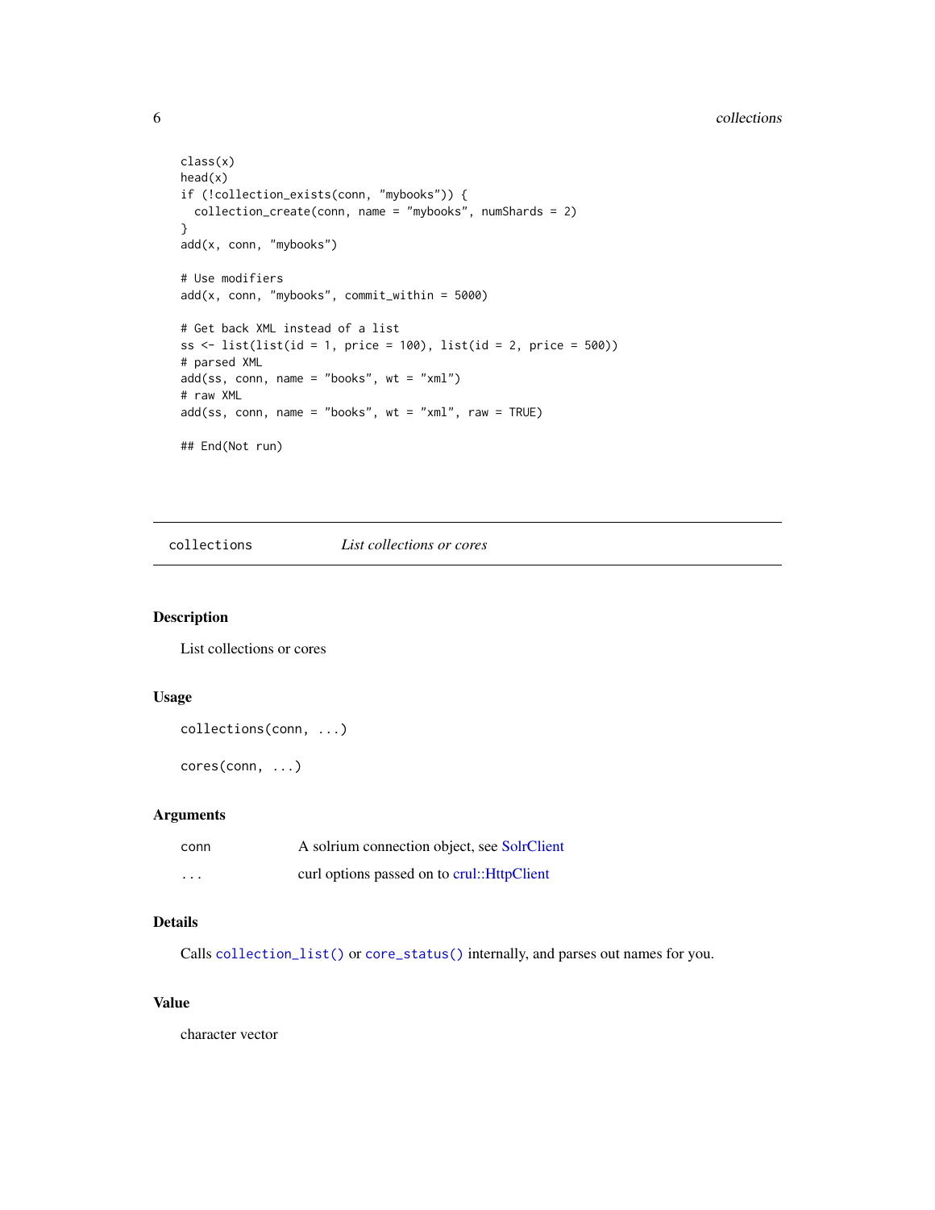```
class(x)
head(x)
if (!collection_exists(conn, "mybooks")) {
  collection_create(conn, name = "mybooks", numShards = 2)
}
add(x, conn, "mybooks")

# Use modifiers
add(x, conn, "mybooks", commit_within = 5000)

# Get back XML instead of a list
ss <- list(list(id = 1, price = 100), list(id = 2, price = 500))
# parsed XML
add(ss, conn, name = "books", wt = "xml")
# raw XML
add(ss, conn, name = "books", wt = "xml", raw = TRUE)

## End(Not run)
```

---

## collections — *List collections or cores*

---

### Description

List collections or cores

### Usage

```
collections(conn, ...)

cores(conn, ...)
```

### Arguments

| | |
|---|---|
| conn | A solrium connection object, see SolrClient |
| ... | curl options passed on to crul::HttpClient |

### Details

Calls `collection_list()` or `core_status()` internally, and parses out names for you.

### Value

character vector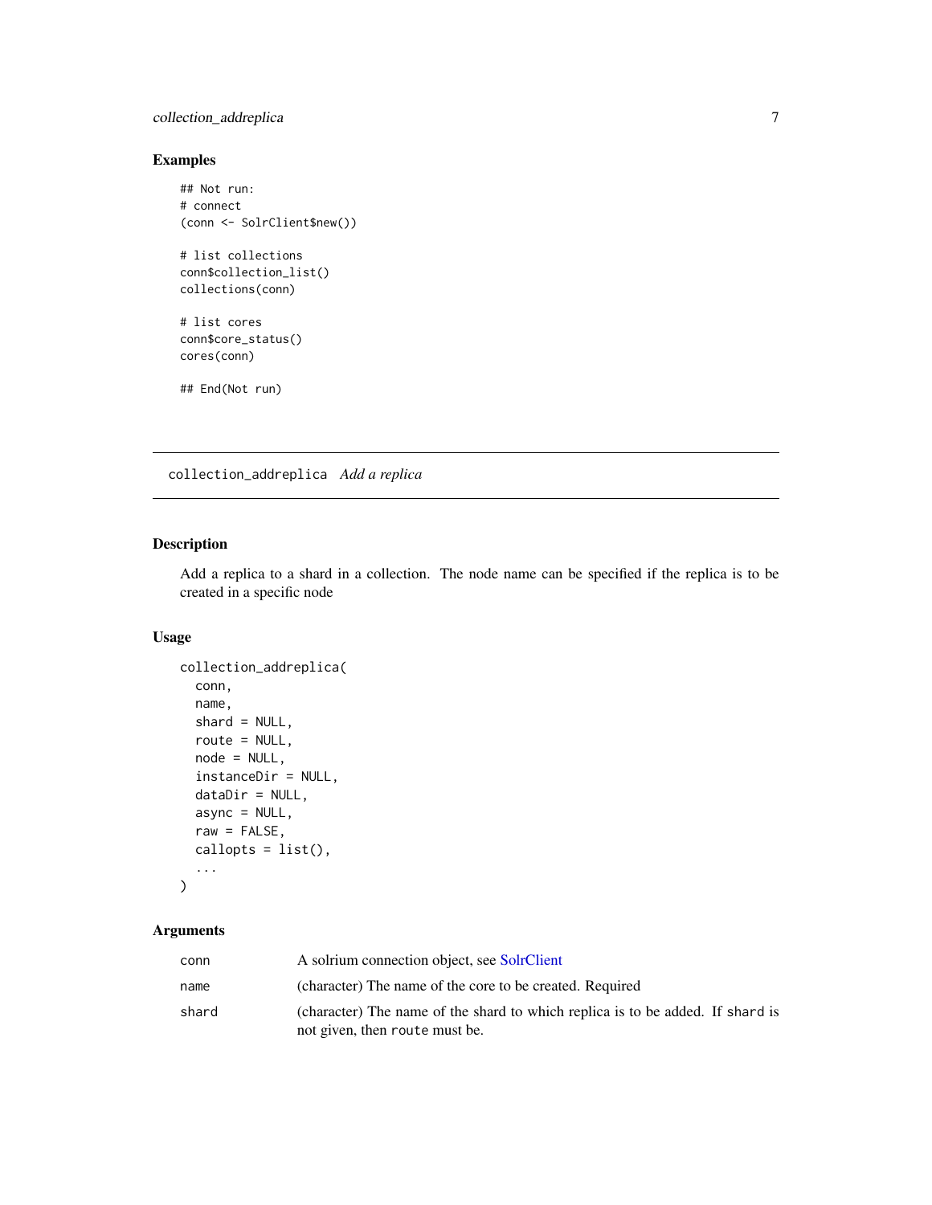## Examples

```
## Not run:
# connect
(conn <- SolrClient$new())

# list collections
conn$collection_list()
collections(conn)

# list cores
conn$core_status()
cores(conn)

## End(Not run)
```

---

`collection_addreplica` *Add a replica*

---

## Description

Add a replica to a shard in a collection. The node name can be specified if the replica is to be created in a specific node

## Usage

```
collection_addreplica(
  conn,
  name,
  shard = NULL,
  route = NULL,
  node = NULL,
  instanceDir = NULL,
  dataDir = NULL,
  async = NULL,
  raw = FALSE,
  callopts = list(),
  ...
)
```

## Arguments

| | |
|---|---|
| `conn` | A solrium connection object, see SolrClient |
| `name` | (character) The name of the core to be created. Required |
| `shard` | (character) The name of the shard to which replica is to be added. If `shard` is not given, then `route` must be. |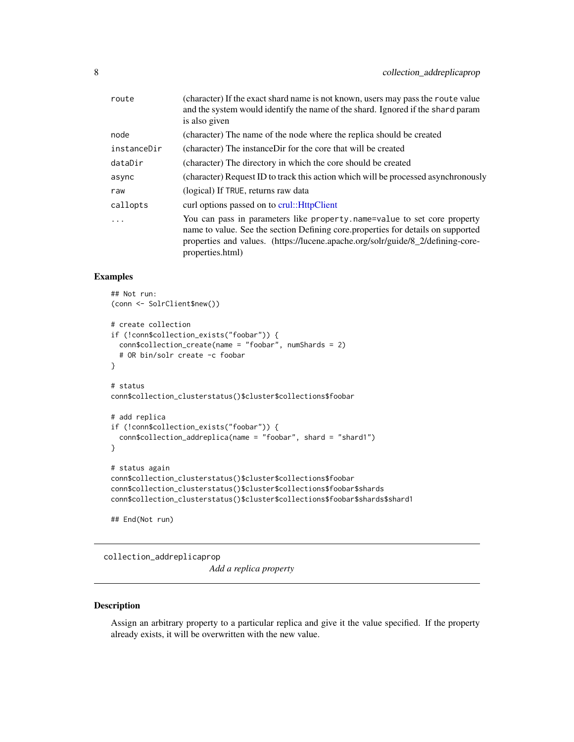| | |
|---|---|
| route | (character) If the exact shard name is not known, users may pass the `route` value and the system would identify the name of the shard. Ignored if the `shard` param is also given |
| node | (character) The name of the node where the replica should be created |
| instanceDir | (character) The instanceDir for the core that will be created |
| dataDir | (character) The directory in which the core should be created |
| async | (character) Request ID to track this action which will be processed asynchronously |
| raw | (logical) If `TRUE`, returns raw data |
| callopts | curl options passed on to crul::HttpClient |
| ... | You can pass in parameters like `property.name=value` to set core property name to value. See the section Defining core.properties for details on supported properties and values. (https://lucene.apache.org/solr/guide/8_2/defining-core-properties.html) |

### Examples

```
## Not run:
(conn <- SolrClient$new())

# create collection
if (!conn$collection_exists("foobar")) {
  conn$collection_create(name = "foobar", numShards = 2)
  # OR bin/solr create -c foobar
}

# status
conn$collection_clusterstatus()$cluster$collections$foobar

# add replica
if (!conn$collection_exists("foobar")) {
  conn$collection_addreplica(name = "foobar", shard = "shard1")
}

# status again
conn$collection_clusterstatus()$cluster$collections$foobar
conn$collection_clusterstatus()$cluster$collections$foobar$shards
conn$collection_clusterstatus()$cluster$collections$foobar$shards$shard1

## End(Not run)
```

---

## collection_addreplicaprop

*Add a replica property*

---

### Description

Assign an arbitrary property to a particular replica and give it the value specified. If the property already exists, it will be overwritten with the new value.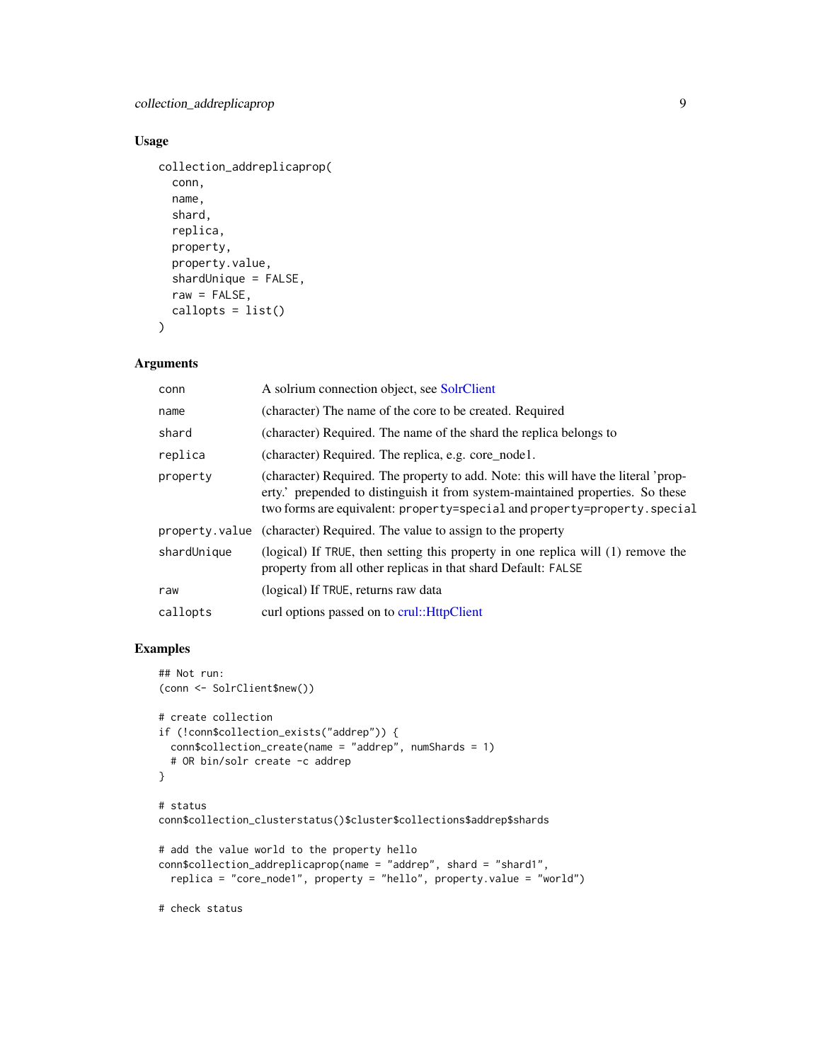## Usage

```
collection_addreplicaprop(
  conn,
  name,
  shard,
  replica,
  property,
  property.value,
  shardUnique = FALSE,
  raw = FALSE,
  callopts = list()
)
```

## Arguments

| Argument | Description |
|---|---|
| `conn` | A solrium connection object, see SolrClient |
| `name` | (character) The name of the core to be created. Required |
| `shard` | (character) Required. The name of the shard the replica belongs to |
| `replica` | (character) Required. The replica, e.g. core_node1. |
| `property` | (character) Required. The property to add. Note: this will have the literal 'property.' prepended to distinguish it from system-maintained properties. So these two forms are equivalent: `property=special` and `property=property.special` |
| `property.value` | (character) Required. The value to assign to the property |
| `shardUnique` | (logical) If `TRUE`, then setting this property in one replica will (1) remove the property from all other replicas in that shard Default: `FALSE` |
| `raw` | (logical) If `TRUE`, returns raw data |
| `callopts` | curl options passed on to crul::HttpClient |

## Examples

```
## Not run:
(conn <- SolrClient$new())

# create collection
if (!conn$collection_exists("addrep")) {
  conn$collection_create(name = "addrep", numShards = 1)
  # OR bin/solr create -c addrep
}

# status
conn$collection_clusterstatus()$cluster$collections$addrep$shards

# add the value world to the property hello
conn$collection_addreplicaprop(name = "addrep", shard = "shard1",
  replica = "core_node1", property = "hello", property.value = "world")

# check status
```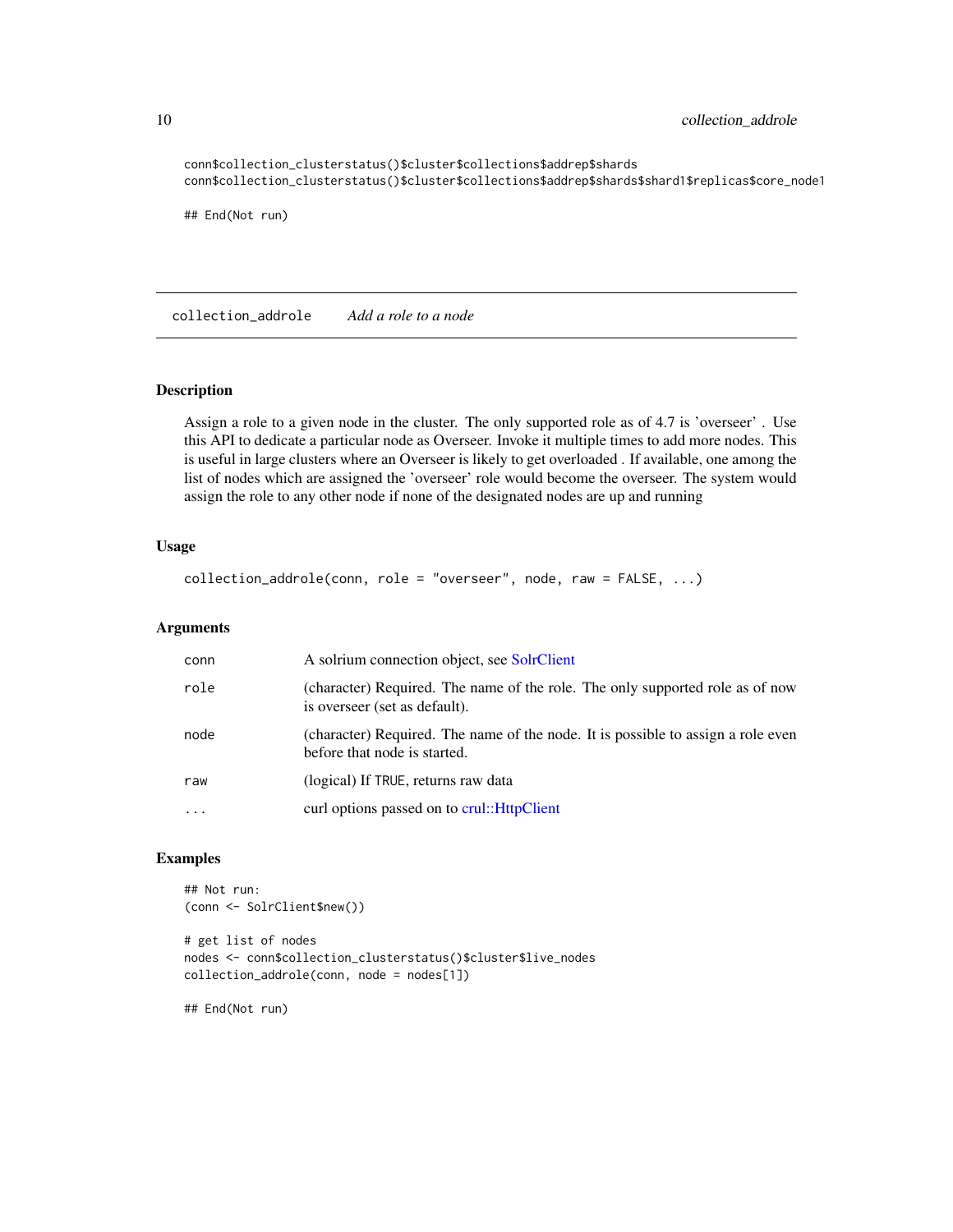```
conn$collection_clusterstatus()$cluster$collections$addrep$shards
conn$collection_clusterstatus()$cluster$collections$addrep$shards$shard1$replicas$core_node1

## End(Not run)
```

---

## collection_addrole — *Add a role to a node*

---

### Description

Assign a role to a given node in the cluster. The only supported role as of 4.7 is 'overseer' . Use this API to dedicate a particular node as Overseer. Invoke it multiple times to add more nodes. This is useful in large clusters where an Overseer is likely to get overloaded . If available, one among the list of nodes which are assigned the 'overseer' role would become the overseer. The system would assign the role to any other node if none of the designated nodes are up and running

### Usage

```
collection_addrole(conn, role = "overseer", node, raw = FALSE, ...)
```

### Arguments

| | |
|---|---|
| `conn` | A solrium connection object, see SolrClient |
| `role` | (character) Required. The name of the role. The only supported role as of now is overseer (set as default). |
| `node` | (character) Required. The name of the node. It is possible to assign a role even before that node is started. |
| `raw` | (logical) If `TRUE`, returns raw data |
| `...` | curl options passed on to crul::HttpClient |

### Examples

```
## Not run:
(conn <- SolrClient$new())

# get list of nodes
nodes <- conn$collection_clusterstatus()$cluster$live_nodes
collection_addrole(conn, node = nodes[1])

## End(Not run)
```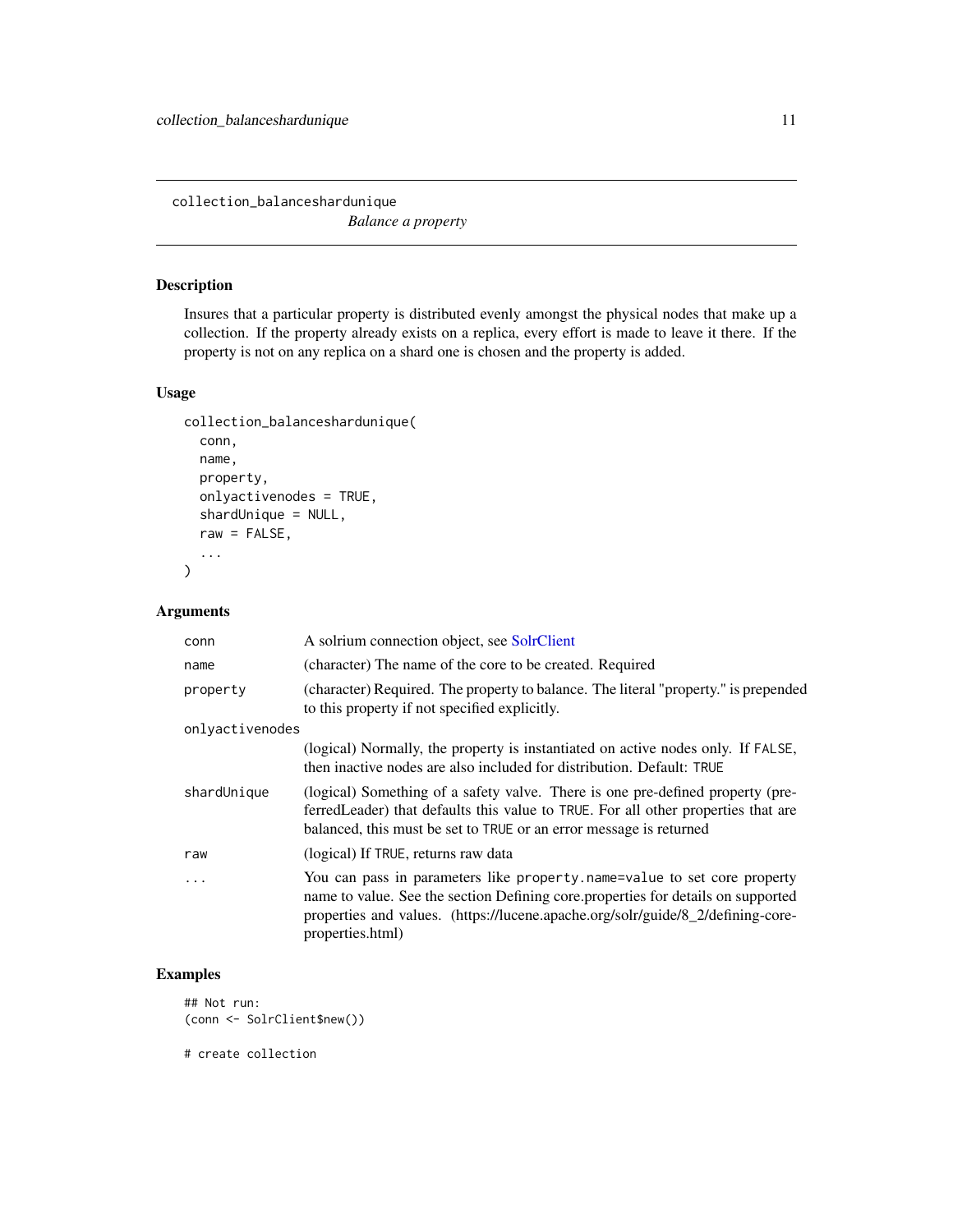collection_balanceshardunique    *Balance a property*

## Description

Insures that a particular property is distributed evenly amongst the physical nodes that make up a collection. If the property already exists on a replica, every effort is made to leave it there. If the property is not on any replica on a shard one is chosen and the property is added.

## Usage

```
collection_balanceshardunique(
  conn,
  name,
  property,
  onlyactivenodes = TRUE,
  shardUnique = NULL,
  raw = FALSE,
  ...
)
```

## Arguments

| | |
|---|---|
| conn | A solrium connection object, see SolrClient |
| name | (character) The name of the core to be created. Required |
| property | (character) Required. The property to balance. The literal "property." is prepended to this property if not specified explicitly. |
| onlyactivenodes | (logical) Normally, the property is instantiated on active nodes only. If FALSE, then inactive nodes are also included for distribution. Default: TRUE |
| shardUnique | (logical) Something of a safety valve. There is one pre-defined property (preferredLeader) that defaults this value to TRUE. For all other properties that are balanced, this must be set to TRUE or an error message is returned |
| raw | (logical) If TRUE, returns raw data |
| ... | You can pass in parameters like property.name=value to set core property name to value. See the section Defining core.properties for details on supported properties and values. (https://lucene.apache.org/solr/guide/8_2/defining-core-properties.html) |

## Examples

```
## Not run:
(conn <- SolrClient$new())

# create collection
```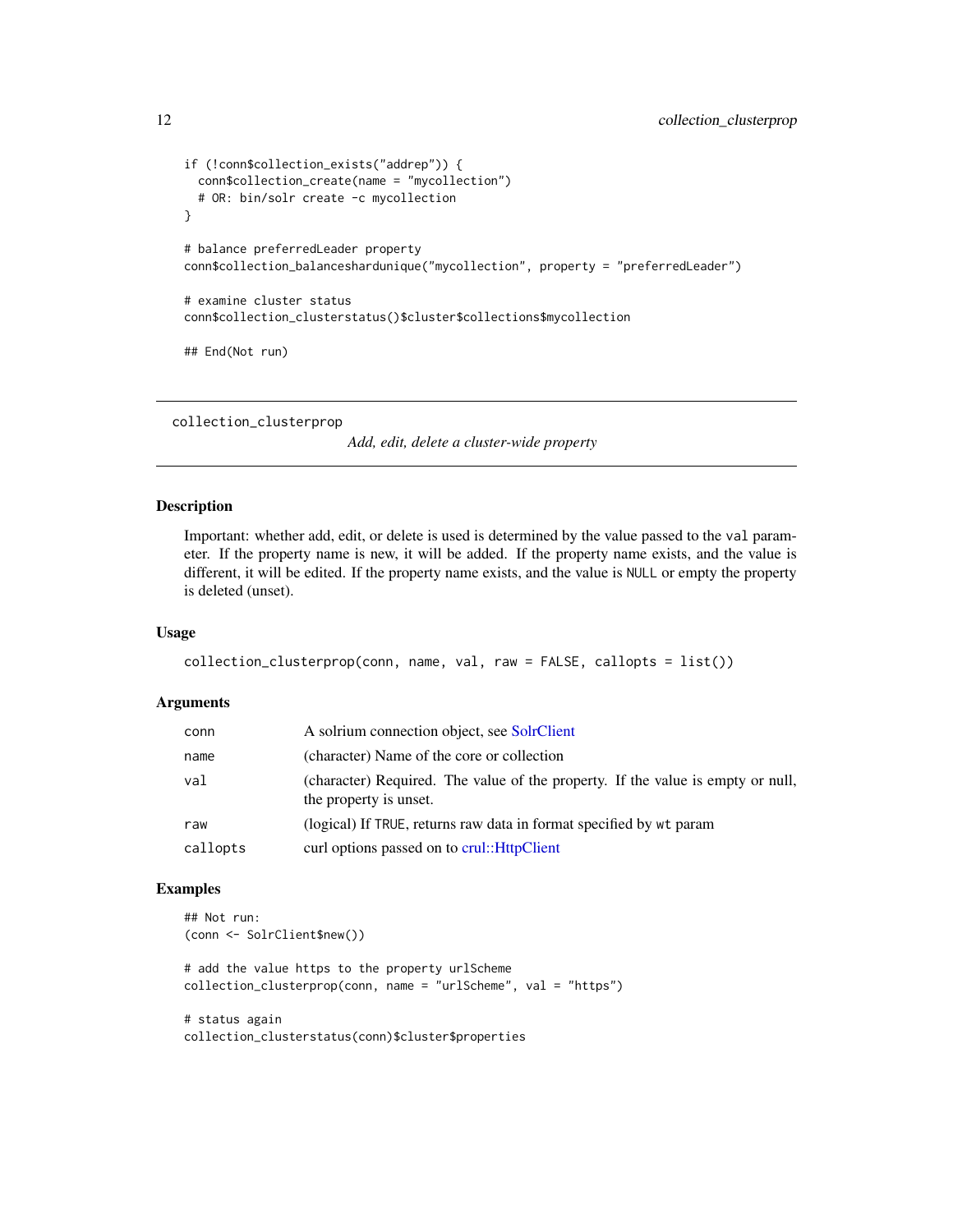```
if (!conn$collection_exists("addrep")) {
  conn$collection_create(name = "mycollection")
  # OR: bin/solr create -c mycollection
}

# balance preferredLeader property
conn$collection_balanceshardunique("mycollection", property = "preferredLeader")

# examine cluster status
conn$collection_clusterstatus()$cluster$collections$mycollection

## End(Not run)
```

---

## collection_clusterprop

*Add, edit, delete a cluster-wide property*

---

### Description

Important: whether add, edit, or delete is used is determined by the value passed to the `val` parameter. If the property name is new, it will be added. If the property name exists, and the value is different, it will be edited. If the property name exists, and the value is `NULL` or empty the property is deleted (unset).

### Usage

```
collection_clusterprop(conn, name, val, raw = FALSE, callopts = list())
```

### Arguments

| | |
|---|---|
| conn | A solrium connection object, see SolrClient |
| name | (character) Name of the core or collection |
| val | (character) Required. The value of the property. If the value is empty or null, the property is unset. |
| raw | (logical) If `TRUE`, returns raw data in format specified by `wt` param |
| callopts | curl options passed on to crul::HttpClient |

### Examples

```
## Not run:
(conn <- SolrClient$new())

# add the value https to the property urlScheme
collection_clusterprop(conn, name = "urlScheme", val = "https")

# status again
collection_clusterstatus(conn)$cluster$properties
```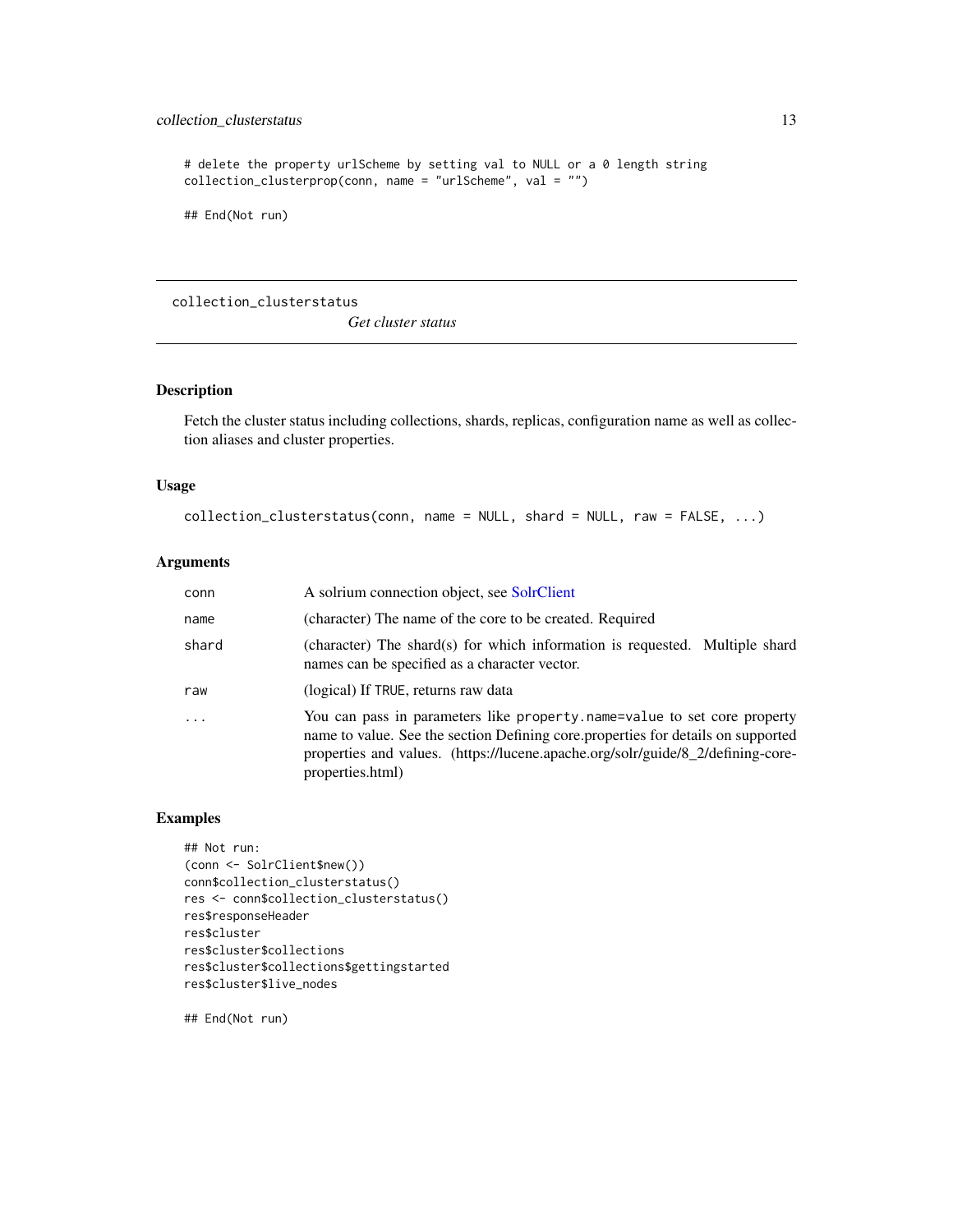```
# delete the property urlScheme by setting val to NULL or a 0 length string
collection_clusterprop(conn, name = "urlScheme", val = "")

## End(Not run)
```

---

## collection_clusterstatus

*Get cluster status*

### Description

Fetch the cluster status including collections, shards, replicas, configuration name as well as collection aliases and cluster properties.

### Usage

```
collection_clusterstatus(conn, name = NULL, shard = NULL, raw = FALSE, ...)
```

### Arguments

| | |
|---|---|
| conn | A solrium connection object, see SolrClient |
| name | (character) The name of the core to be created. Required |
| shard | (character) The shard(s) for which information is requested. Multiple shard names can be specified as a character vector. |
| raw | (logical) If TRUE, returns raw data |
| ... | You can pass in parameters like property.name=value to set core property name to value. See the section Defining core.properties for details on supported properties and values. (https://lucene.apache.org/solr/guide/8_2/defining-core-properties.html) |

### Examples

```
## Not run:
(conn <- SolrClient$new())
conn$collection_clusterstatus()
res <- conn$collection_clusterstatus()
res$responseHeader
res$cluster
res$cluster$collections
res$cluster$collections$gettingstarted
res$cluster$live_nodes

## End(Not run)
```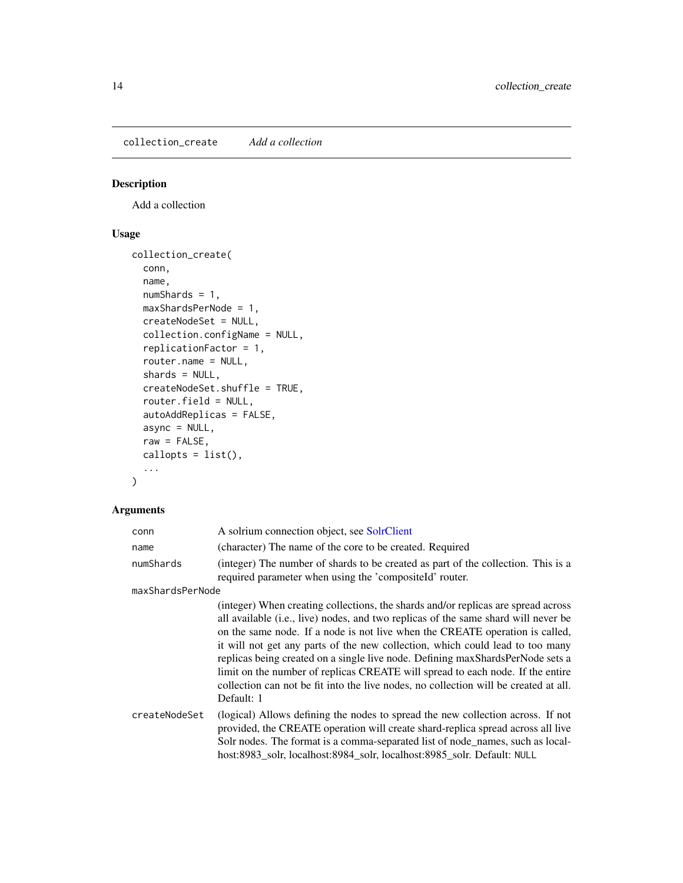## collection_create    *Add a collection*

### Description

Add a collection

### Usage

```
collection_create(
  conn,
  name,
  numShards = 1,
  maxShardsPerNode = 1,
  createNodeSet = NULL,
  collection.configName = NULL,
  replicationFactor = 1,
  router.name = NULL,
  shards = NULL,
  createNodeSet.shuffle = TRUE,
  router.field = NULL,
  autoAddReplicas = FALSE,
  async = NULL,
  raw = FALSE,
  callopts = list(),
  ...
)
```

### Arguments

`conn` A solrium connection object, see SolrClient

`name` (character) The name of the core to be created. Required

`numShards` (integer) The number of shards to be created as part of the collection. This is a required parameter when using the 'compositeId' router.

`maxShardsPerNode` (integer) When creating collections, the shards and/or replicas are spread across all available (i.e., live) nodes, and two replicas of the same shard will never be on the same node. If a node is not live when the CREATE operation is called, it will not get any parts of the new collection, which could lead to too many replicas being created on a single live node. Defining maxShardsPerNode sets a limit on the number of replicas CREATE will spread to each node. If the entire collection can not be fit into the live nodes, no collection will be created at all. Default: 1

`createNodeSet` (logical) Allows defining the nodes to spread the new collection across. If not provided, the CREATE operation will create shard-replica spread across all live Solr nodes. The format is a comma-separated list of node_names, such as localhost:8983_solr, localhost:8984_solr, localhost:8985_solr. Default: `NULL`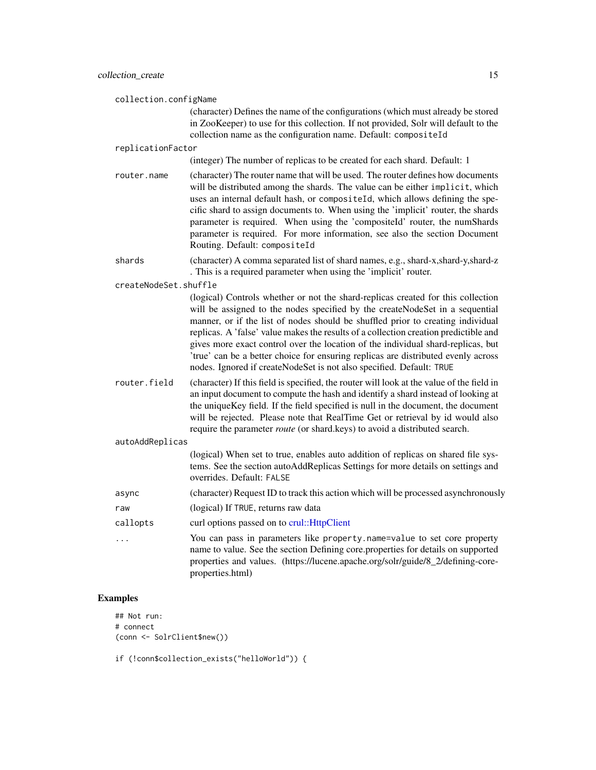**collection.configName**
(character) Defines the name of the configurations (which must already be stored in ZooKeeper) to use for this collection. If not provided, Solr will default to the collection name as the configuration name. Default: `compositeId`

**replicationFactor**
(integer) The number of replicas to be created for each shard. Default: 1

**router.name**
(character) The router name that will be used. The router defines how documents will be distributed among the shards. The value can be either `implicit`, which uses an internal default hash, or `compositeId`, which allows defining the specific shard to assign documents to. When using the 'implicit' router, the shards parameter is required. When using the 'compositeId' router, the numShards parameter is required. For more information, see also the section Document Routing. Default: `compositeId`

**shards**
(character) A comma separated list of shard names, e.g., shard-x,shard-y,shard-z . This is a required parameter when using the 'implicit' router.

**createNodeSet.shuffle**
(logical) Controls whether or not the shard-replicas created for this collection will be assigned to the nodes specified by the createNodeSet in a sequential manner, or if the list of nodes should be shuffled prior to creating individual replicas. A 'false' value makes the results of a collection creation predictible and gives more exact control over the location of the individual shard-replicas, but 'true' can be a better choice for ensuring replicas are distributed evenly across nodes. Ignored if createNodeSet is not also specified. Default: `TRUE`

**router.field**
(character) If this field is specified, the router will look at the value of the field in an input document to compute the hash and identify a shard instead of looking at the uniqueKey field. If the field specified is null in the document, the document will be rejected. Please note that RealTime Get or retrieval by id would also require the parameter *route* (or shard.keys) to avoid a distributed search.

**autoAddReplicas**
(logical) When set to true, enables auto addition of replicas on shared file systems. See the section autoAddReplicas Settings for more details on settings and overrides. Default: `FALSE`

**async**
(character) Request ID to track this action which will be processed asynchronously

**raw**
(logical) If `TRUE`, returns raw data

**callopts**
curl options passed on to crul::HttpClient

**...**
You can pass in parameters like `property.name=value` to set core property name to value. See the section Defining core.properties for details on supported properties and values. (https://lucene.apache.org/solr/guide/8_2/defining-core-properties.html)

## Examples

```
## Not run:
# connect
(conn <- SolrClient$new())

if (!conn$collection_exists("helloWorld")) {
```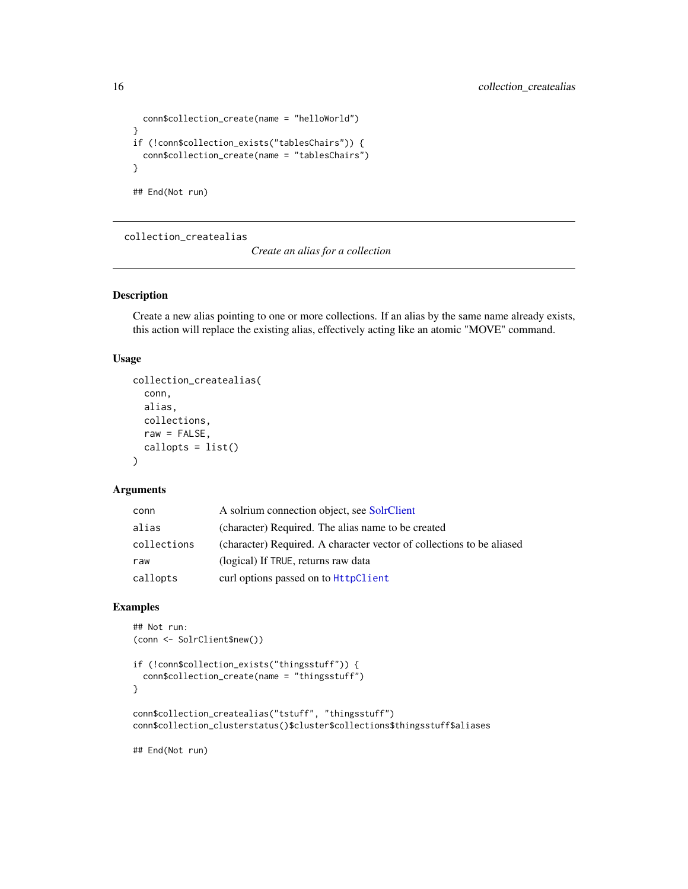```
  conn$collection_create(name = "helloWorld")
}
if (!conn$collection_exists("tablesChairs")) {
  conn$collection_create(name = "tablesChairs")
}

## End(Not run)
```

---

# collection_createalias

*Create an alias for a collection*

---

## Description

Create a new alias pointing to one or more collections. If an alias by the same name already exists, this action will replace the existing alias, effectively acting like an atomic "MOVE" command.

## Usage

```
collection_createalias(
  conn,
  alias,
  collections,
  raw = FALSE,
  callopts = list()
)
```

## Arguments

| | |
|---|---|
| `conn` | A solrium connection object, see SolrClient |
| `alias` | (character) Required. The alias name to be created |
| `collections` | (character) Required. A character vector of collections to be aliased |
| `raw` | (logical) If `TRUE`, returns raw data |
| `callopts` | curl options passed on to `HttpClient` |

## Examples

```
## Not run:
(conn <- SolrClient$new())

if (!conn$collection_exists("thingsstuff")) {
  conn$collection_create(name = "thingsstuff")
}

conn$collection_createalias("tstuff", "thingsstuff")
conn$collection_clusterstatus()$cluster$collections$thingsstuff$aliases

## End(Not run)
```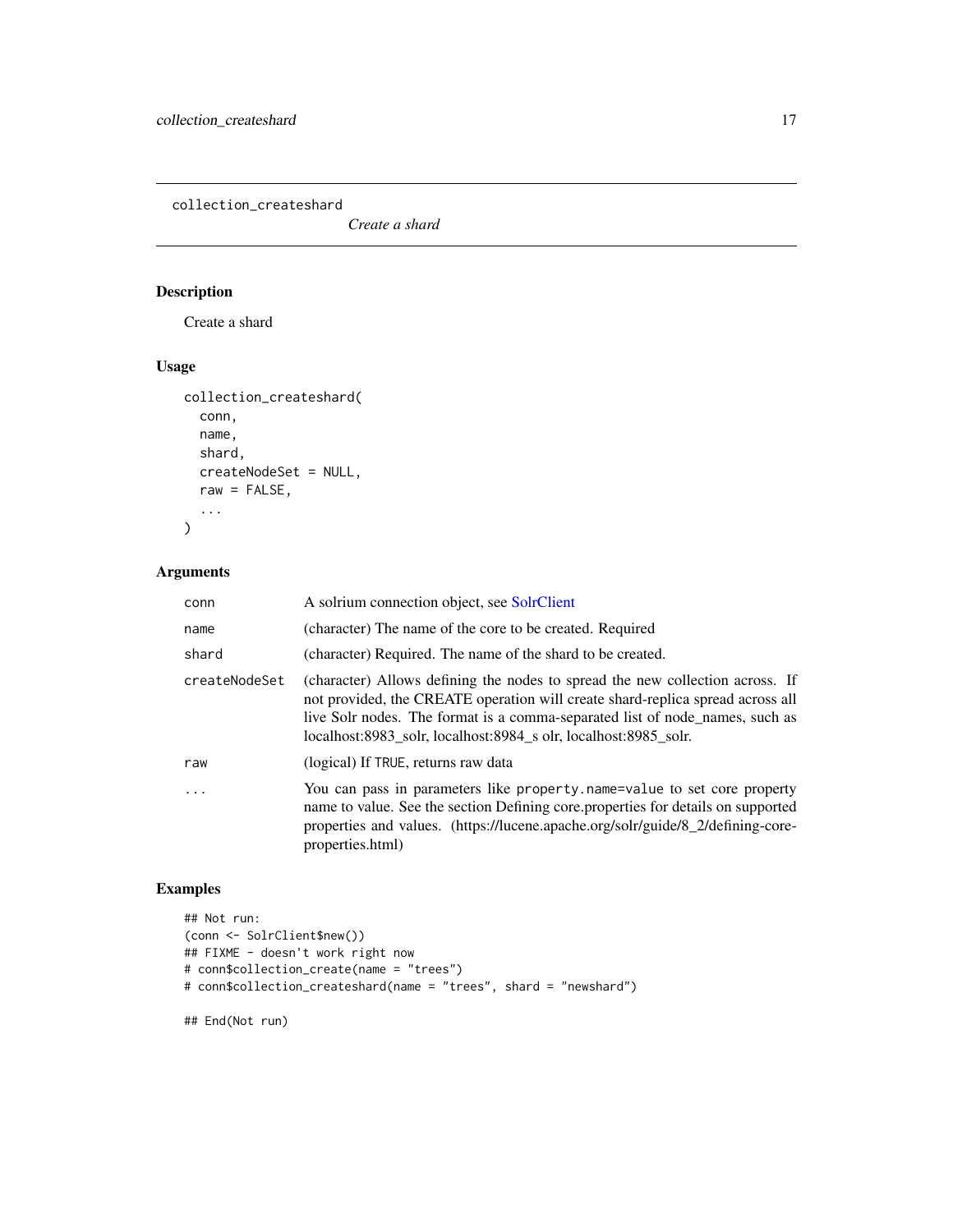# collection_createshard

*Create a shard*

## Description

Create a shard

## Usage

```
collection_createshard(
  conn,
  name,
  shard,
  createNodeSet = NULL,
  raw = FALSE,
  ...
)
```

## Arguments

| | |
|---|---|
| `conn` | A solrium connection object, see SolrClient |
| `name` | (character) The name of the core to be created. Required |
| `shard` | (character) Required. The name of the shard to be created. |
| `createNodeSet` | (character) Allows defining the nodes to spread the new collection across. If not provided, the CREATE operation will create shard-replica spread across all live Solr nodes. The format is a comma-separated list of node_names, such as localhost:8983_solr, localhost:8984_s olr, localhost:8985_solr. |
| `raw` | (logical) If `TRUE`, returns raw data |
| `...` | You can pass in parameters like `property.name=value` to set core property name to value. See the section Defining core.properties for details on supported properties and values. (https://lucene.apache.org/solr/guide/8_2/defining-core-properties.html) |

## Examples

```
## Not run:
(conn <- SolrClient$new())
## FIXME - doesn't work right now
# conn$collection_create(name = "trees")
# conn$collection_createshard(name = "trees", shard = "newshard")

## End(Not run)
```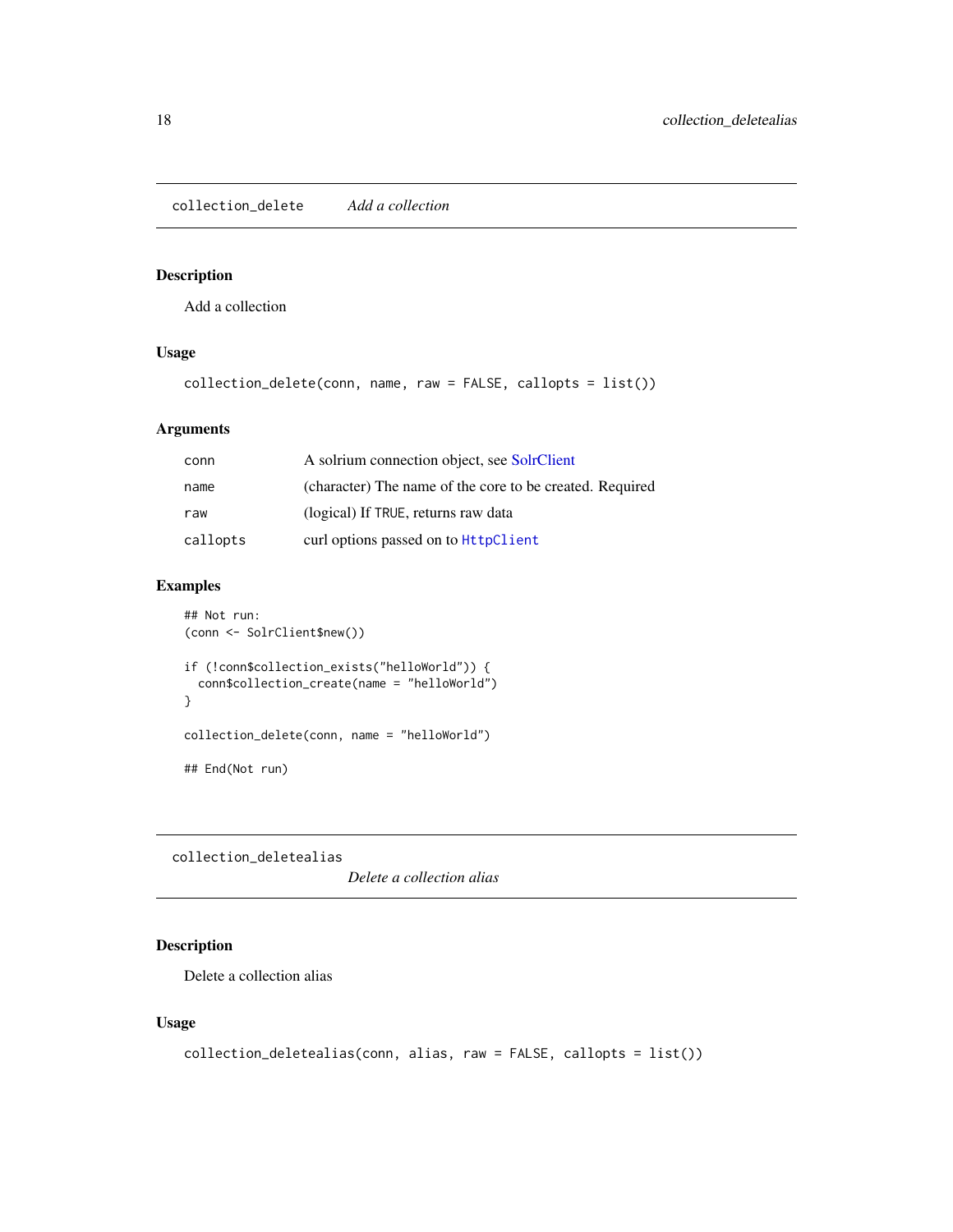## collection_delete *Add a collection*

### Description

Add a collection

### Usage

```
collection_delete(conn, name, raw = FALSE, callopts = list())
```

### Arguments

| | |
|---|---|
| conn | A solrium connection object, see SolrClient |
| name | (character) The name of the core to be created. Required |
| raw | (logical) If TRUE, returns raw data |
| callopts | curl options passed on to HttpClient |

### Examples

```
## Not run:
(conn <- SolrClient$new())

if (!conn$collection_exists("helloWorld")) {
  conn$collection_create(name = "helloWorld")
}

collection_delete(conn, name = "helloWorld")

## End(Not run)
```

## collection_deletealias *Delete a collection alias*

### Description

Delete a collection alias

### Usage

```
collection_deletealias(conn, alias, raw = FALSE, callopts = list())
```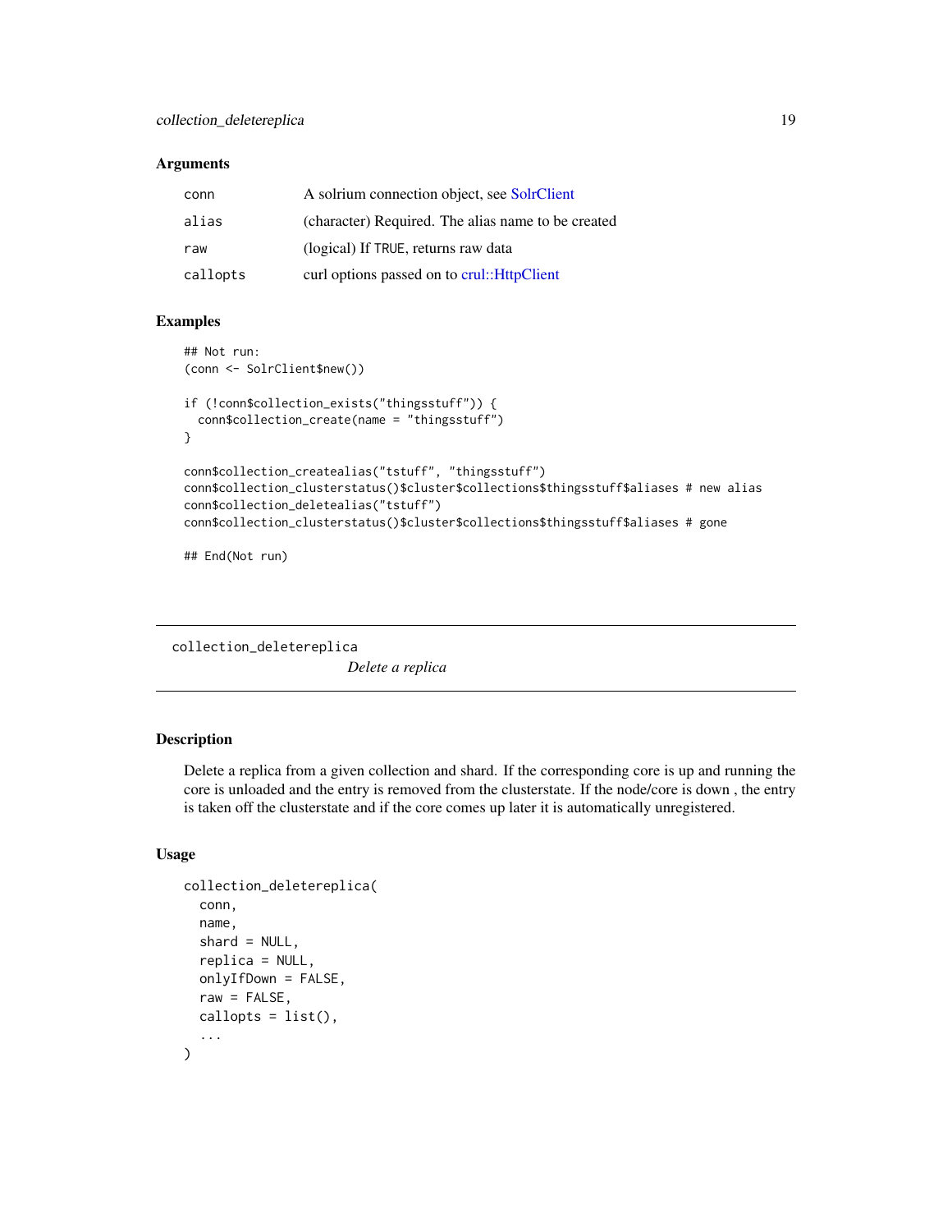### Arguments

| | |
|---|---|
| conn | A solrium connection object, see SolrClient |
| alias | (character) Required. The alias name to be created |
| raw | (logical) If TRUE, returns raw data |
| callopts | curl options passed on to crul::HttpClient |

### Examples

```
## Not run:
(conn <- SolrClient$new())

if (!conn$collection_exists("thingsstuff")) {
  conn$collection_create(name = "thingsstuff")
}

conn$collection_createalias("tstuff", "thingsstuff")
conn$collection_clusterstatus()$cluster$collections$thingsstuff$aliases # new alias
conn$collection_deletealias("tstuff")
conn$collection_clusterstatus()$cluster$collections$thingsstuff$aliases # gone

## End(Not run)
```

---

## collection_deletereplica

*Delete a replica*

### Description

Delete a replica from a given collection and shard. If the corresponding core is up and running the core is unloaded and the entry is removed from the clusterstate. If the node/core is down , the entry is taken off the clusterstate and if the core comes up later it is automatically unregistered.

### Usage

```
collection_deletereplica(
  conn,
  name,
  shard = NULL,
  replica = NULL,
  onlyIfDown = FALSE,
  raw = FALSE,
  callopts = list(),
  ...
)
```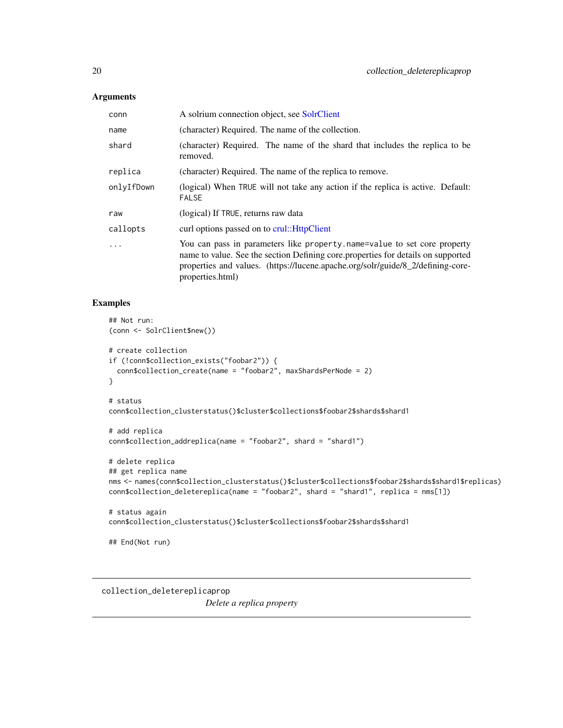### Arguments

| | |
|---|---|
| conn | A solrium connection object, see SolrClient |
| name | (character) Required. The name of the collection. |
| shard | (character) Required. The name of the shard that includes the replica to be removed. |
| replica | (character) Required. The name of the replica to remove. |
| onlyIfDown | (logical) When TRUE will not take any action if the replica is active. Default: FALSE |
| raw | (logical) If TRUE, returns raw data |
| callopts | curl options passed on to crul::HttpClient |
| ... | You can pass in parameters like property.name=value to set core property name to value. See the section Defining core.properties for details on supported properties and values. (https://lucene.apache.org/solr/guide/8_2/defining-core-properties.html) |

### Examples

```
## Not run:
(conn <- SolrClient$new())

# create collection
if (!conn$collection_exists("foobar2")) {
  conn$collection_create(name = "foobar2", maxShardsPerNode = 2)
}

# status
conn$collection_clusterstatus()$cluster$collections$foobar2$shards$shard1

# add replica
conn$collection_addreplica(name = "foobar2", shard = "shard1")

# delete replica
## get replica name
nms <- names(conn$collection_clusterstatus()$cluster$collections$foobar2$shards$shard1$replicas)
conn$collection_deletereplica(name = "foobar2", shard = "shard1", replica = nms[1])

# status again
conn$collection_clusterstatus()$cluster$collections$foobar2$shards$shard1

## End(Not run)
```

---

## collection_deletereplicaprop

*Delete a replica property*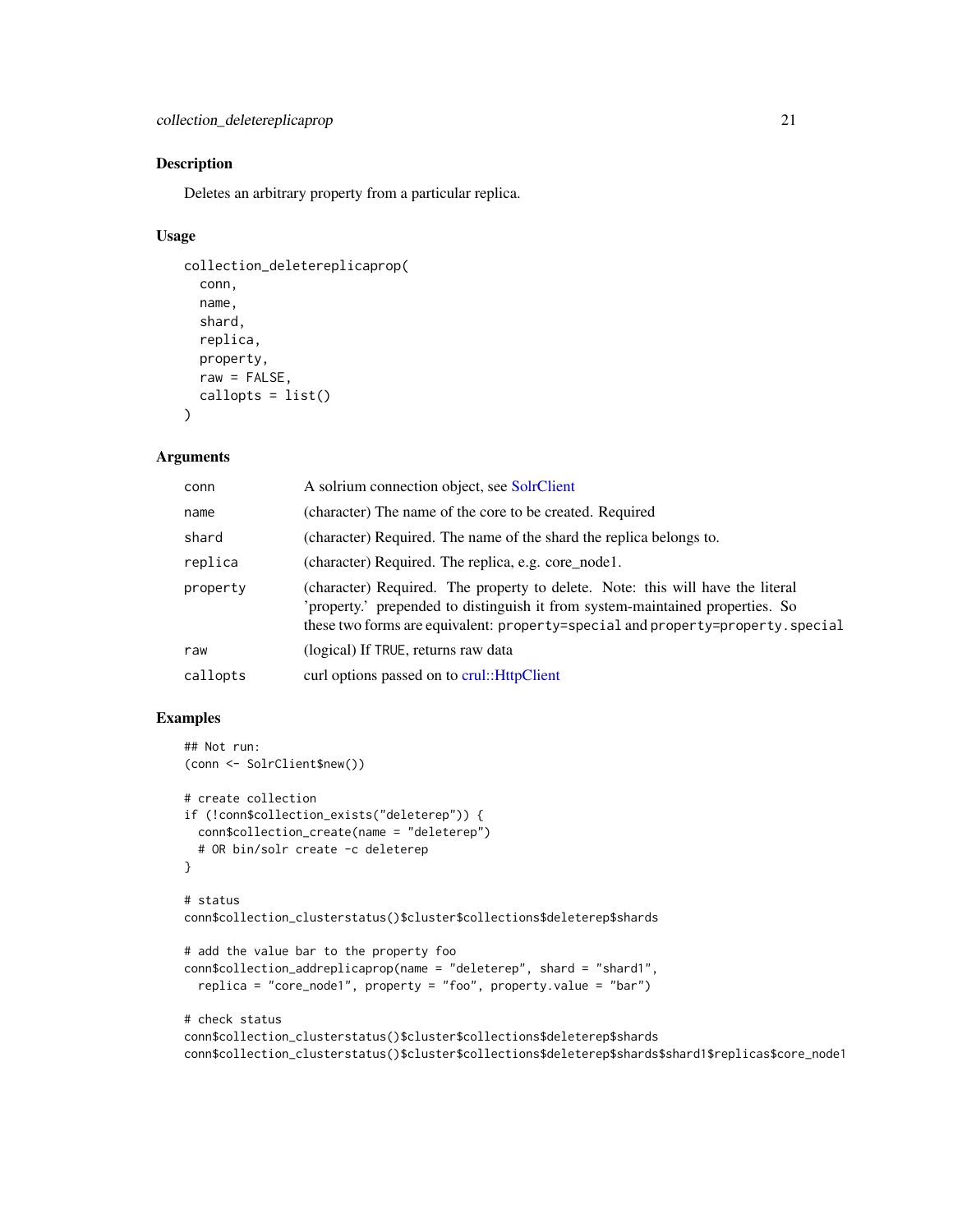### Description

Deletes an arbitrary property from a particular replica.

### Usage

```
collection_deletereplicaprop(
  conn,
  name,
  shard,
  replica,
  property,
  raw = FALSE,
  callopts = list()
)
```

### Arguments

| | |
|---|---|
| `conn` | A solrium connection object, see SolrClient |
| `name` | (character) The name of the core to be created. Required |
| `shard` | (character) Required. The name of the shard the replica belongs to. |
| `replica` | (character) Required. The replica, e.g. core_node1. |
| `property` | (character) Required. The property to delete. Note: this will have the literal 'property.' prepended to distinguish it from system-maintained properties. So these two forms are equivalent: `property=special` and `property=property.special` |
| `raw` | (logical) If `TRUE`, returns raw data |
| `callopts` | curl options passed on to crul::HttpClient |

### Examples

```
## Not run:
(conn <- SolrClient$new())

# create collection
if (!conn$collection_exists("deleterep")) {
  conn$collection_create(name = "deleterep")
  # OR bin/solr create -c deleterep
}

# status
conn$collection_clusterstatus()$cluster$collections$deleterep$shards

# add the value bar to the property foo
conn$collection_addreplicaprop(name = "deleterep", shard = "shard1",
  replica = "core_node1", property = "foo", property.value = "bar")

# check status
conn$collection_clusterstatus()$cluster$collections$deleterep$shards
conn$collection_clusterstatus()$cluster$collections$deleterep$shards$shard1$replicas$core_node1
```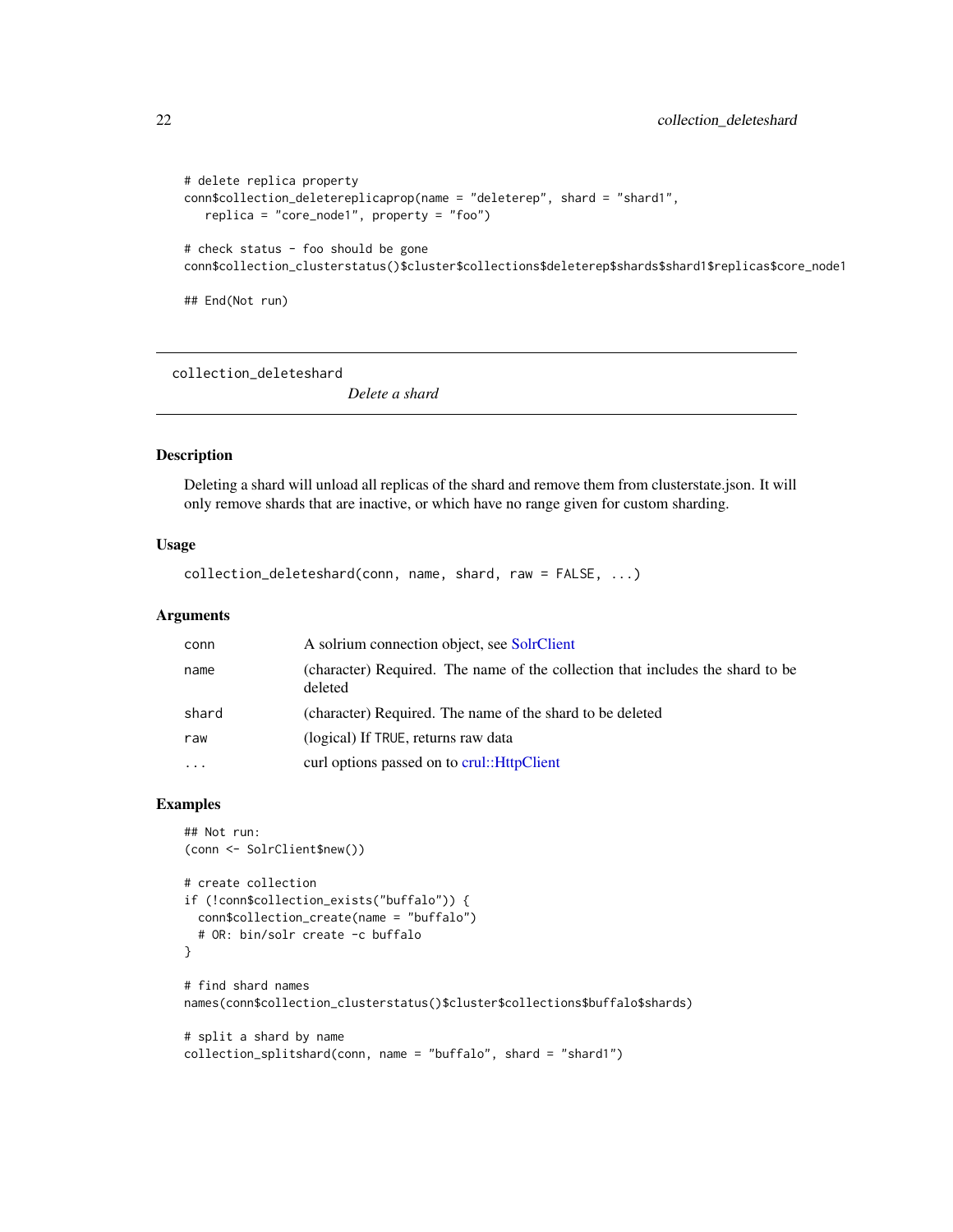```
# delete replica property
conn$collection_deletereplicaprop(name = "deleterep", shard = "shard1",
   replica = "core_node1", property = "foo")

# check status - foo should be gone
conn$collection_clusterstatus()$cluster$collections$deleterep$shards$shard1$replicas$core_node1

## End(Not run)
```

---

`collection_deleteshard` *Delete a shard*

---

### Description

Deleting a shard will unload all replicas of the shard and remove them from clusterstate.json. It will only remove shards that are inactive, or which have no range given for custom sharding.

### Usage

```
collection_deleteshard(conn, name, shard, raw = FALSE, ...)
```

### Arguments

| | |
|---|---|
| `conn` | A solrium connection object, see SolrClient |
| `name` | (character) Required. The name of the collection that includes the shard to be deleted |
| `shard` | (character) Required. The name of the shard to be deleted |
| `raw` | (logical) If `TRUE`, returns raw data |
| `...` | curl options passed on to crul::HttpClient |

### Examples

```
## Not run:
(conn <- SolrClient$new())

# create collection
if (!conn$collection_exists("buffalo")) {
  conn$collection_create(name = "buffalo")
  # OR: bin/solr create -c buffalo
}

# find shard names
names(conn$collection_clusterstatus()$cluster$collections$buffalo$shards)

# split a shard by name
collection_splitshard(conn, name = "buffalo", shard = "shard1")
```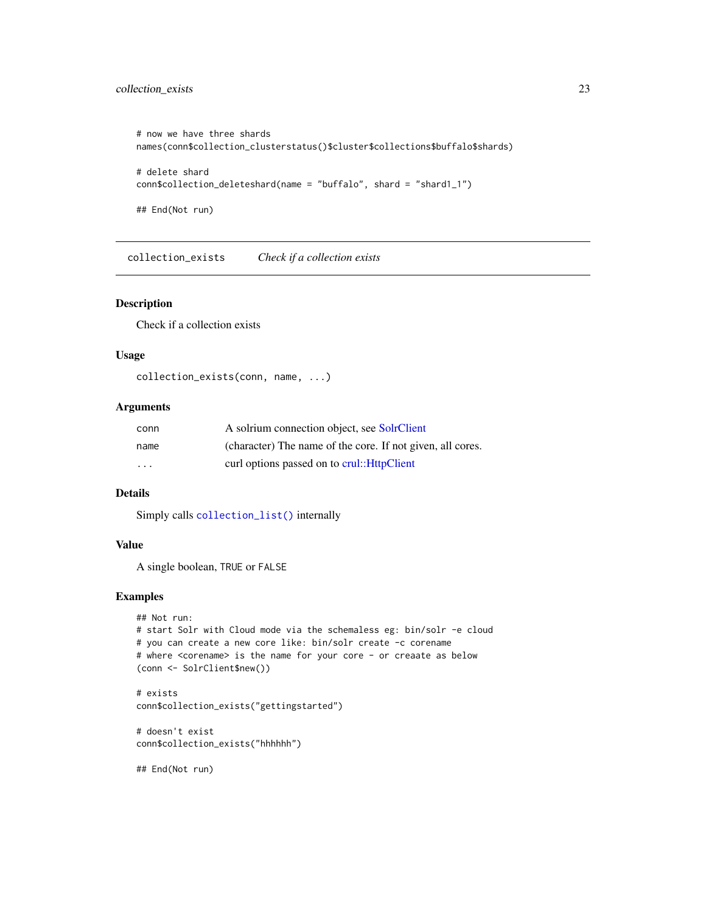```
# now we have three shards
names(conn$collection_clusterstatus()$cluster$collections$buffalo$shards)

# delete shard
conn$collection_deleteshard(name = "buffalo", shard = "shard1_1")

## End(Not run)
```

## collection_exists — *Check if a collection exists*

### Description

Check if a collection exists

### Usage

```
collection_exists(conn, name, ...)
```

### Arguments

| | |
|---|---|
| conn | A solrium connection object, see SolrClient |
| name | (character) The name of the core. If not given, all cores. |
| ... | curl options passed on to crul::HttpClient |

### Details

Simply calls `collection_list()` internally

### Value

A single boolean, TRUE or FALSE

### Examples

```
## Not run:
# start Solr with Cloud mode via the schemaless eg: bin/solr -e cloud
# you can create a new core like: bin/solr create -c corename
# where <corename> is the name for your core - or creaate as below
(conn <- SolrClient$new())

# exists
conn$collection_exists("gettingstarted")

# doesn't exist
conn$collection_exists("hhhhhh")

## End(Not run)
```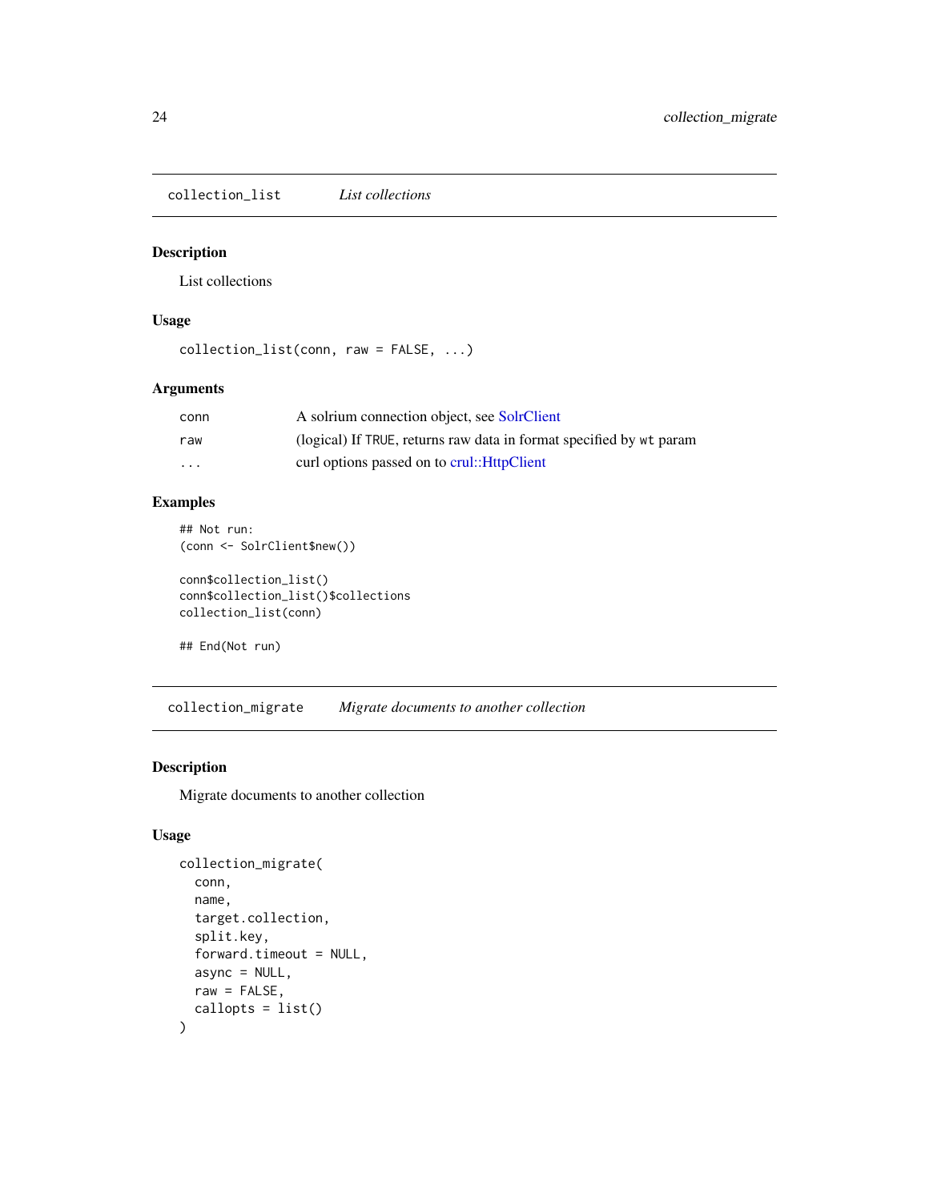## collection_list *List collections*

### Description

List collections

### Usage

```
collection_list(conn, raw = FALSE, ...)
```

### Arguments

| | |
|---|---|
| conn | A solrium connection object, see SolrClient |
| raw | (logical) If TRUE, returns raw data in format specified by wt param |
| ... | curl options passed on to crul::HttpClient |

### Examples

```
## Not run:
(conn <- SolrClient$new())

conn$collection_list()
conn$collection_list()$collections
collection_list(conn)

## End(Not run)
```

## collection_migrate *Migrate documents to another collection*

### Description

Migrate documents to another collection

### Usage

```
collection_migrate(
  conn,
  name,
  target.collection,
  split.key,
  forward.timeout = NULL,
  async = NULL,
  raw = FALSE,
  callopts = list()
)
```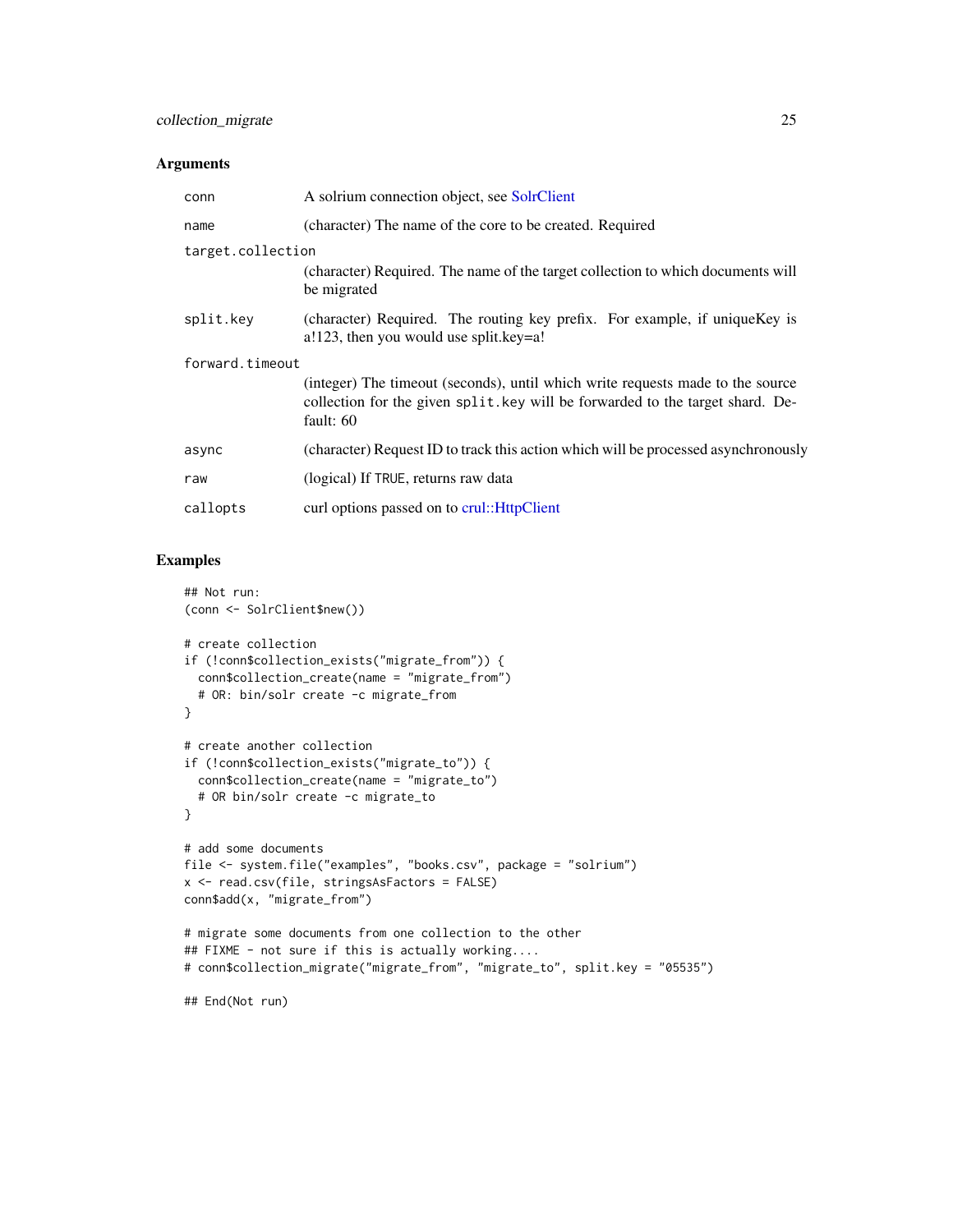## Arguments

| | |
|---|---|
| conn | A solrium connection object, see SolrClient |
| name | (character) The name of the core to be created. Required |
| target.collection | (character) Required. The name of the target collection to which documents will be migrated |
| split.key | (character) Required. The routing key prefix. For example, if uniqueKey is a!123, then you would use split.key=a! |
| forward.timeout | (integer) The timeout (seconds), until which write requests made to the source collection for the given split.key will be forwarded to the target shard. Default: 60 |
| async | (character) Request ID to track this action which will be processed asynchronously |
| raw | (logical) If TRUE, returns raw data |
| callopts | curl options passed on to crul::HttpClient |

## Examples

```
## Not run:
(conn <- SolrClient$new())

# create collection
if (!conn$collection_exists("migrate_from")) {
  conn$collection_create(name = "migrate_from")
  # OR: bin/solr create -c migrate_from
}

# create another collection
if (!conn$collection_exists("migrate_to")) {
  conn$collection_create(name = "migrate_to")
  # OR bin/solr create -c migrate_to
}

# add some documents
file <- system.file("examples", "books.csv", package = "solrium")
x <- read.csv(file, stringsAsFactors = FALSE)
conn$add(x, "migrate_from")

# migrate some documents from one collection to the other
## FIXME - not sure if this is actually working....
# conn$collection_migrate("migrate_from", "migrate_to", split.key = "05535")

## End(Not run)
```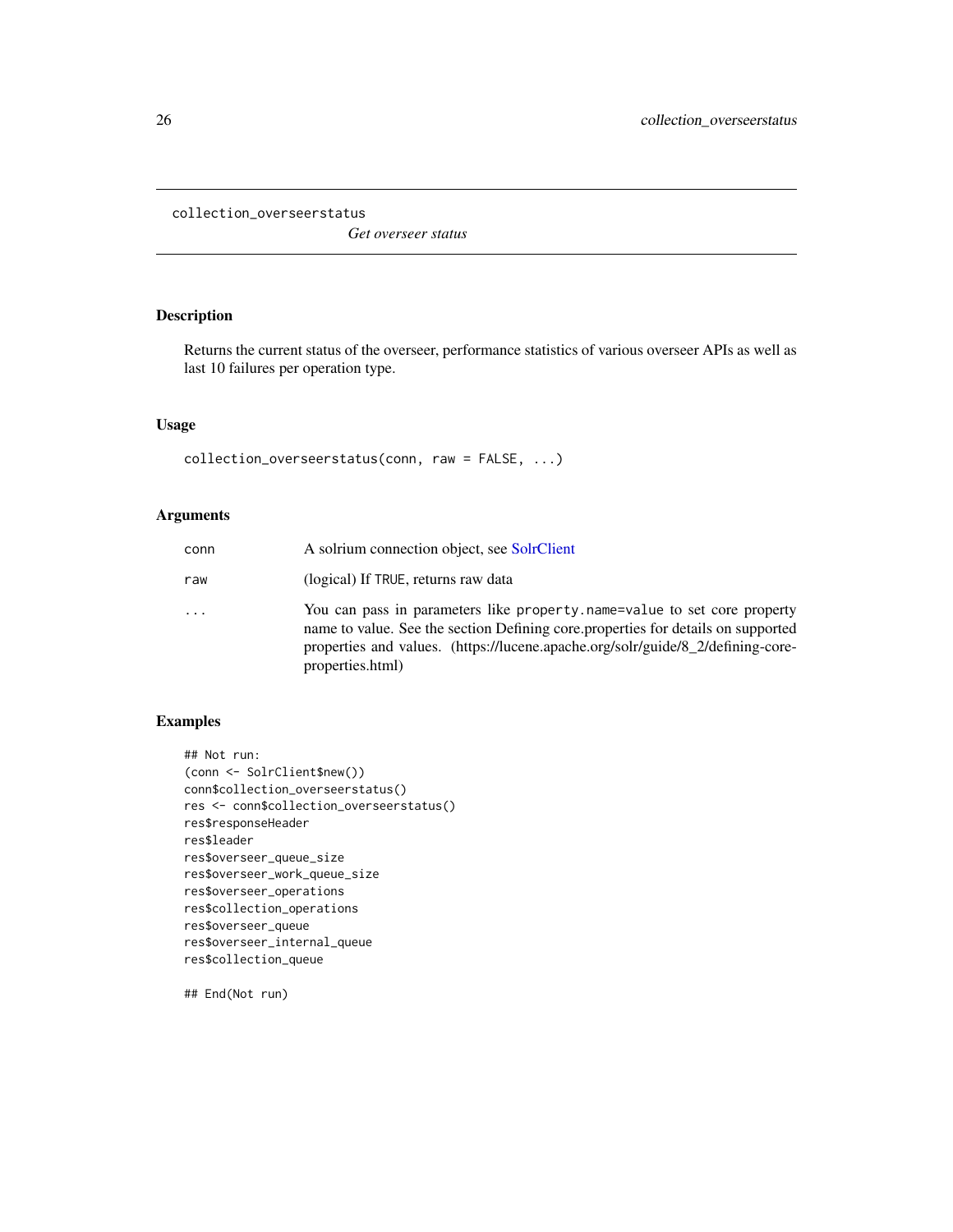# collection_overseerstatus

*Get overseer status*

## Description

Returns the current status of the overseer, performance statistics of various overseer APIs as well as last 10 failures per operation type.

## Usage

```
collection_overseerstatus(conn, raw = FALSE, ...)
```

## Arguments

| | |
|---|---|
| conn | A solrium connection object, see SolrClient |
| raw | (logical) If TRUE, returns raw data |
| ... | You can pass in parameters like property.name=value to set core property name to value. See the section Defining core.properties for details on supported properties and values. (https://lucene.apache.org/solr/guide/8_2/defining-core-properties.html) |

## Examples

```
## Not run:
(conn <- SolrClient$new())
conn$collection_overseerstatus()
res <- conn$collection_overseerstatus()
res$responseHeader
res$leader
res$overseer_queue_size
res$overseer_work_queue_size
res$overseer_operations
res$collection_operations
res$overseer_queue
res$overseer_internal_queue
res$collection_queue

## End(Not run)
```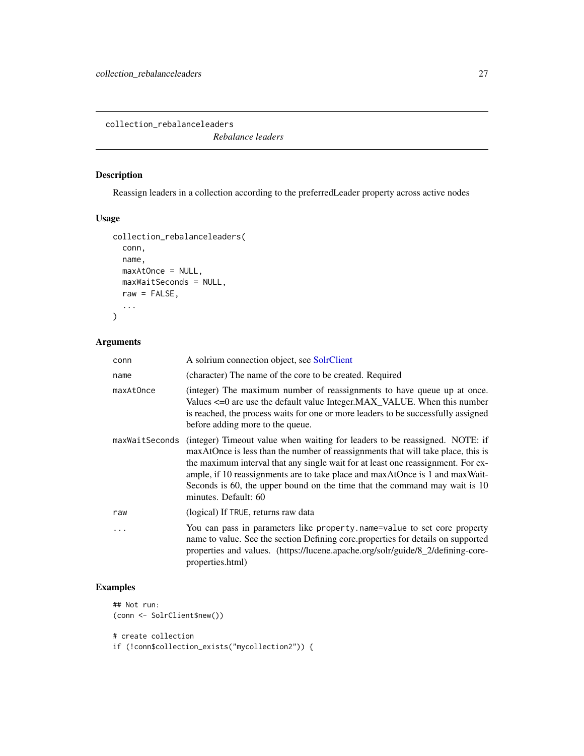collection_rebalanceleaders

*Rebalance leaders*

## Description

Reassign leaders in a collection according to the preferredLeader property across active nodes

## Usage

```
collection_rebalanceleaders(
  conn,
  name,
  maxAtOnce = NULL,
  maxWaitSeconds = NULL,
  raw = FALSE,
  ...
)
```

## Arguments

| | |
|---|---|
| conn | A solrium connection object, see SolrClient |
| name | (character) The name of the core to be created. Required |
| maxAtOnce | (integer) The maximum number of reassignments to have queue up at once. Values <=0 are use the default value Integer.MAX_VALUE. When this number is reached, the process waits for one or more leaders to be successfully assigned before adding more to the queue. |
| maxWaitSeconds | (integer) Timeout value when waiting for leaders to be reassigned. NOTE: if maxAtOnce is less than the number of reassignments that will take place, this is the maximum interval that any single wait for at least one reassignment. For example, if 10 reassignments are to take place and maxAtOnce is 1 and maxWaitSeconds is 60, the upper bound on the time that the command may wait is 10 minutes. Default: 60 |
| raw | (logical) If `TRUE`, returns raw data |
| ... | You can pass in parameters like `property.name=value` to set core property name to value. See the section Defining core.properties for details on supported properties and values. (https://lucene.apache.org/solr/guide/8_2/defining-core-properties.html) |

## Examples

```
## Not run:
(conn <- SolrClient$new())

# create collection
if (!conn$collection_exists("mycollection2")) {
```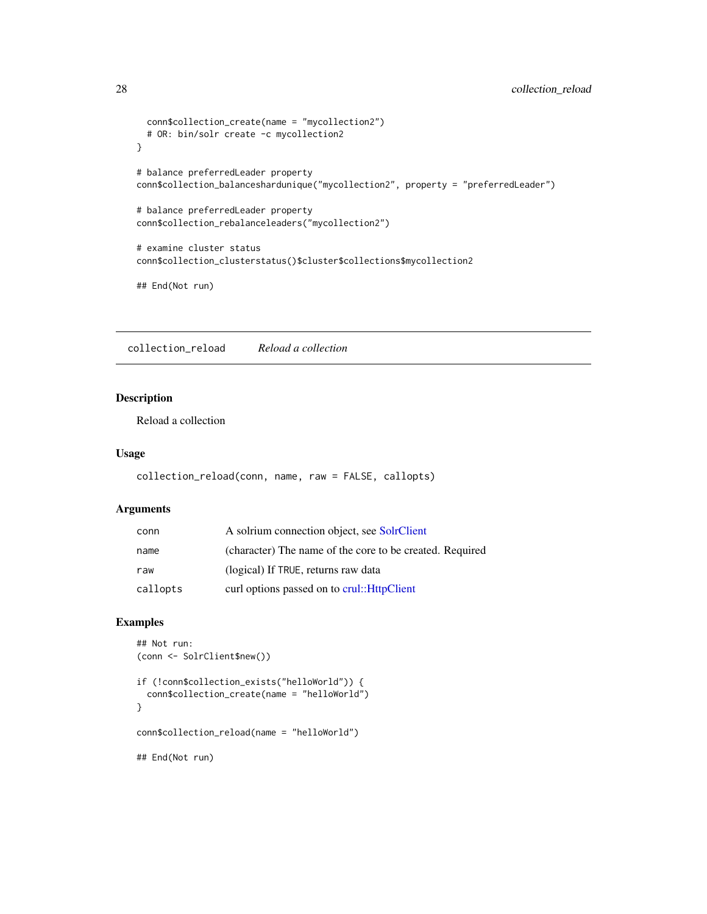```
  conn$collection_create(name = "mycollection2")
  # OR: bin/solr create -c mycollection2
}

# balance preferredLeader property
conn$collection_balanceshardunique("mycollection2", property = "preferredLeader")

# balance preferredLeader property
conn$collection_rebalanceleaders("mycollection2")

# examine cluster status
conn$collection_clusterstatus()$cluster$collections$mycollection2

## End(Not run)
```

## collection_reload    *Reload a collection*

### Description

Reload a collection

### Usage

```
collection_reload(conn, name, raw = FALSE, callopts)
```

### Arguments

| | |
|---|---|
| conn | A solrium connection object, see SolrClient |
| name | (character) The name of the core to be created. Required |
| raw | (logical) If TRUE, returns raw data |
| callopts | curl options passed on to crul::HttpClient |

### Examples

```
## Not run:
(conn <- SolrClient$new())

if (!conn$collection_exists("helloWorld")) {
  conn$collection_create(name = "helloWorld")
}

conn$collection_reload(name = "helloWorld")

## End(Not run)
```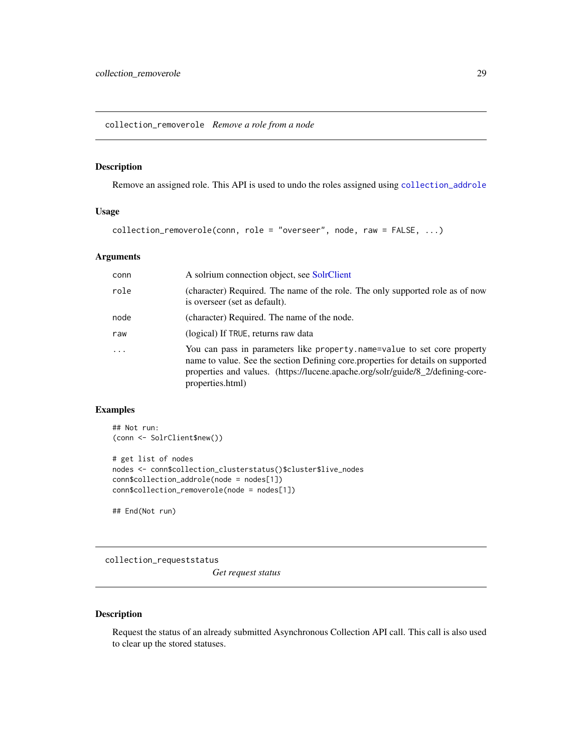## collection_removerole *Remove a role from a node*

### Description

Remove an assigned role. This API is used to undo the roles assigned using `collection_addrole`

### Usage

```
collection_removerole(conn, role = "overseer", node, raw = FALSE, ...)
```

### Arguments

| | |
|---|---|
| conn | A solrium connection object, see SolrClient |
| role | (character) Required. The name of the role. The only supported role as of now is overseer (set as default). |
| node | (character) Required. The name of the node. |
| raw | (logical) If `TRUE`, returns raw data |
| ... | You can pass in parameters like `property.name=value` to set core property name to value. See the section Defining core.properties for details on supported properties and values. (https://lucene.apache.org/solr/guide/8_2/defining-core-properties.html) |

### Examples

```
## Not run:
(conn <- SolrClient$new())

# get list of nodes
nodes <- conn$collection_clusterstatus()$cluster$live_nodes
conn$collection_addrole(node = nodes[1])
conn$collection_removerole(node = nodes[1])

## End(Not run)
```

## collection_requeststatus *Get request status*

### Description

Request the status of an already submitted Asynchronous Collection API call. This call is also used to clear up the stored statuses.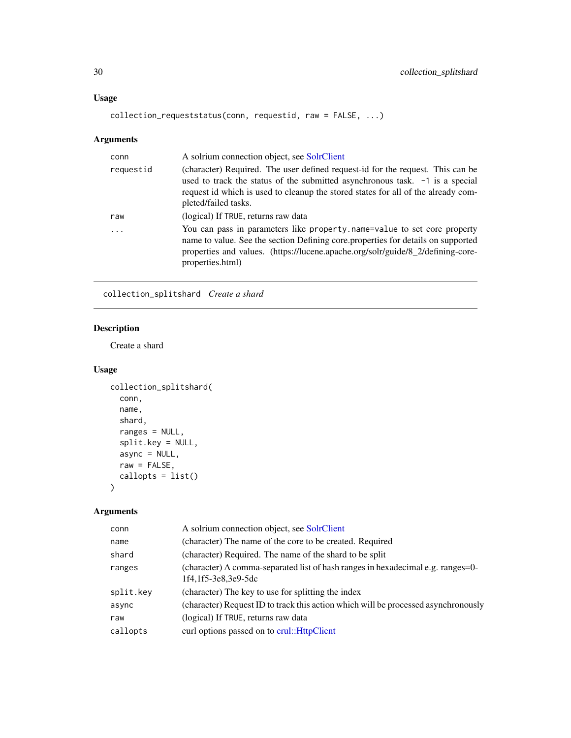### Usage

```
collection_requeststatus(conn, requestid, raw = FALSE, ...)
```

### Arguments

| | |
|---|---|
| conn | A solrium connection object, see SolrClient |
| requestid | (character) Required. The user defined request-id for the request. This can be used to track the status of the submitted asynchronous task. -1 is a special request id which is used to cleanup the stored states for all of the already completed/failed tasks. |
| raw | (logical) If TRUE, returns raw data |
| ... | You can pass in parameters like property.name=value to set core property name to value. See the section Defining core.properties for details on supported properties and values. (https://lucene.apache.org/solr/guide/8_2/defining-core-properties.html) |

---

## collection_splitshard *Create a shard*

### Description

Create a shard

### Usage

```
collection_splitshard(
  conn,
  name,
  shard,
  ranges = NULL,
  split.key = NULL,
  async = NULL,
  raw = FALSE,
  callopts = list()
)
```

### Arguments

| | |
|---|---|
| conn | A solrium connection object, see SolrClient |
| name | (character) The name of the core to be created. Required |
| shard | (character) Required. The name of the shard to be split |
| ranges | (character) A comma-separated list of hash ranges in hexadecimal e.g. ranges=0-1f4,1f5-3e8,3e9-5dc |
| split.key | (character) The key to use for splitting the index |
| async | (character) Request ID to track this action which will be processed asynchronously |
| raw | (logical) If TRUE, returns raw data |
| callopts | curl options passed on to crul::HttpClient |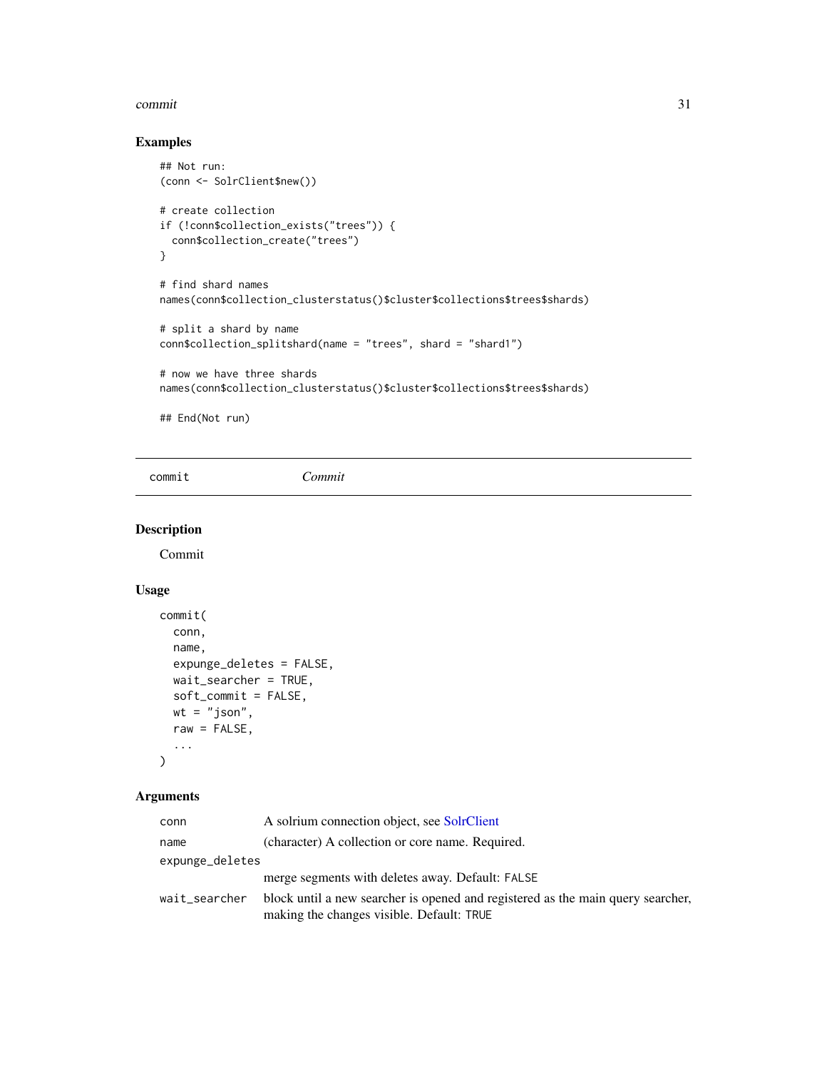## Examples

```
## Not run:
(conn <- SolrClient$new())

# create collection
if (!conn$collection_exists("trees")) {
  conn$collection_create("trees")
}

# find shard names
names(conn$collection_clusterstatus()$cluster$collections$trees$shards)

# split a shard by name
conn$collection_splitshard(name = "trees", shard = "shard1")

# now we have three shards
names(conn$collection_clusterstatus()$cluster$collections$trees$shards)

## End(Not run)
```

---

`commit` *Commit*

---

## Description

Commit

## Usage

```
commit(
  conn,
  name,
  expunge_deletes = FALSE,
  wait_searcher = TRUE,
  soft_commit = FALSE,
  wt = "json",
  raw = FALSE,
  ...
)
```

## Arguments

| | |
|---|---|
| `conn` | A solrium connection object, see SolrClient |
| `name` | (character) A collection or core name. Required. |
| `expunge_deletes` | merge segments with deletes away. Default: `FALSE` |
| `wait_searcher` | block until a new searcher is opened and registered as the main query searcher, making the changes visible. Default: `TRUE` |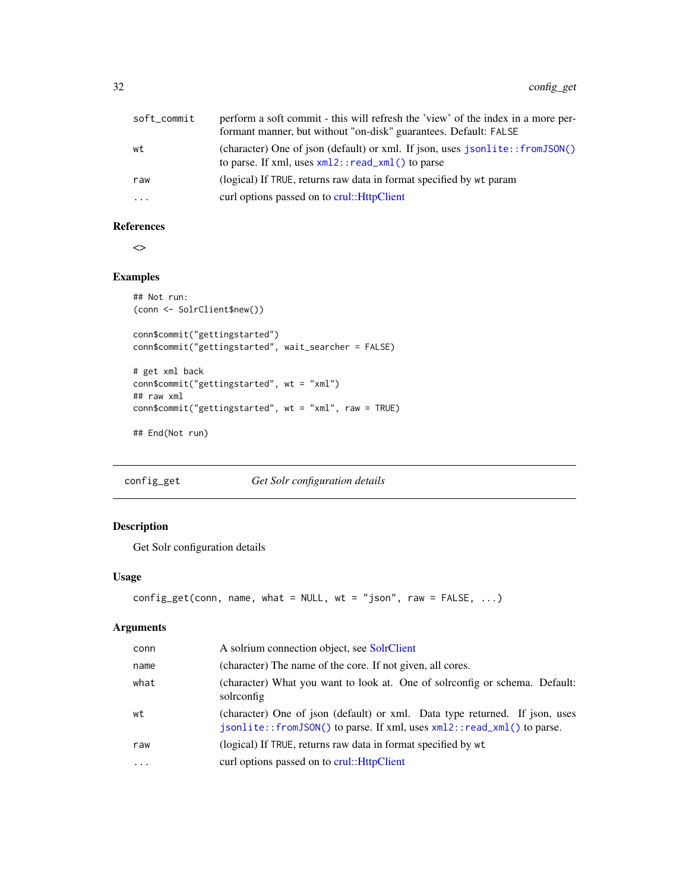| | |
|---|---|
| soft_commit | perform a soft commit - this will refresh the 'view' of the index in a more performant manner, but without "on-disk" guarantees. Default: FALSE |
| wt | (character) One of json (default) or xml. If json, uses jsonlite::fromJSON() to parse. If xml, uses xml2::read_xml() to parse |
| raw | (logical) If TRUE, returns raw data in format specified by wt param |
| ... | curl options passed on to crul::HttpClient |

### References

<>

### Examples

```
## Not run:
(conn <- SolrClient$new())

conn$commit("gettingstarted")
conn$commit("gettingstarted", wait_searcher = FALSE)

# get xml back
conn$commit("gettingstarted", wt = "xml")
## raw xml
conn$commit("gettingstarted", wt = "xml", raw = TRUE)

## End(Not run)
```

---

## config_get — *Get Solr configuration details*

### Description

Get Solr configuration details

### Usage

```
config_get(conn, name, what = NULL, wt = "json", raw = FALSE, ...)
```

### Arguments

| | |
|---|---|
| conn | A solrium connection object, see SolrClient |
| name | (character) The name of the core. If not given, all cores. |
| what | (character) What you want to look at. One of solrconfig or schema. Default: solrconfig |
| wt | (character) One of json (default) or xml. Data type returned. If json, uses jsonlite::fromJSON() to parse. If xml, uses xml2::read_xml() to parse. |
| raw | (logical) If TRUE, returns raw data in format specified by wt |
| ... | curl options passed on to crul::HttpClient |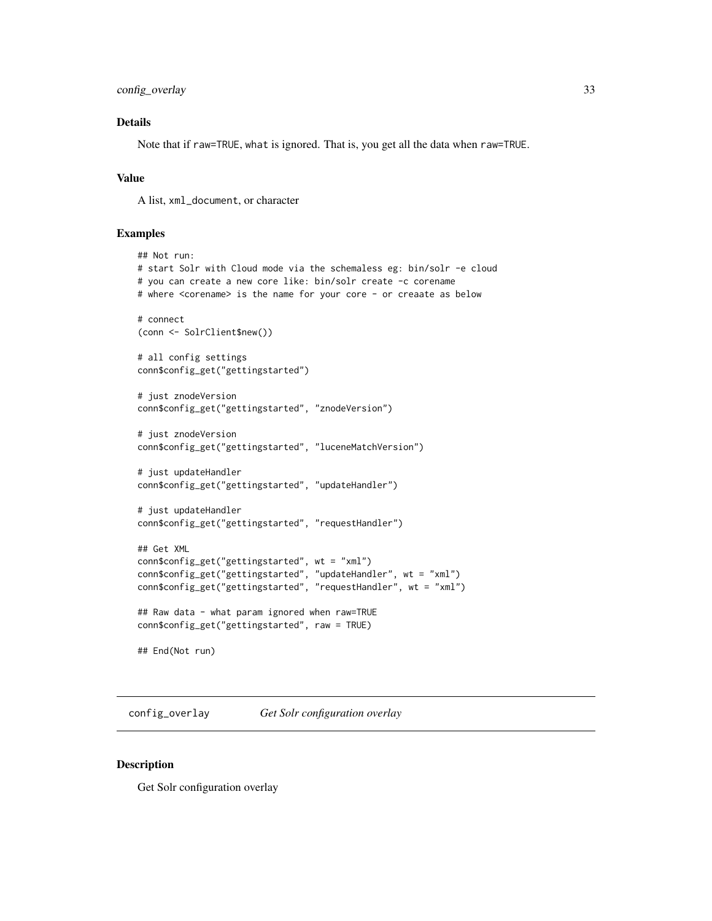### Details

Note that if raw=TRUE, what is ignored. That is, you get all the data when raw=TRUE.

### Value

A list, xml_document, or character

### Examples

```
## Not run:
# start Solr with Cloud mode via the schemaless eg: bin/solr -e cloud
# you can create a new core like: bin/solr create -c corename
# where <corename> is the name for your core - or creaate as below

# connect
(conn <- SolrClient$new())

# all config settings
conn$config_get("gettingstarted")

# just znodeVersion
conn$config_get("gettingstarted", "znodeVersion")

# just znodeVersion
conn$config_get("gettingstarted", "luceneMatchVersion")

# just updateHandler
conn$config_get("gettingstarted", "updateHandler")

# just updateHandler
conn$config_get("gettingstarted", "requestHandler")

## Get XML
conn$config_get("gettingstarted", wt = "xml")
conn$config_get("gettingstarted", "updateHandler", wt = "xml")
conn$config_get("gettingstarted", "requestHandler", wt = "xml")

## Raw data - what param ignored when raw=TRUE
conn$config_get("gettingstarted", raw = TRUE)

## End(Not run)
```

## config_overlay *Get Solr configuration overlay*

### Description

Get Solr configuration overlay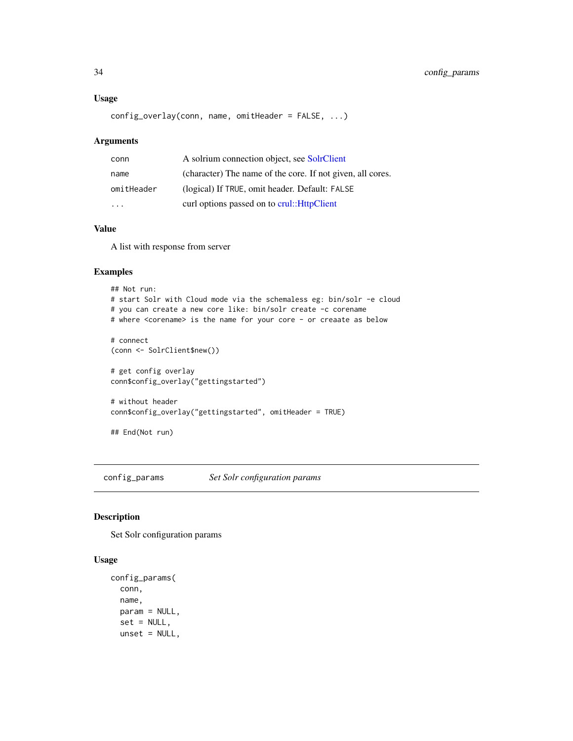### Usage

```
config_overlay(conn, name, omitHeader = FALSE, ...)
```

### Arguments

| | |
|---|---|
| conn | A solrium connection object, see SolrClient |
| name | (character) The name of the core. If not given, all cores. |
| omitHeader | (logical) If TRUE, omit header. Default: FALSE |
| ... | curl options passed on to crul::HttpClient |

### Value

A list with response from server

### Examples

```
## Not run:
# start Solr with Cloud mode via the schemaless eg: bin/solr -e cloud
# you can create a new core like: bin/solr create -c corename
# where <corename> is the name for your core - or creaate as below

# connect
(conn <- SolrClient$new())

# get config overlay
conn$config_overlay("gettingstarted")

# without header
conn$config_overlay("gettingstarted", omitHeader = TRUE)

## End(Not run)
```

---

## config_params — *Set Solr configuration params*

### Description

Set Solr configuration params

### Usage

```
config_params(
  conn,
  name,
  param = NULL,
  set = NULL,
  unset = NULL,
```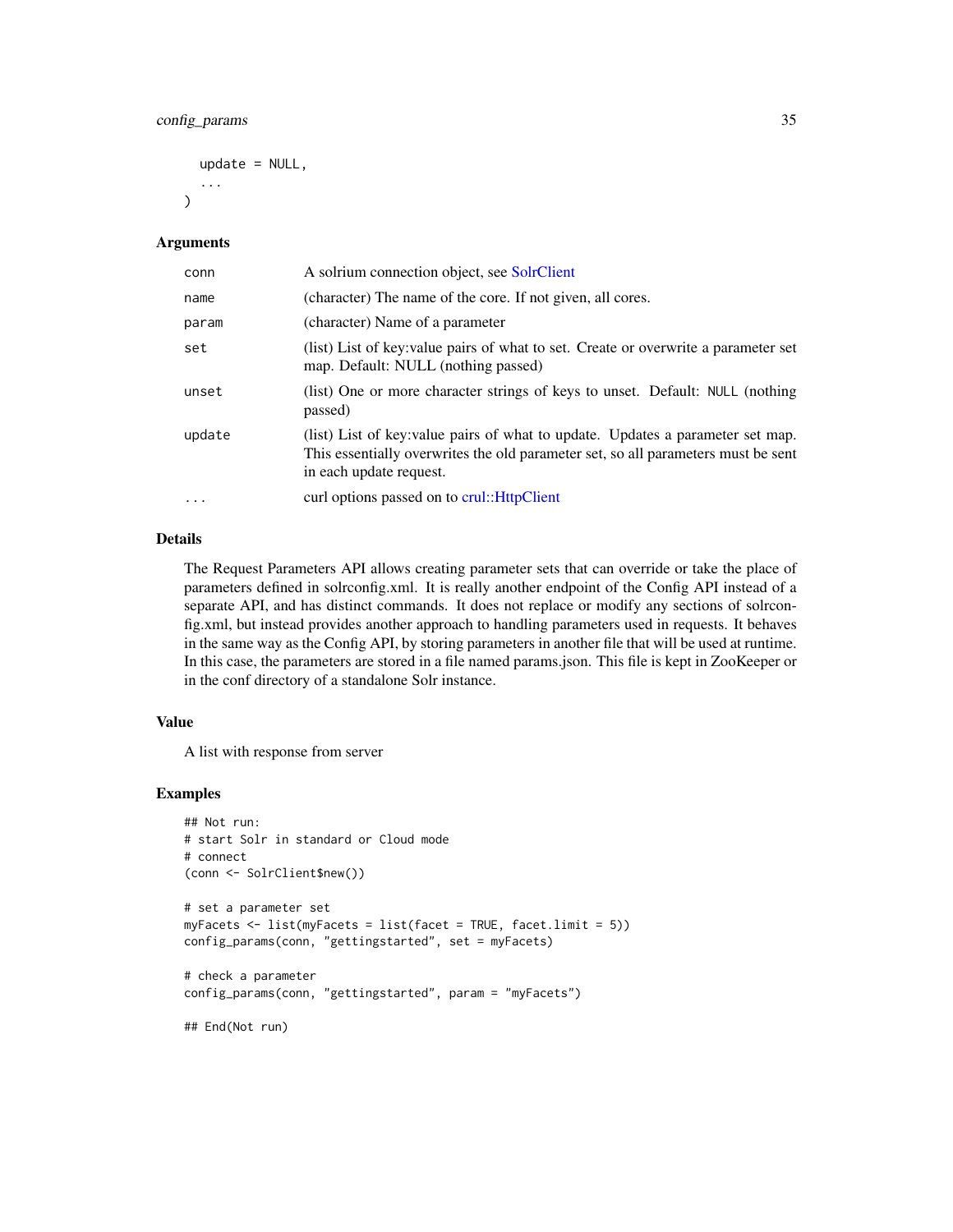```
  update = NULL,
  ...
)
```

## Arguments

| | |
|---|---|
| conn | A solrium connection object, see SolrClient |
| name | (character) The name of the core. If not given, all cores. |
| param | (character) Name of a parameter |
| set | (list) List of key:value pairs of what to set. Create or overwrite a parameter set map. Default: NULL (nothing passed) |
| unset | (list) One or more character strings of keys to unset. Default: NULL (nothing passed) |
| update | (list) List of key:value pairs of what to update. Updates a parameter set map. This essentially overwrites the old parameter set, so all parameters must be sent in each update request. |
| ... | curl options passed on to crul::HttpClient |

## Details

The Request Parameters API allows creating parameter sets that can override or take the place of parameters defined in solrconfig.xml. It is really another endpoint of the Config API instead of a separate API, and has distinct commands. It does not replace or modify any sections of solrconfig.xml, but instead provides another approach to handling parameters used in requests. It behaves in the same way as the Config API, by storing parameters in another file that will be used at runtime. In this case, the parameters are stored in a file named params.json. This file is kept in ZooKeeper or in the conf directory of a standalone Solr instance.

## Value

A list with response from server

## Examples

```
## Not run:
# start Solr in standard or Cloud mode
# connect
(conn <- SolrClient$new())

# set a parameter set
myFacets <- list(myFacets = list(facet = TRUE, facet.limit = 5))
config_params(conn, "gettingstarted", set = myFacets)

# check a parameter
config_params(conn, "gettingstarted", param = "myFacets")

## End(Not run)
```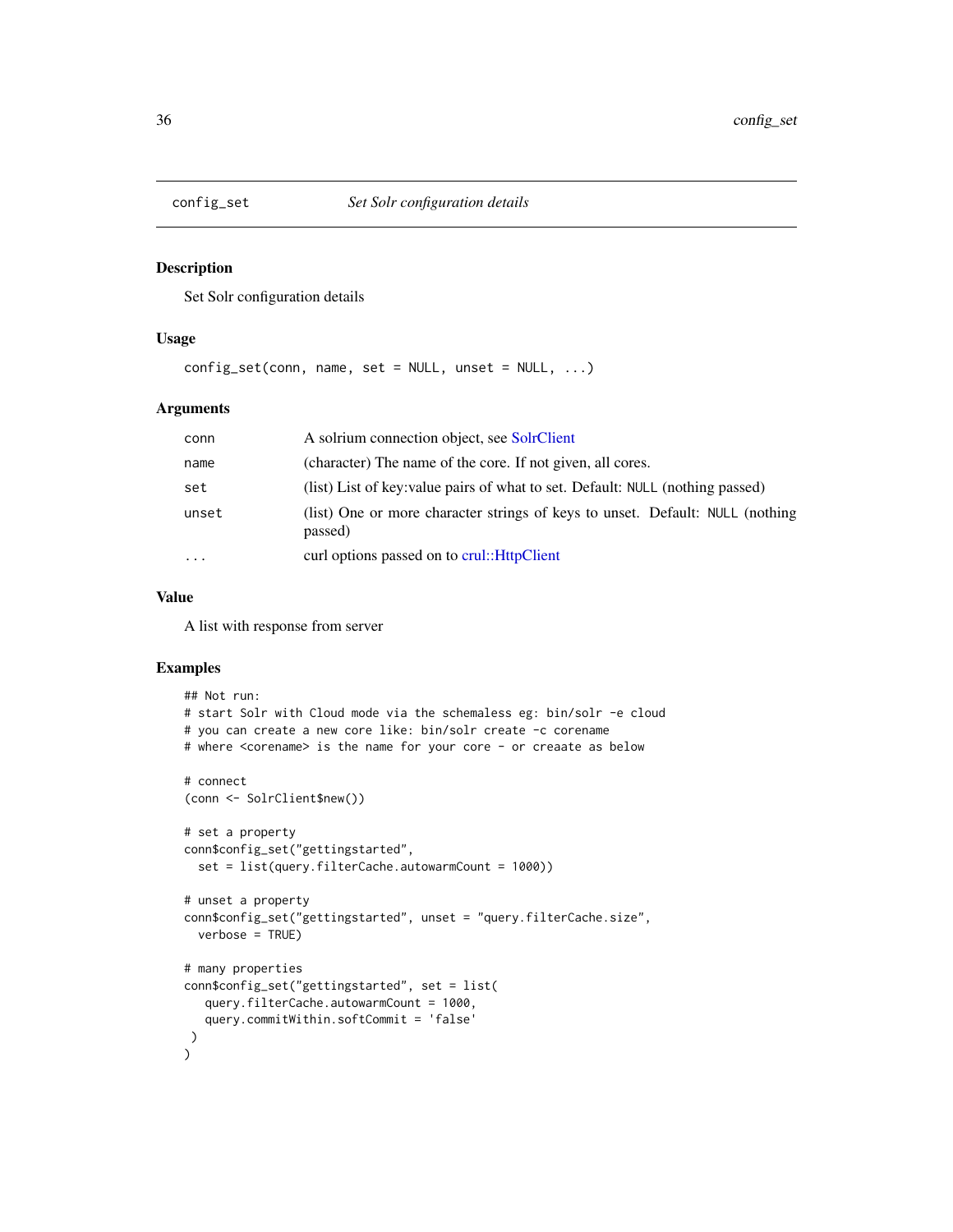# config_set — *Set Solr configuration details*

## Description

Set Solr configuration details

## Usage

```
config_set(conn, name, set = NULL, unset = NULL, ...)
```

## Arguments

| | |
|---|---|
| conn | A solrium connection object, see SolrClient |
| name | (character) The name of the core. If not given, all cores. |
| set | (list) List of key:value pairs of what to set. Default: NULL (nothing passed) |
| unset | (list) One or more character strings of keys to unset. Default: NULL (nothing passed) |
| ... | curl options passed on to crul::HttpClient |

## Value

A list with response from server

## Examples

```
## Not run:
# start Solr with Cloud mode via the schemaless eg: bin/solr -e cloud
# you can create a new core like: bin/solr create -c corename
# where <corename> is the name for your core - or creaate as below

# connect
(conn <- SolrClient$new())

# set a property
conn$config_set("gettingstarted",
  set = list(query.filterCache.autowarmCount = 1000))

# unset a property
conn$config_set("gettingstarted", unset = "query.filterCache.size",
  verbose = TRUE)

# many properties
conn$config_set("gettingstarted", set = list(
   query.filterCache.autowarmCount = 1000,
   query.commitWithin.softCommit = 'false'
 )
)
```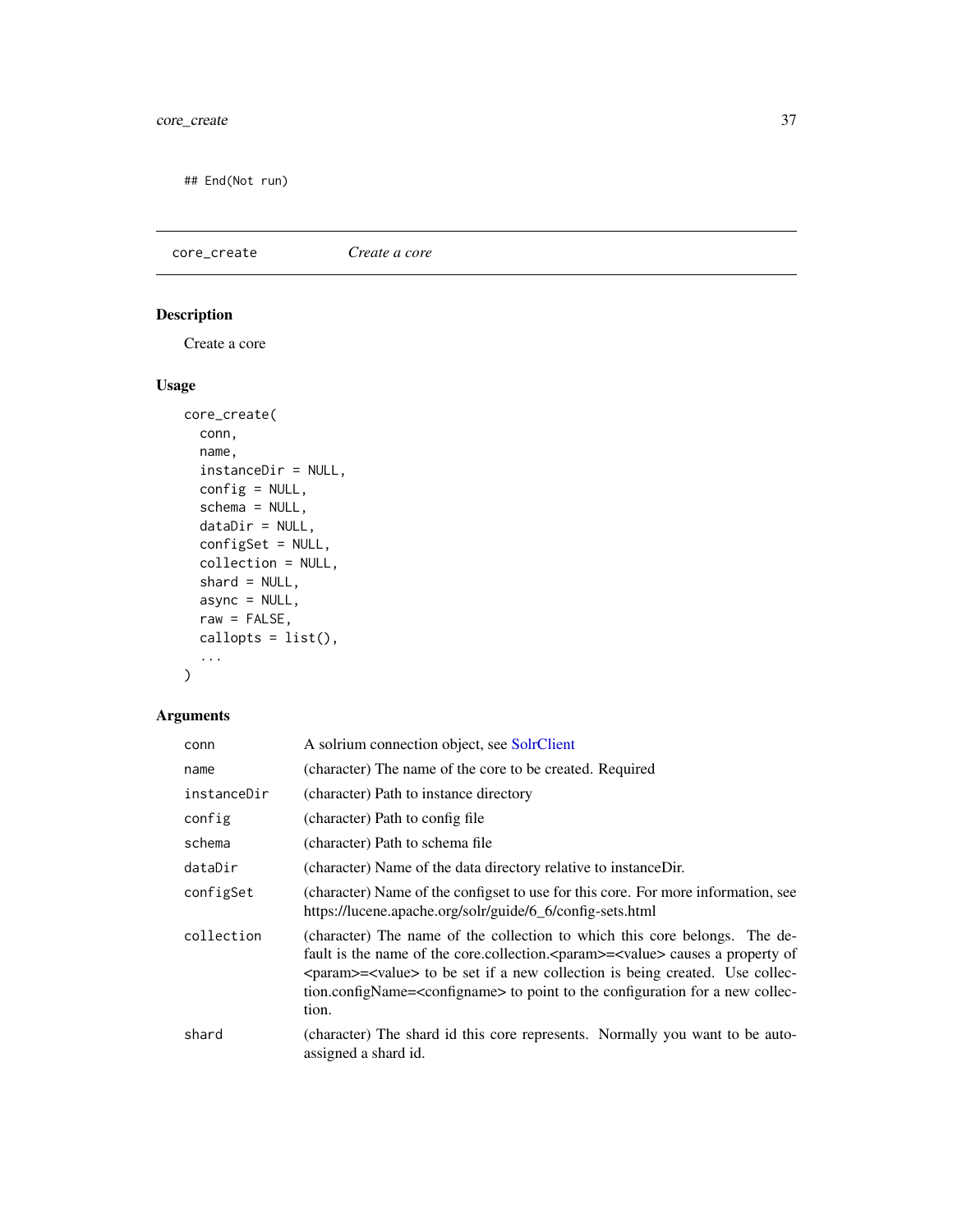```
## End(Not run)
```

## core_create — *Create a core*

### Description

Create a core

### Usage

```
core_create(
  conn,
  name,
  instanceDir = NULL,
  config = NULL,
  schema = NULL,
  dataDir = NULL,
  configSet = NULL,
  collection = NULL,
  shard = NULL,
  async = NULL,
  raw = FALSE,
  callopts = list(),
  ...
)
```

### Arguments

| Argument | Description |
|---|---|
| `conn` | A solrium connection object, see SolrClient |
| `name` | (character) The name of the core to be created. Required |
| `instanceDir` | (character) Path to instance directory |
| `config` | (character) Path to config file |
| `schema` | (character) Path to schema file |
| `dataDir` | (character) Name of the data directory relative to instanceDir. |
| `configSet` | (character) Name of the configset to use for this core. For more information, see https://lucene.apache.org/solr/guide/6_6/config-sets.html |
| `collection` | (character) The name of the collection to which this core belongs. The default is the name of the core.collection.<param>=<value> causes a property of <param>=<value> to be set if a new collection is being created. Use collection.configName=<configname> to point to the configuration for a new collection. |
| `shard` | (character) The shard id this core represents. Normally you want to be auto-assigned a shard id. |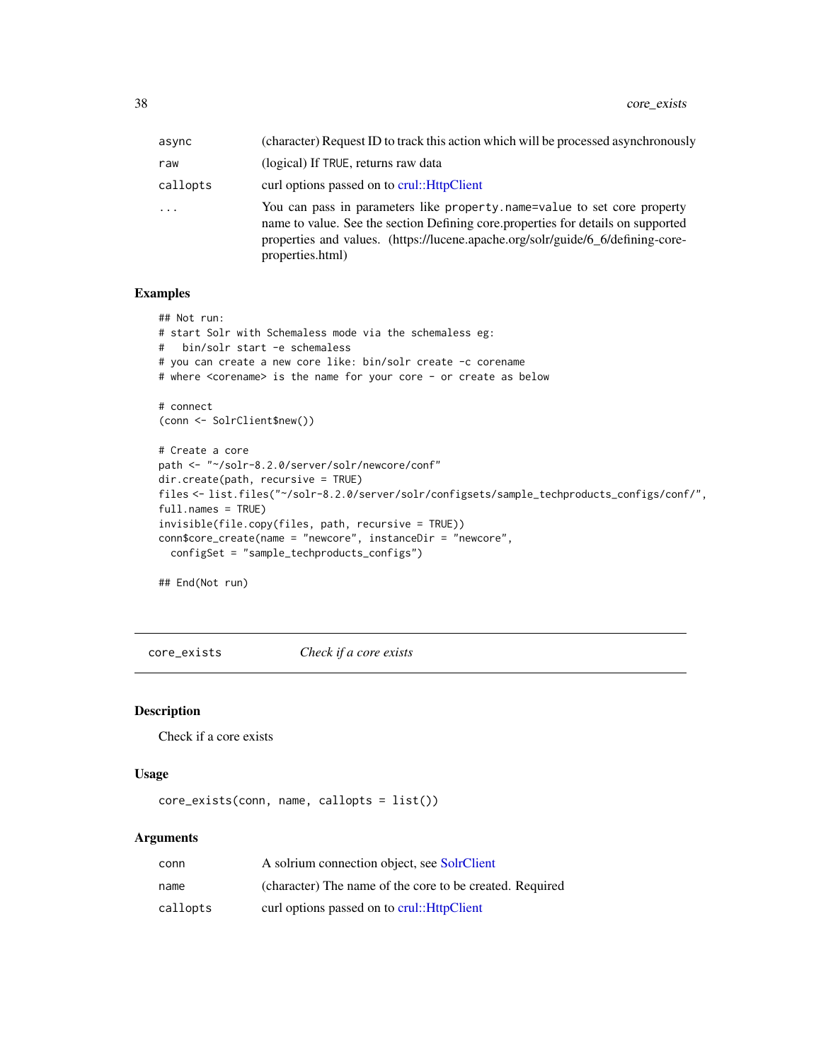| | |
|---|---|
| async | (character) Request ID to track this action which will be processed asynchronously |
| raw | (logical) If TRUE, returns raw data |
| callopts | curl options passed on to crul::HttpClient |
| ... | You can pass in parameters like property.name=value to set core property name to value. See the section Defining core.properties for details on supported properties and values. (https://lucene.apache.org/solr/guide/6_6/defining-core-properties.html) |

## Examples

```
## Not run:
# start Solr with Schemaless mode via the schemaless eg:
#   bin/solr start -e schemaless
# you can create a new core like: bin/solr create -c corename
# where <corename> is the name for your core - or create as below

# connect
(conn <- SolrClient$new())

# Create a core
path <- "~/solr-8.2.0/server/solr/newcore/conf"
dir.create(path, recursive = TRUE)
files <- list.files("~/solr-8.2.0/server/solr/configsets/sample_techproducts_configs/conf/",
full.names = TRUE)
invisible(file.copy(files, path, recursive = TRUE))
conn$core_create(name = "newcore", instanceDir = "newcore",
  configSet = "sample_techproducts_configs")

## End(Not run)
```

---

# core_exists — *Check if a core exists*

## Description

Check if a core exists

## Usage

```
core_exists(conn, name, callopts = list())
```

## Arguments

| | |
|---|---|
| conn | A solrium connection object, see SolrClient |
| name | (character) The name of the core to be created. Required |
| callopts | curl options passed on to crul::HttpClient |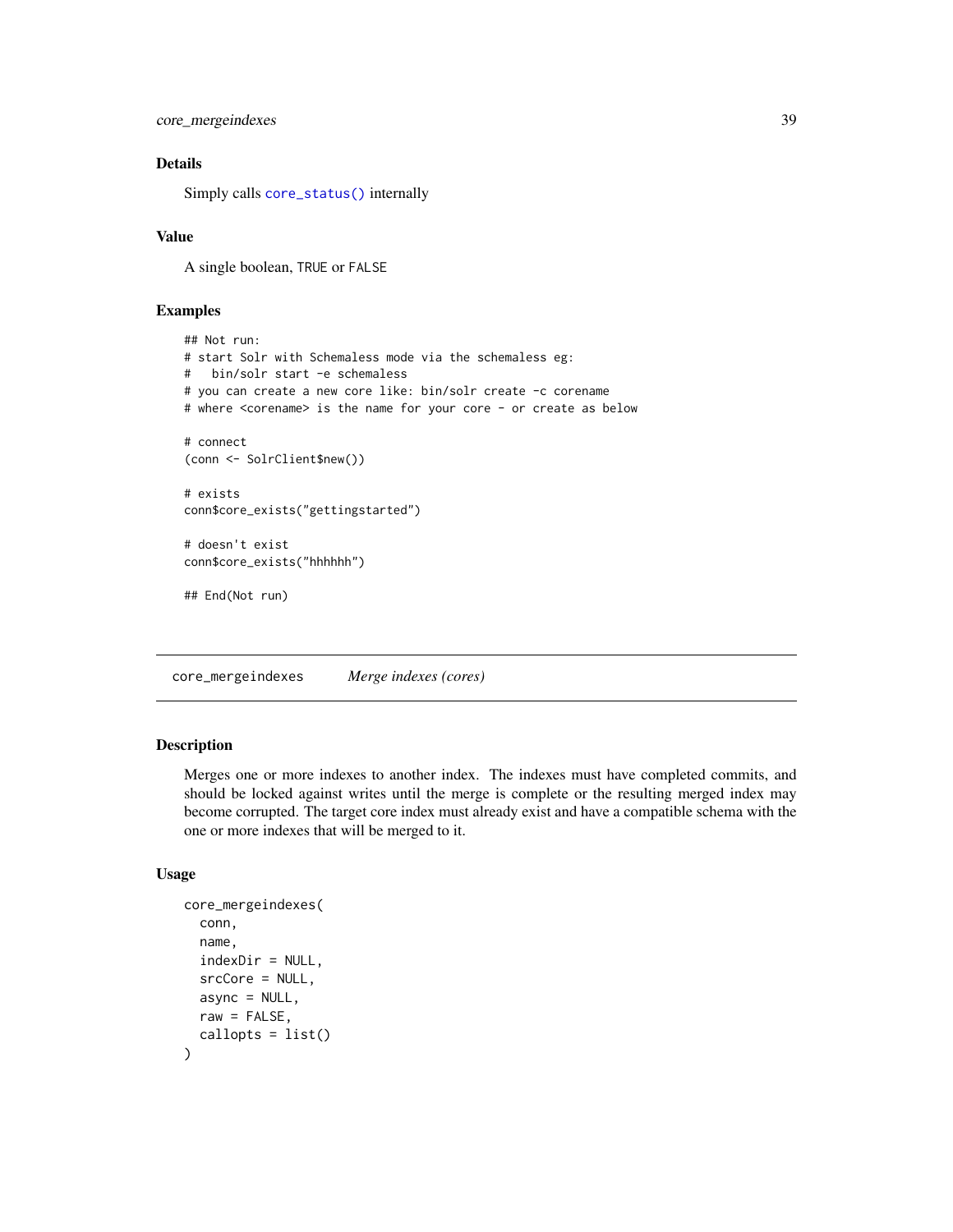### Details

Simply calls `core_status()` internally

### Value

A single boolean, `TRUE` or `FALSE`

### Examples

```
## Not run:
# start Solr with Schemaless mode via the schemaless eg:
#   bin/solr start -e schemaless
# you can create a new core like: bin/solr create -c corename
# where <corename> is the name for your core - or create as below

# connect
(conn <- SolrClient$new())

# exists
conn$core_exists("gettingstarted")

# doesn't exist
conn$core_exists("hhhhhh")

## End(Not run)
```

---

## core_mergeindexes *Merge indexes (cores)*

### Description

Merges one or more indexes to another index. The indexes must have completed commits, and should be locked against writes until the merge is complete or the resulting merged index may become corrupted. The target core index must already exist and have a compatible schema with the one or more indexes that will be merged to it.

### Usage

```
core_mergeindexes(
  conn,
  name,
  indexDir = NULL,
  srcCore = NULL,
  async = NULL,
  raw = FALSE,
  callopts = list()
)
```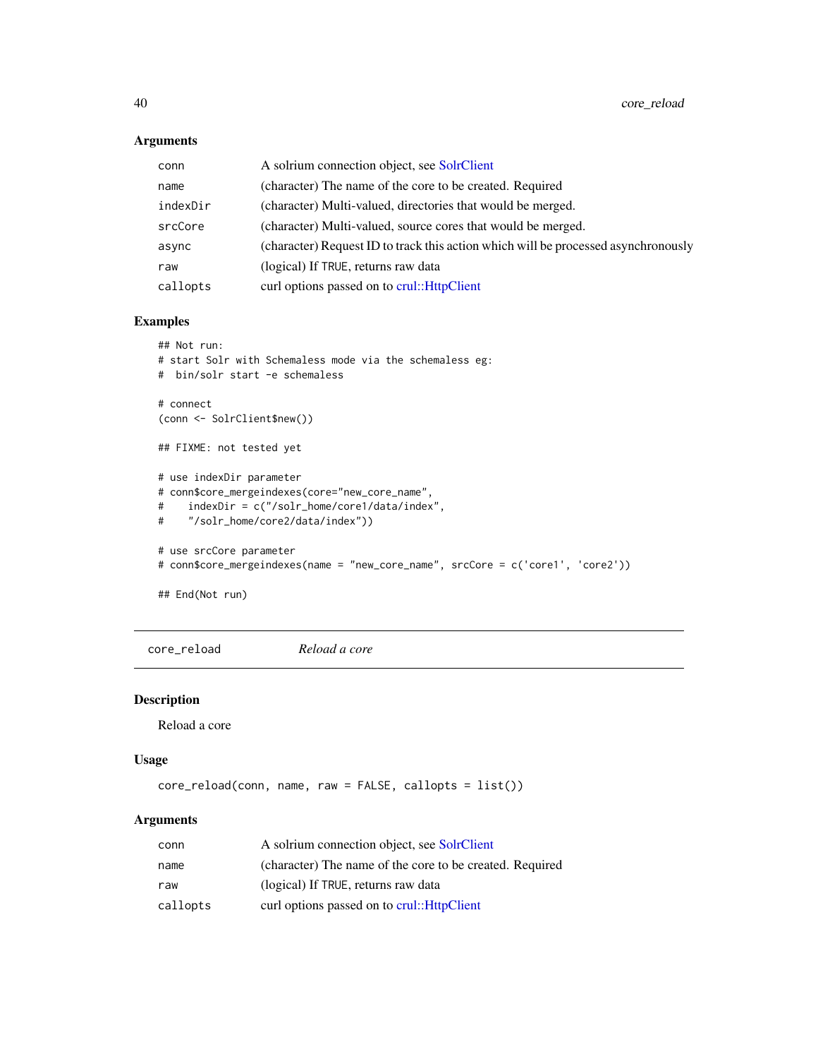### Arguments

| | |
|---|---|
| conn | A solrium connection object, see SolrClient |
| name | (character) The name of the core to be created. Required |
| indexDir | (character) Multi-valued, directories that would be merged. |
| srcCore | (character) Multi-valued, source cores that would be merged. |
| async | (character) Request ID to track this action which will be processed asynchronously |
| raw | (logical) If TRUE, returns raw data |
| callopts | curl options passed on to crul::HttpClient |

### Examples

```
## Not run:
# start Solr with Schemaless mode via the schemaless eg:
#  bin/solr start -e schemaless

# connect
(conn <- SolrClient$new())

## FIXME: not tested yet

# use indexDir parameter
# conn$core_mergeindexes(core="new_core_name",
#    indexDir = c("/solr_home/core1/data/index",
#    "/solr_home/core2/data/index"))

# use srcCore parameter
# conn$core_mergeindexes(name = "new_core_name", srcCore = c('core1', 'core2'))

## End(Not run)
```

---

## core_reload *Reload a core*

### Description

Reload a core

### Usage

```
core_reload(conn, name, raw = FALSE, callopts = list())
```

### Arguments

| | |
|---|---|
| conn | A solrium connection object, see SolrClient |
| name | (character) The name of the core to be created. Required |
| raw | (logical) If TRUE, returns raw data |
| callopts | curl options passed on to crul::HttpClient |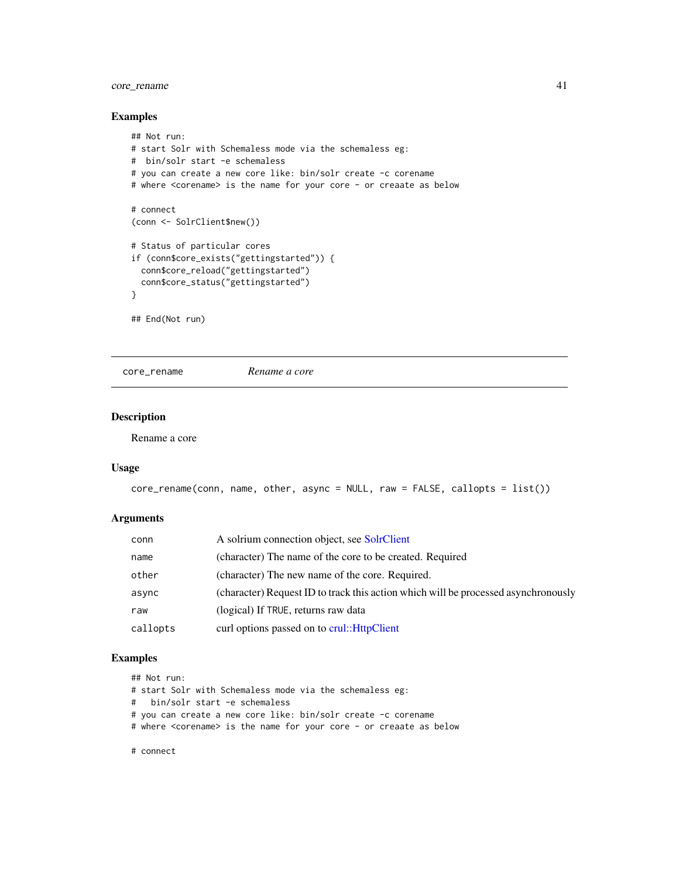### Examples

```
## Not run:
# start Solr with Schemaless mode via the schemaless eg:
#  bin/solr start -e schemaless
# you can create a new core like: bin/solr create -c corename
# where <corename> is the name for your core - or creaate as below

# connect
(conn <- SolrClient$new())

# Status of particular cores
if (conn$core_exists("gettingstarted")) {
  conn$core_reload("gettingstarted")
  conn$core_status("gettingstarted")
}

## End(Not run)
```

---

`core_rename` *Rename a core*

---

### Description

Rename a core

### Usage

```
core_rename(conn, name, other, async = NULL, raw = FALSE, callopts = list())
```

### Arguments

| | |
|---|---|
| `conn` | A solrium connection object, see SolrClient |
| `name` | (character) The name of the core to be created. Required |
| `other` | (character) The new name of the core. Required. |
| `async` | (character) Request ID to track this action which will be processed asynchronously |
| `raw` | (logical) If TRUE, returns raw data |
| `callopts` | curl options passed on to crul::HttpClient |

### Examples

```
## Not run:
# start Solr with Schemaless mode via the schemaless eg:
#   bin/solr start -e schemaless
# you can create a new core like: bin/solr create -c corename
# where <corename> is the name for your core - or creaate as below

# connect
```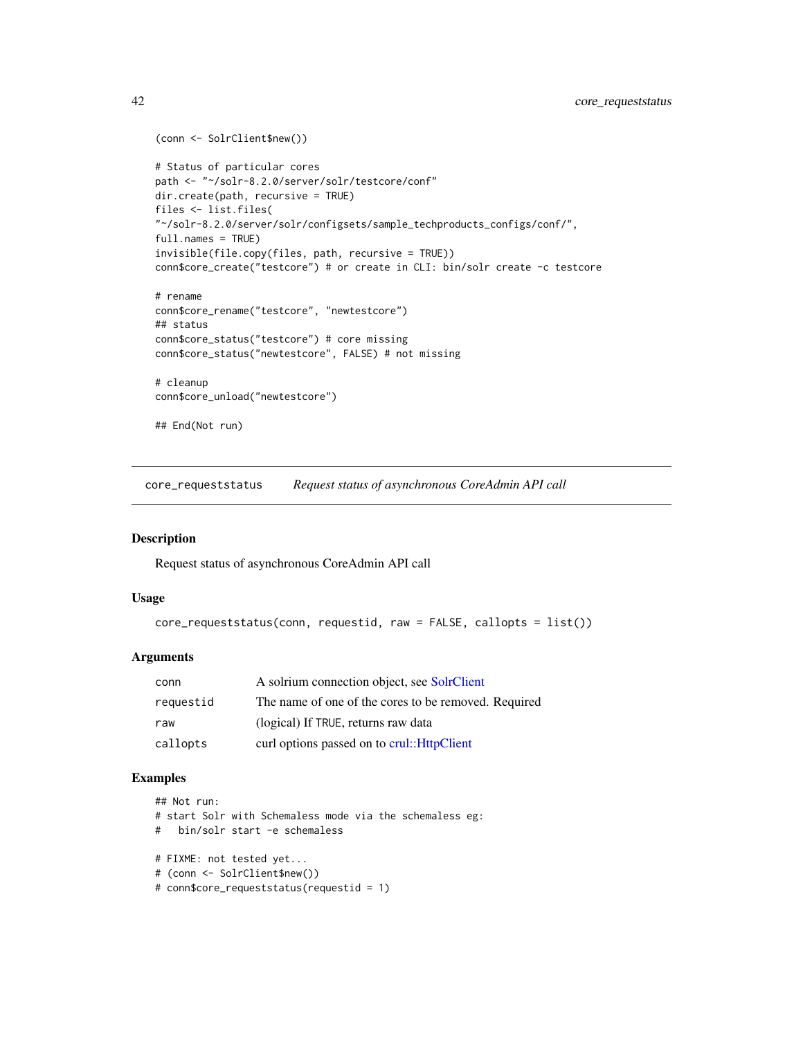```
(conn <- SolrClient$new())

# Status of particular cores
path <- "~/solr-8.2.0/server/solr/testcore/conf"
dir.create(path, recursive = TRUE)
files <- list.files(
"~/solr-8.2.0/server/solr/configsets/sample_techproducts_configs/conf/",
full.names = TRUE)
invisible(file.copy(files, path, recursive = TRUE))
conn$core_create("testcore") # or create in CLI: bin/solr create -c testcore

# rename
conn$core_rename("testcore", "newtestcore")
## status
conn$core_status("testcore") # core missing
conn$core_status("newtestcore", FALSE) # not missing

# cleanup
conn$core_unload("newtestcore")

## End(Not run)
```

---

## core_requeststatus *Request status of asynchronous CoreAdmin API call*

### Description

Request status of asynchronous CoreAdmin API call

### Usage

```
core_requeststatus(conn, requestid, raw = FALSE, callopts = list())
```

### Arguments

| | |
|---|---|
| `conn` | A solrium connection object, see SolrClient |
| `requestid` | The name of one of the cores to be removed. Required |
| `raw` | (logical) If `TRUE`, returns raw data |
| `callopts` | curl options passed on to crul::HttpClient |

### Examples

```
## Not run:
# start Solr with Schemaless mode via the schemaless eg:
#   bin/solr start -e schemaless

# FIXME: not tested yet...
# (conn <- SolrClient$new())
# conn$core_requeststatus(requestid = 1)
```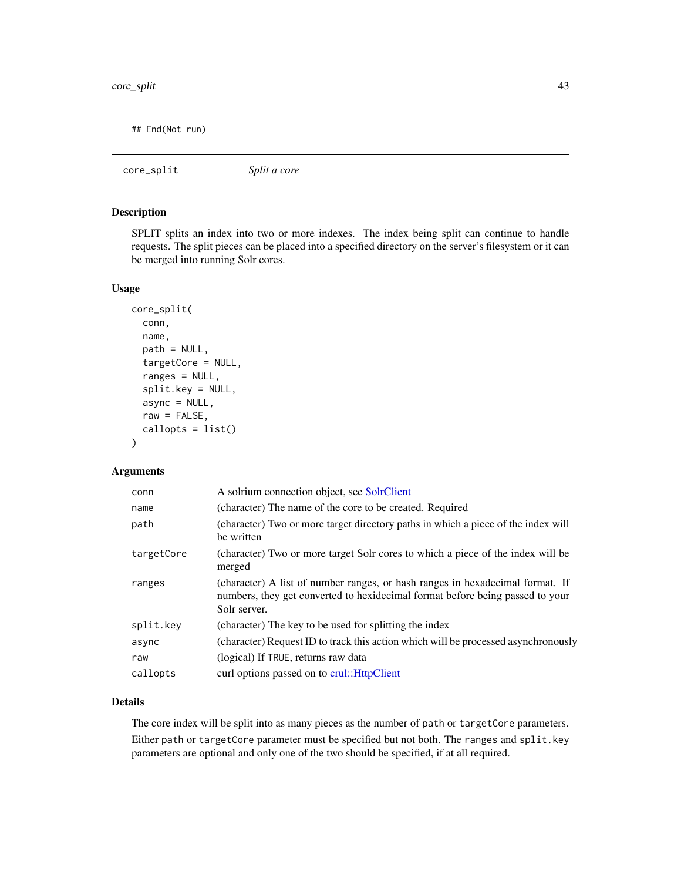```
## End(Not run)
```

## core_split *Split a core*

### Description

SPLIT splits an index into two or more indexes. The index being split can continue to handle requests. The split pieces can be placed into a specified directory on the server's filesytem or it can be merged into running Solr cores.

### Usage

```
core_split(
  conn,
  name,
  path = NULL,
  targetCore = NULL,
  ranges = NULL,
  split.key = NULL,
  async = NULL,
  raw = FALSE,
  callopts = list()
)
```

### Arguments

| | |
|---|---|
| conn | A solrium connection object, see SolrClient |
| name | (character) The name of the core to be created. Required |
| path | (character) Two or more target directory paths in which a piece of the index will be written |
| targetCore | (character) Two or more target Solr cores to which a piece of the index will be merged |
| ranges | (character) A list of number ranges, or hash ranges in hexadecimal format. If numbers, they get converted to hexidecimal format before being passed to your Solr server. |
| split.key | (character) The key to be used for splitting the index |
| async | (character) Request ID to track this action which will be processed asynchronously |
| raw | (logical) If TRUE, returns raw data |
| callopts | curl options passed on to crul::HttpClient |

### Details

The core index will be split into as many pieces as the number of path or targetCore parameters.

Either path or targetCore parameter must be specified but not both. The ranges and split.key parameters are optional and only one of the two should be specified, if at all required.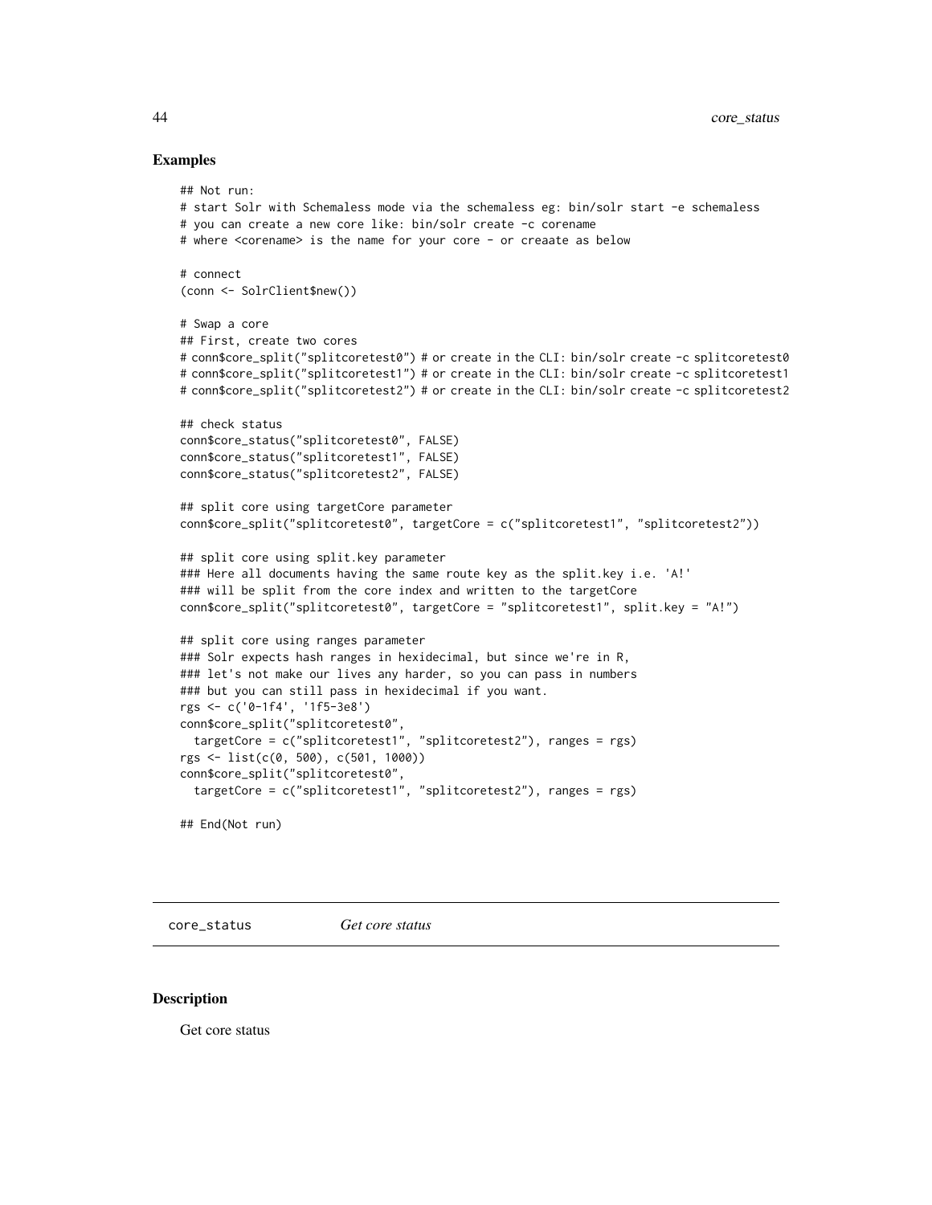### Examples

```
## Not run:
# start Solr with Schemaless mode via the schemaless eg: bin/solr start -e schemaless
# you can create a new core like: bin/solr create -c corename
# where <corename> is the name for your core - or creaate as below

# connect
(conn <- SolrClient$new())

# Swap a core
## First, create two cores
# conn$core_split("splitcoretest0") # or create in the CLI: bin/solr create -c splitcoretest0
# conn$core_split("splitcoretest1") # or create in the CLI: bin/solr create -c splitcoretest1
# conn$core_split("splitcoretest2") # or create in the CLI: bin/solr create -c splitcoretest2

## check status
conn$core_status("splitcoretest0", FALSE)
conn$core_status("splitcoretest1", FALSE)
conn$core_status("splitcoretest2", FALSE)

## split core using targetCore parameter
conn$core_split("splitcoretest0", targetCore = c("splitcoretest1", "splitcoretest2"))

## split core using split.key parameter
### Here all documents having the same route key as the split.key i.e. 'A!'
### will be split from the core index and written to the targetCore
conn$core_split("splitcoretest0", targetCore = "splitcoretest1", split.key = "A!")

## split core using ranges parameter
### Solr expects hash ranges in hexidecimal, but since we're in R,
### let's not make our lives any harder, so you can pass in numbers
### but you can still pass in hexidecimal if you want.
rgs <- c('0-1f4', '1f5-3e8')
conn$core_split("splitcoretest0",
  targetCore = c("splitcoretest1", "splitcoretest2"), ranges = rgs)
rgs <- list(c(0, 500), c(501, 1000))
conn$core_split("splitcoretest0",
  targetCore = c("splitcoretest1", "splitcoretest2"), ranges = rgs)

## End(Not run)
```

---

`core_status` *Get core status*

---

### Description

Get core status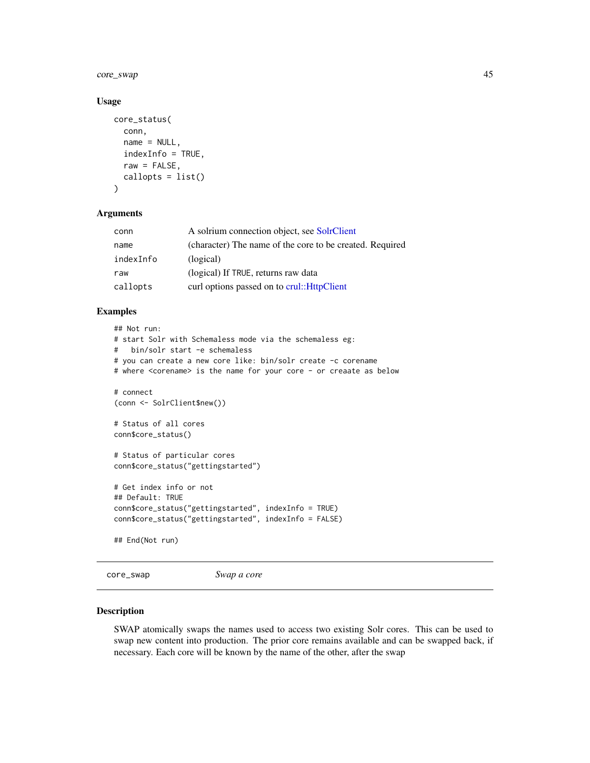### Usage

```
core_status(
  conn,
  name = NULL,
  indexInfo = TRUE,
  raw = FALSE,
  callopts = list()
)
```

### Arguments

| | |
|---|---|
| conn | A solrium connection object, see SolrClient |
| name | (character) The name of the core to be created. Required |
| indexInfo | (logical) |
| raw | (logical) If TRUE, returns raw data |
| callopts | curl options passed on to crul::HttpClient |

### Examples

```
## Not run:
# start Solr with Schemaless mode via the schemaless eg:
#   bin/solr start -e schemaless
# you can create a new core like: bin/solr create -c corename
# where <corename> is the name for your core - or creaate as below

# connect
(conn <- SolrClient$new())

# Status of all cores
conn$core_status()

# Status of particular cores
conn$core_status("gettingstarted")

# Get index info or not
## Default: TRUE
conn$core_status("gettingstarted", indexInfo = TRUE)
conn$core_status("gettingstarted", indexInfo = FALSE)

## End(Not run)
```

---

## core_swap *Swap a core*

### Description

SWAP atomically swaps the names used to access two existing Solr cores. This can be used to swap new content into production. The prior core remains available and can be swapped back, if necessary. Each core will be known by the name of the other, after the swap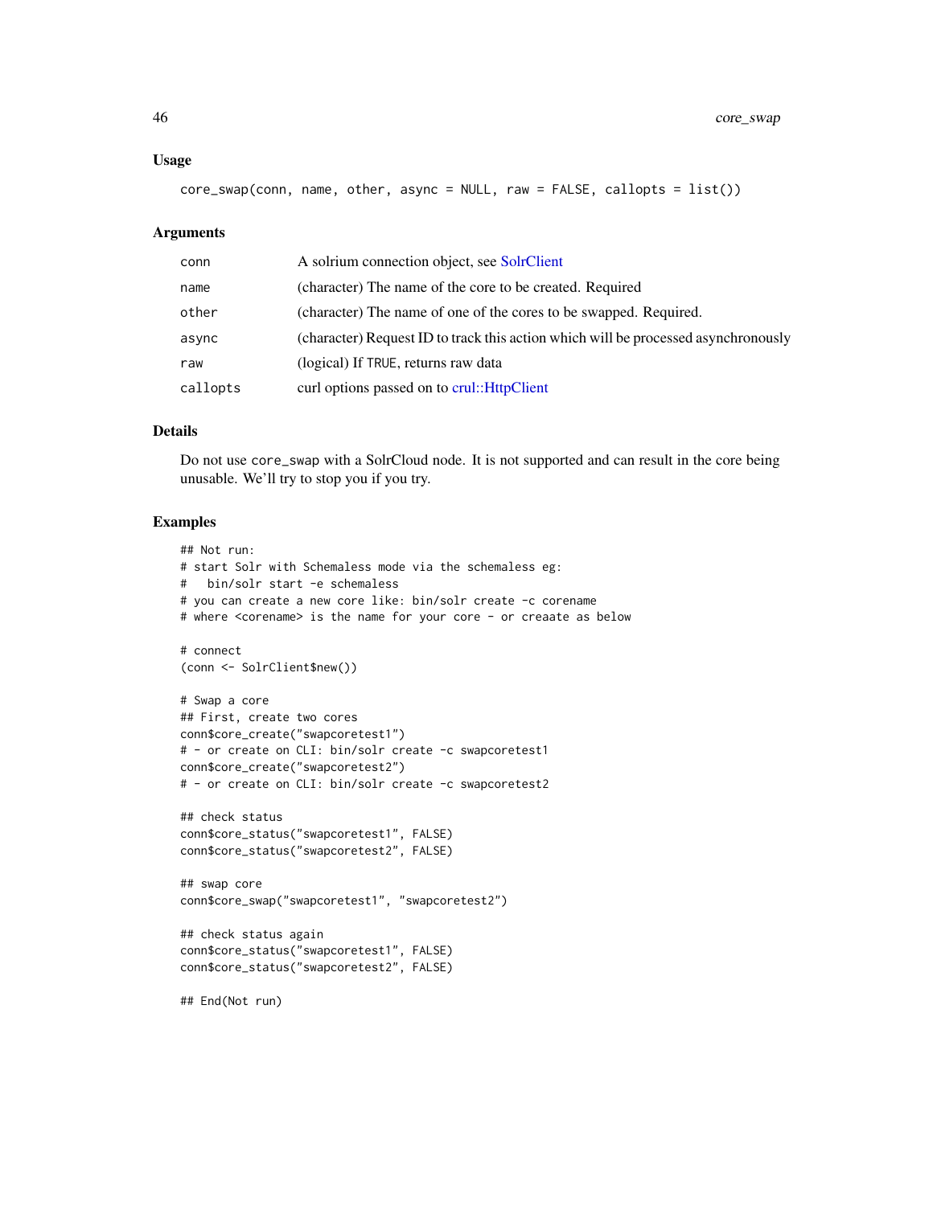### Usage

```
core_swap(conn, name, other, async = NULL, raw = FALSE, callopts = list())
```

### Arguments

| | |
|---|---|
| conn | A solrium connection object, see SolrClient |
| name | (character) The name of the core to be created. Required |
| other | (character) The name of one of the cores to be swapped. Required. |
| async | (character) Request ID to track this action which will be processed asynchronously |
| raw | (logical) If TRUE, returns raw data |
| callopts | curl options passed on to crul::HttpClient |

### Details

Do not use core_swap with a SolrCloud node. It is not supported and can result in the core being unusable. We'll try to stop you if you try.

### Examples

```
## Not run:
# start Solr with Schemaless mode via the schemaless eg:
#   bin/solr start -e schemaless
# you can create a new core like: bin/solr create -c corename
# where <corename> is the name for your core - or creaate as below

# connect
(conn <- SolrClient$new())

# Swap a core
## First, create two cores
conn$core_create("swapcoretest1")
# - or create on CLI: bin/solr create -c swapcoretest1
conn$core_create("swapcoretest2")
# - or create on CLI: bin/solr create -c swapcoretest2

## check status
conn$core_status("swapcoretest1", FALSE)
conn$core_status("swapcoretest2", FALSE)

## swap core
conn$core_swap("swapcoretest1", "swapcoretest2")

## check status again
conn$core_status("swapcoretest1", FALSE)
conn$core_status("swapcoretest2", FALSE)

## End(Not run)
```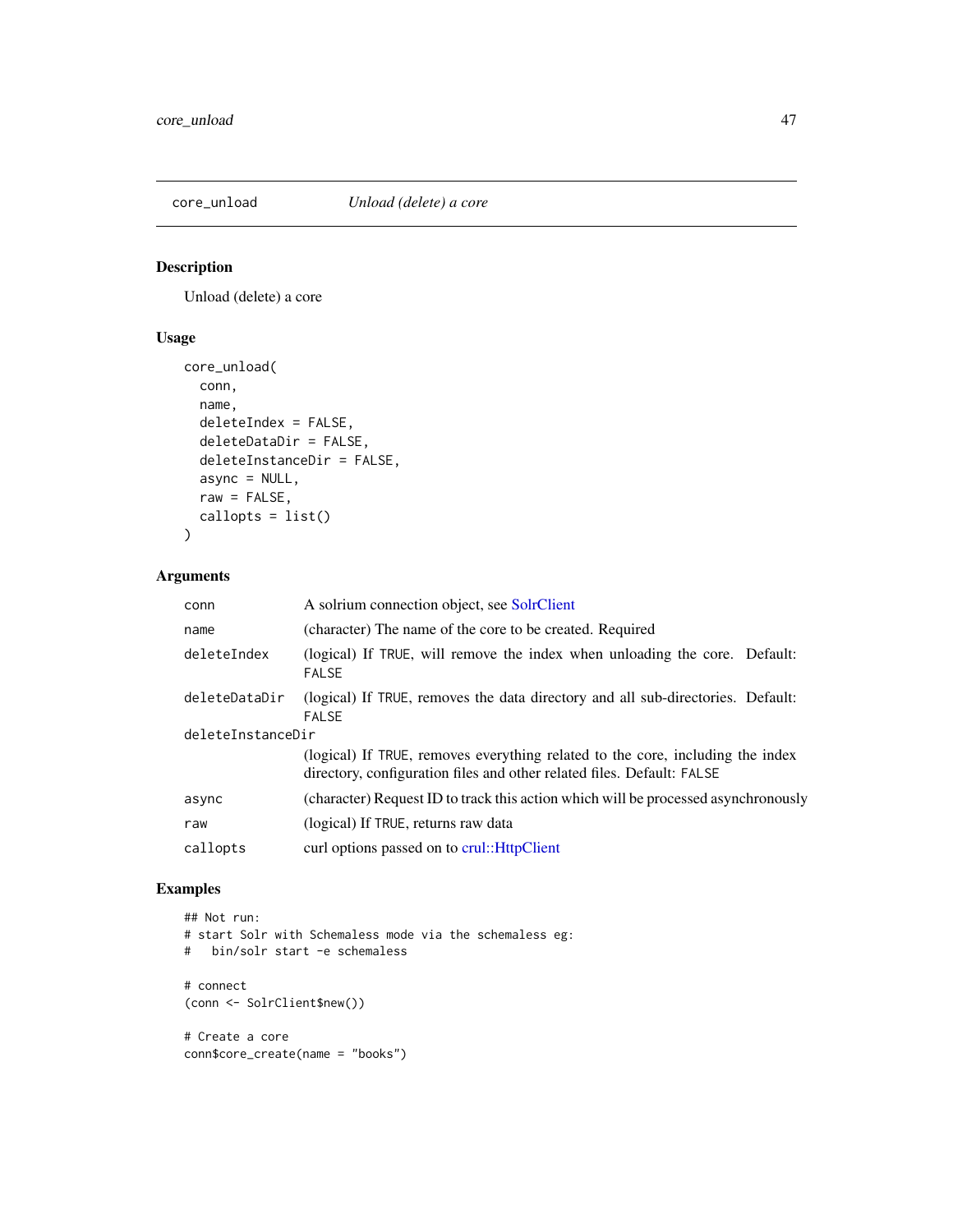## core_unload — *Unload (delete) a core*

### Description

Unload (delete) a core

### Usage

```
core_unload(
  conn,
  name,
  deleteIndex = FALSE,
  deleteDataDir = FALSE,
  deleteInstanceDir = FALSE,
  async = NULL,
  raw = FALSE,
  callopts = list()
)
```

### Arguments

| Argument | Description |
|---|---|
| conn | A solrium connection object, see SolrClient |
| name | (character) The name of the core to be created. Required |
| deleteIndex | (logical) If TRUE, will remove the index when unloading the core. Default: FALSE |
| deleteDataDir | (logical) If TRUE, removes the data directory and all sub-directories. Default: FALSE |
| deleteInstanceDir | (logical) If TRUE, removes everything related to the core, including the index directory, configuration files and other related files. Default: FALSE |
| async | (character) Request ID to track this action which will be processed asynchronously |
| raw | (logical) If TRUE, returns raw data |
| callopts | curl options passed on to crul::HttpClient |

### Examples

```
## Not run:
# start Solr with Schemaless mode via the schemaless eg:
#   bin/solr start -e schemaless

# connect
(conn <- SolrClient$new())

# Create a core
conn$core_create(name = "books")
```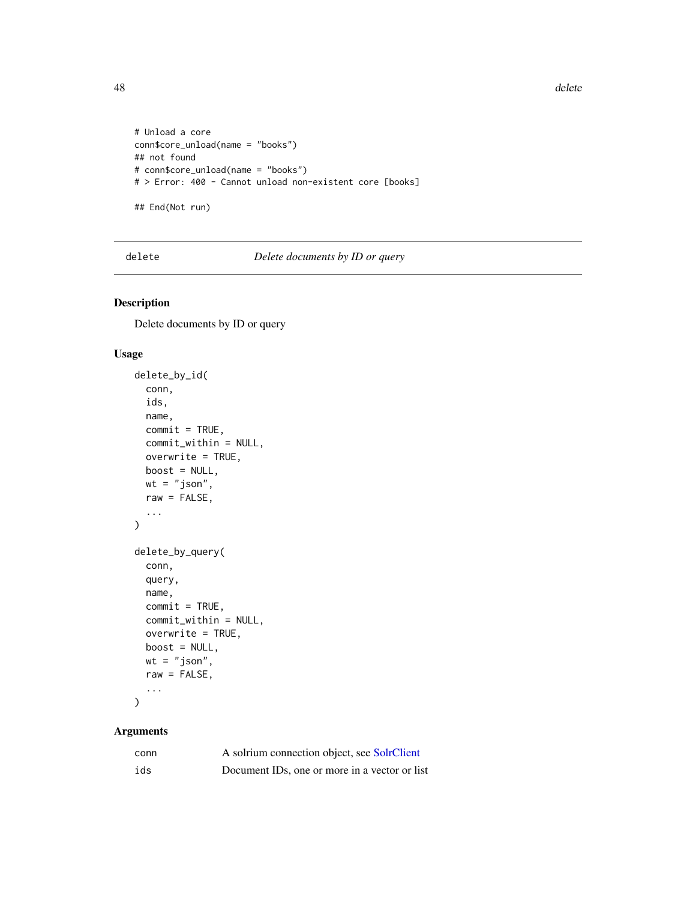```
# Unload a core
conn$core_unload(name = "books")
## not found
# conn$core_unload(name = "books")
# > Error: 400 - Cannot unload non-existent core [books]

## End(Not run)
```

## delete — *Delete documents by ID or query*

### Description

Delete documents by ID or query

### Usage

```
delete_by_id(
  conn,
  ids,
  name,
  commit = TRUE,
  commit_within = NULL,
  overwrite = TRUE,
  boost = NULL,
  wt = "json",
  raw = FALSE,
  ...
)

delete_by_query(
  conn,
  query,
  name,
  commit = TRUE,
  commit_within = NULL,
  overwrite = TRUE,
  boost = NULL,
  wt = "json",
  raw = FALSE,
  ...
)
```

### Arguments

| | |
|---|---|
| conn | A solrium connection object, see SolrClient |
| ids | Document IDs, one or more in a vector or list |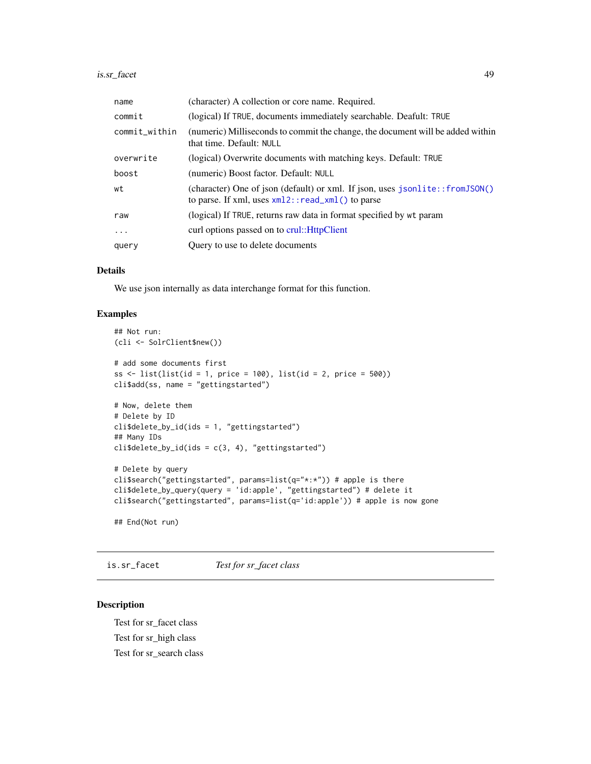| | |
|---|---|
| name | (character) A collection or core name. Required. |
| commit | (logical) If TRUE, documents immediately searchable. Deafult: TRUE |
| commit_within | (numeric) Milliseconds to commit the change, the document will be added within that time. Default: NULL |
| overwrite | (logical) Overwrite documents with matching keys. Default: TRUE |
| boost | (numeric) Boost factor. Default: NULL |
| wt | (character) One of json (default) or xml. If json, uses jsonlite::fromJSON() to parse. If xml, uses xml2::read_xml() to parse |
| raw | (logical) If TRUE, returns raw data in format specified by wt param |
| ... | curl options passed on to crul::HttpClient |
| query | Query to use to delete documents |

### Details

We use json internally as data interchange format for this function.

### Examples

```
## Not run:
(cli <- SolrClient$new())

# add some documents first
ss <- list(list(id = 1, price = 100), list(id = 2, price = 500))
cli$add(ss, name = "gettingstarted")

# Now, delete them
# Delete by ID
cli$delete_by_id(ids = 1, "gettingstarted")
## Many IDs
cli$delete_by_id(ids = c(3, 4), "gettingstarted")

# Delete by query
cli$search("gettingstarted", params=list(q="*:*")) # apple is there
cli$delete_by_query(query = 'id:apple', "gettingstarted") # delete it
cli$search("gettingstarted", params=list(q='id:apple')) # apple is now gone

## End(Not run)
```

## is.sr_facet *Test for sr_facet class*

### Description

Test for sr_facet class

Test for sr_high class

Test for sr_search class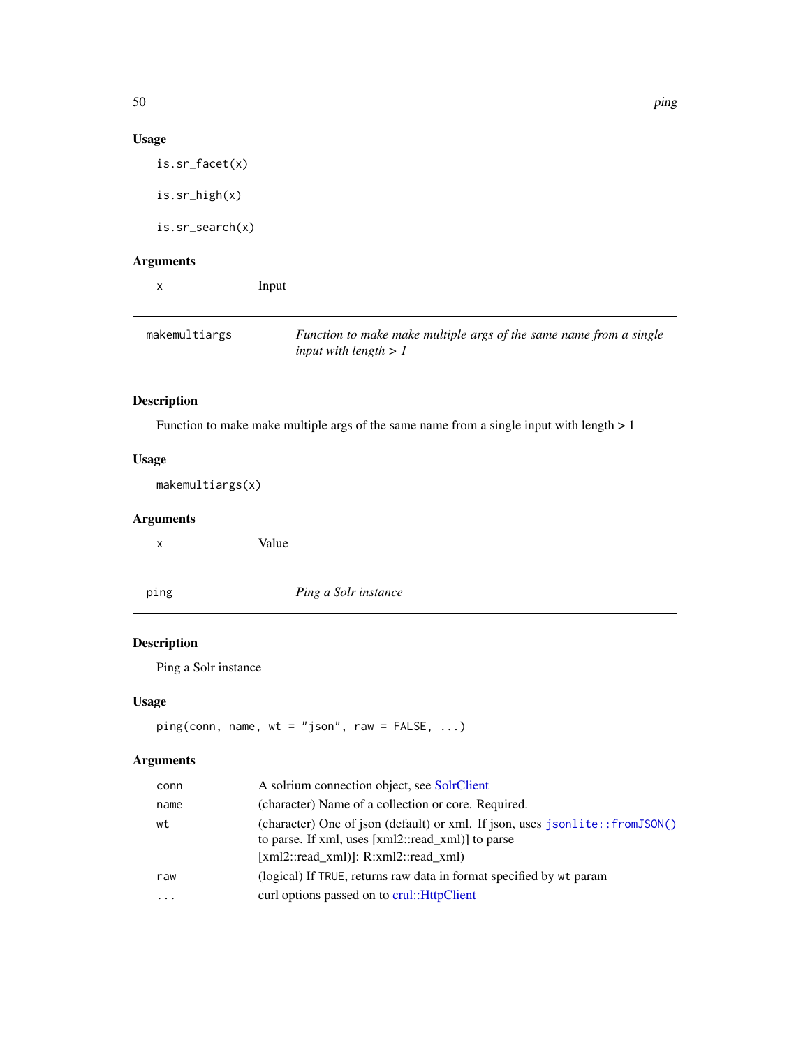### Usage

```
is.sr_facet(x)

is.sr_high(x)

is.sr_search(x)
```

### Arguments

| | |
|---|---|
| x | Input |

---

## makemultiargs — *Function to make make multiple args of the same name from a single input with length > 1*

### Description

Function to make make multiple args of the same name from a single input with length > 1

### Usage

```
makemultiargs(x)
```

### Arguments

| | |
|---|---|
| x | Value |

---

## ping — *Ping a Solr instance*

### Description

Ping a Solr instance

### Usage

```
ping(conn, name, wt = "json", raw = FALSE, ...)
```

### Arguments

| | |
|---|---|
| conn | A solrium connection object, see SolrClient |
| name | (character) Name of a collection or core. Required. |
| wt | (character) One of json (default) or xml. If json, uses `jsonlite::fromJSON()` to parse. If xml, uses [xml2::read_xml)] to parse [xml2::read_xml)]: R:xml2::read_xml) |
| raw | (logical) If `TRUE`, returns raw data in format specified by `wt` param |
| ... | curl options passed on to crul::HttpClient |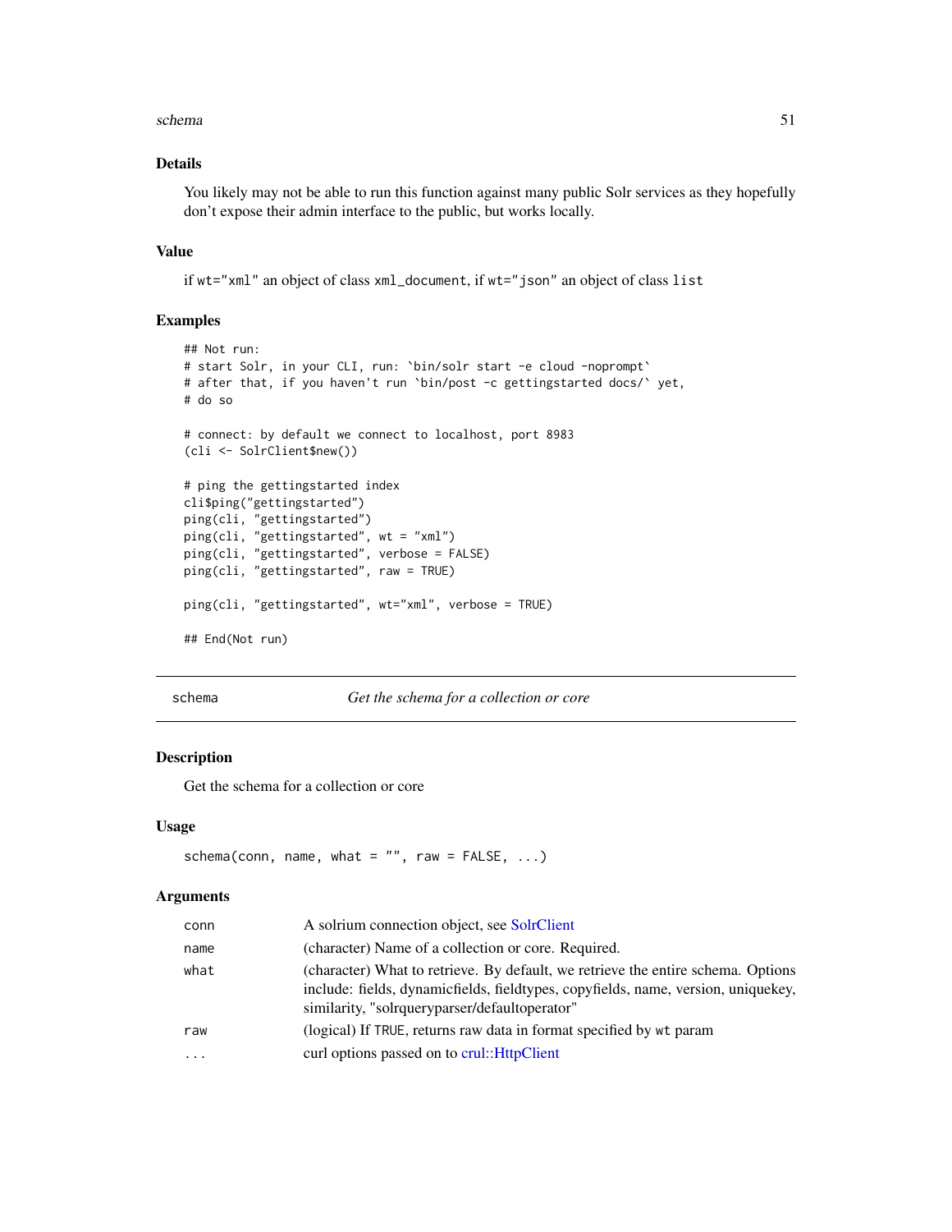### Details

You likely may not be able to run this function against many public Solr services as they hopefully don't expose their admin interface to the public, but works locally.

### Value

if `wt="xml"` an object of class `xml_document`, if `wt="json"` an object of class `list`

### Examples

```
## Not run:
# start Solr, in your CLI, run: `bin/solr start -e cloud -noprompt`
# after that, if you haven't run `bin/post -c gettingstarted docs/` yet,
# do so

# connect: by default we connect to localhost, port 8983
(cli <- SolrClient$new())

# ping the gettingstarted index
cli$ping("gettingstarted")
ping(cli, "gettingstarted")
ping(cli, "gettingstarted", wt = "xml")
ping(cli, "gettingstarted", verbose = FALSE)
ping(cli, "gettingstarted", raw = TRUE)

ping(cli, "gettingstarted", wt="xml", verbose = TRUE)

## End(Not run)
```

---

## schema — *Get the schema for a collection or core*

### Description

Get the schema for a collection or core

### Usage

```
schema(conn, name, what = "", raw = FALSE, ...)
```

### Arguments

| | |
|---|---|
| `conn` | A solrium connection object, see SolrClient |
| `name` | (character) Name of a collection or core. Required. |
| `what` | (character) What to retrieve. By default, we retrieve the entire schema. Options include: fields, dynamicfields, fieldtypes, copyfields, name, version, uniquekey, similarity, "solrqueryparser/defaultoperator" |
| `raw` | (logical) If `TRUE`, returns raw data in format specified by `wt` param |
| `...` | curl options passed on to crul::HttpClient |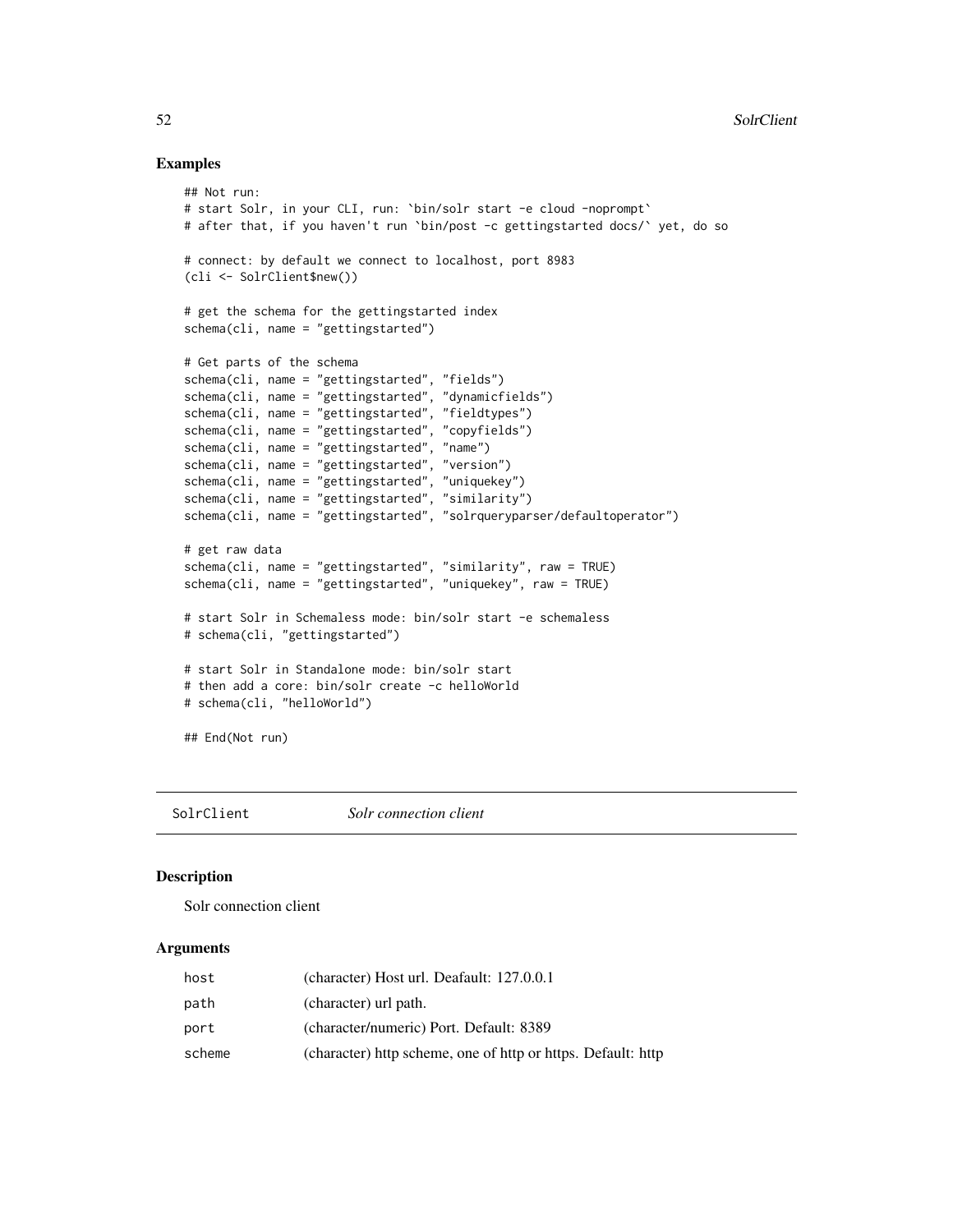## Examples

```
## Not run:
# start Solr, in your CLI, run: `bin/solr start -e cloud -noprompt`
# after that, if you haven't run `bin/post -c gettingstarted docs/` yet, do so

# connect: by default we connect to localhost, port 8983
(cli <- SolrClient$new())

# get the schema for the gettingstarted index
schema(cli, name = "gettingstarted")

# Get parts of the schema
schema(cli, name = "gettingstarted", "fields")
schema(cli, name = "gettingstarted", "dynamicfields")
schema(cli, name = "gettingstarted", "fieldtypes")
schema(cli, name = "gettingstarted", "copyfields")
schema(cli, name = "gettingstarted", "name")
schema(cli, name = "gettingstarted", "version")
schema(cli, name = "gettingstarted", "uniquekey")
schema(cli, name = "gettingstarted", "similarity")
schema(cli, name = "gettingstarted", "solrqueryparser/defaultoperator")

# get raw data
schema(cli, name = "gettingstarted", "similarity", raw = TRUE)
schema(cli, name = "gettingstarted", "uniquekey", raw = TRUE)

# start Solr in Schemaless mode: bin/solr start -e schemaless
# schema(cli, "gettingstarted")

# start Solr in Standalone mode: bin/solr start
# then add a core: bin/solr create -c helloWorld
# schema(cli, "helloWorld")

## End(Not run)
```

---

# SolrClient *Solr connection client*

## Description

Solr connection client

## Arguments

| | |
|---|---|
| host | (character) Host url. Deafault: 127.0.0.1 |
| path | (character) url path. |
| port | (character/numeric) Port. Default: 8389 |
| scheme | (character) http scheme, one of http or https. Default: http |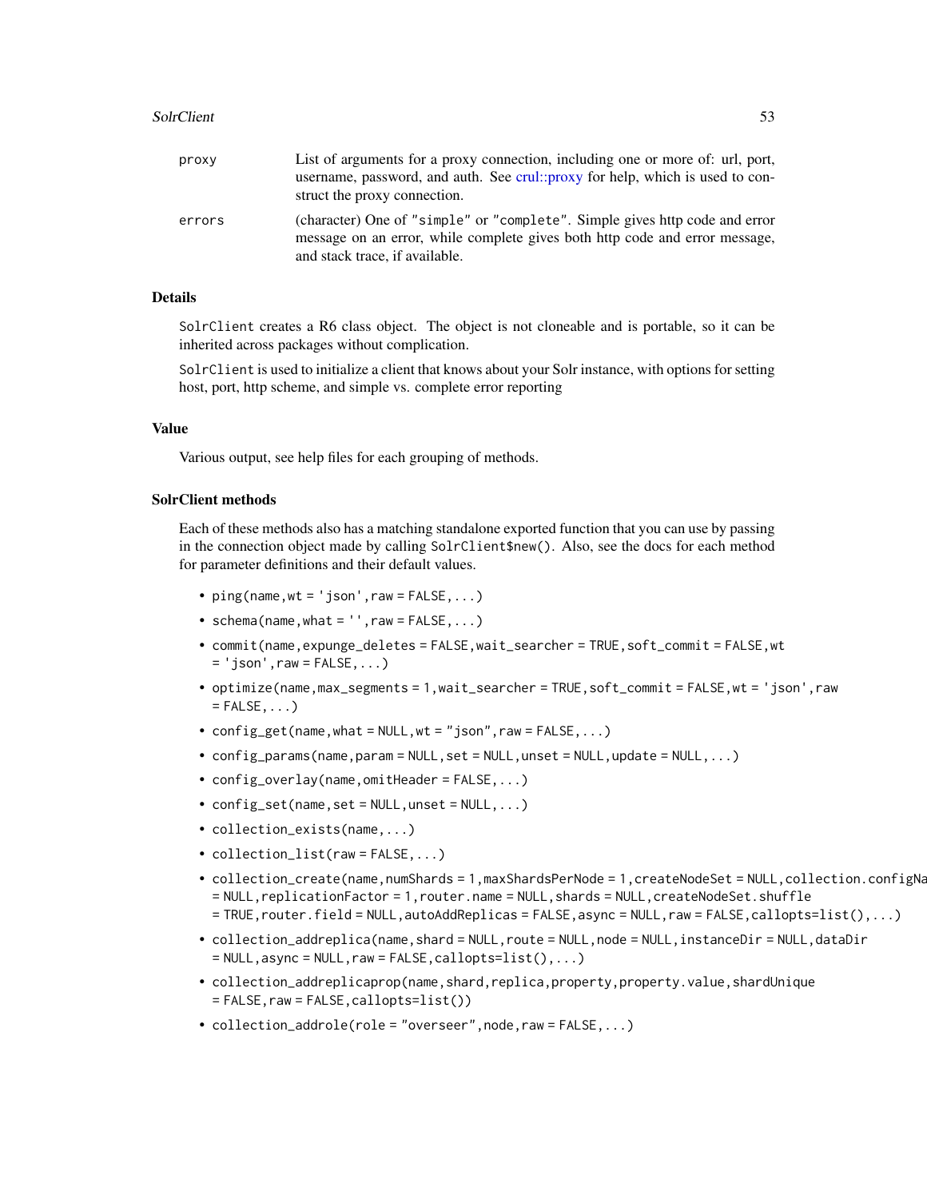| | |
|---|---|
| proxy | List of arguments for a proxy connection, including one or more of: url, port, username, password, and auth. See crul::proxy for help, which is used to construct the proxy connection. |
| errors | (character) One of "simple" or "complete". Simple gives http code and error message on an error, while complete gives both http code and error message, and stack trace, if available. |

## Details

SolrClient creates a R6 class object. The object is not cloneable and is portable, so it can be inherited across packages without complication.

SolrClient is used to initialize a client that knows about your Solr instance, with options for setting host, port, http scheme, and simple vs. complete error reporting

## Value

Various output, see help files for each grouping of methods.

## SolrClient methods

Each of these methods also has a matching standalone exported function that you can use by passing in the connection object made by calling `SolrClient$new()`. Also, see the docs for each method for parameter definitions and their default values.

- `ping(name,wt = 'json',raw = FALSE,...)`
- `schema(name,what = '',raw = FALSE,...)`
- `commit(name,expunge_deletes = FALSE,wait_searcher = TRUE,soft_commit = FALSE,wt = 'json',raw = FALSE,...)`
- `optimize(name,max_segments = 1,wait_searcher = TRUE,soft_commit = FALSE,wt = 'json',raw = FALSE,...)`
- `config_get(name,what = NULL,wt = "json",raw = FALSE,...)`
- `config_params(name,param = NULL,set = NULL,unset = NULL,update = NULL,...)`
- `config_overlay(name,omitHeader = FALSE,...)`
- `config_set(name,set = NULL,unset = NULL,...)`
- `collection_exists(name,...)`
- `collection_list(raw = FALSE,...)`
- `collection_create(name,numShards = 1,maxShardsPerNode = 1,createNodeSet = NULL,collection.configName = NULL,replicationFactor = 1,router.name = NULL,shards = NULL,createNodeSet.shuffle = TRUE,router.field = NULL,autoAddReplicas = FALSE,async = NULL,raw = FALSE,callopts=list(),...)`
- `collection_addreplica(name,shard = NULL,route = NULL,node = NULL,instanceDir = NULL,dataDir = NULL,async = NULL,raw = FALSE,callopts=list(),...)`
- `collection_addreplicaprop(name,shard,replica,property,property.value,shardUnique = FALSE,raw = FALSE,callopts=list())`
- `collection_addrole(role = "overseer",node,raw = FALSE,...)`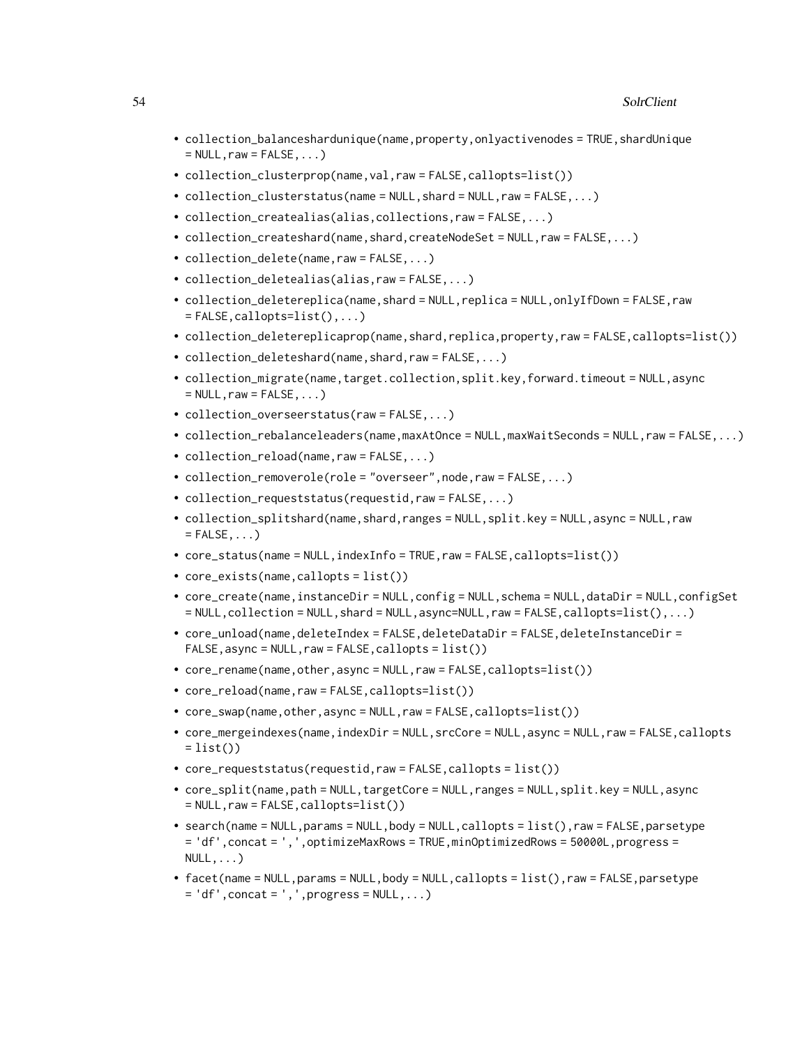- `collection_balanceshardunique(name,property,onlyactivenodes = TRUE,shardUnique = NULL,raw = FALSE,...)`
- `collection_clusterprop(name,val,raw = FALSE,callopts=list())`
- `collection_clusterstatus(name = NULL,shard = NULL,raw = FALSE,...)`
- `collection_createalias(alias,collections,raw = FALSE,...)`
- `collection_createshard(name,shard,createNodeSet = NULL,raw = FALSE,...)`
- `collection_delete(name,raw = FALSE,...)`
- `collection_deletealias(alias,raw = FALSE,...)`
- `collection_deletereplica(name,shard = NULL,replica = NULL,onlyIfDown = FALSE,raw = FALSE,callopts=list(),...)`
- `collection_deletereplicaprop(name,shard,replica,property,raw = FALSE,callopts=list())`
- `collection_deleteshard(name,shard,raw = FALSE,...)`
- `collection_migrate(name,target.collection,split.key,forward.timeout = NULL,async = NULL,raw = FALSE,...)`
- `collection_overseerstatus(raw = FALSE,...)`
- `collection_rebalanceleaders(name,maxAtOnce = NULL,maxWaitSeconds = NULL,raw = FALSE,...)`
- `collection_reload(name,raw = FALSE,...)`
- `collection_removerole(role = "overseer",node,raw = FALSE,...)`
- `collection_requeststatus(requestid,raw = FALSE,...)`
- `collection_splitshard(name,shard,ranges = NULL,split.key = NULL,async = NULL,raw = FALSE,...)`
- `core_status(name = NULL,indexInfo = TRUE,raw = FALSE,callopts=list())`
- `core_exists(name,callopts = list())`
- `core_create(name,instanceDir = NULL,config = NULL,schema = NULL,dataDir = NULL,configSet = NULL,collection = NULL,shard = NULL,async=NULL,raw = FALSE,callopts=list(),...)`
- `core_unload(name,deleteIndex = FALSE,deleteDataDir = FALSE,deleteInstanceDir = FALSE,async = NULL,raw = FALSE,callopts = list())`
- `core_rename(name,other,async = NULL,raw = FALSE,callopts=list())`
- `core_reload(name,raw = FALSE,callopts=list())`
- `core_swap(name,other,async = NULL,raw = FALSE,callopts=list())`
- `core_mergeindexes(name,indexDir = NULL,srcCore = NULL,async = NULL,raw = FALSE,callopts = list())`
- `core_requeststatus(requestid,raw = FALSE,callopts = list())`
- `core_split(name,path = NULL,targetCore = NULL,ranges = NULL,split.key = NULL,async = NULL,raw = FALSE,callopts=list())`
- `search(name = NULL,params = NULL,body = NULL,callopts = list(),raw = FALSE,parsetype = 'df',concat = ',',optimizeMaxRows = TRUE,minOptimizedRows = 50000L,progress = NULL,...)`
- `facet(name = NULL,params = NULL,body = NULL,callopts = list(),raw = FALSE,parsetype = 'df',concat = ',',progress = NULL,...)`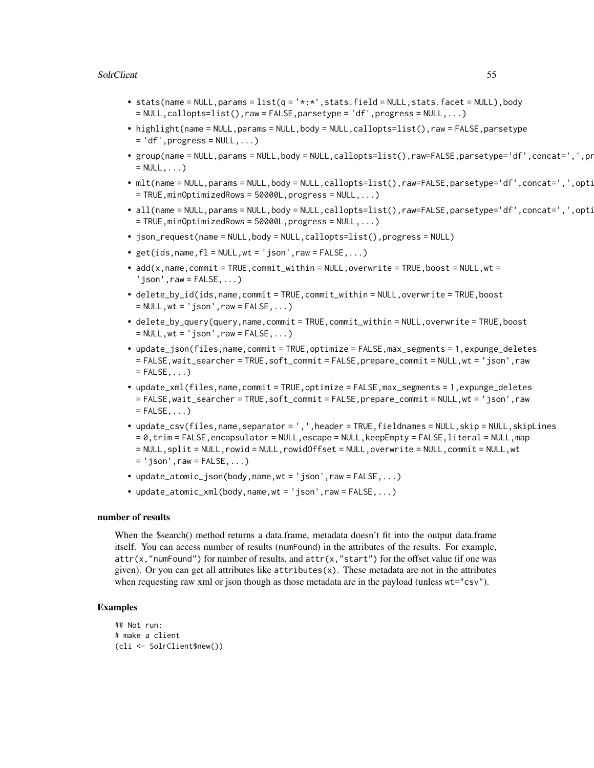- `stats(name = NULL,params = list(q = '*:*',stats.field = NULL,stats.facet = NULL),body = NULL,callopts=list(),raw = FALSE,parsetype = 'df',progress = NULL,...)`
- `highlight(name = NULL,params = NULL,body = NULL,callopts=list(),raw = FALSE,parsetype = 'df',progress = NULL,...)`
- `group(name = NULL,params = NULL,body = NULL,callopts=list(),raw=FALSE,parsetype='df',concat=',',pr = NULL,...)`
- `mlt(name = NULL,params = NULL,body = NULL,callopts=list(),raw=FALSE,parsetype='df',concat=',',opti = TRUE,minOptimizedRows = 50000L,progress = NULL,...)`
- `all(name = NULL,params = NULL,body = NULL,callopts=list(),raw=FALSE,parsetype='df',concat=',',opti = TRUE,minOptimizedRows = 50000L,progress = NULL,...)`
- `json_request(name = NULL,body = NULL,callopts=list(),progress = NULL)`
- `get(ids,name,fl = NULL,wt = 'json',raw = FALSE,...)`
- `add(x,name,commit = TRUE,commit_within = NULL,overwrite = TRUE,boost = NULL,wt = 'json',raw = FALSE,...)`
- `delete_by_id(ids,name,commit = TRUE,commit_within = NULL,overwrite = TRUE,boost = NULL,wt = 'json',raw = FALSE,...)`
- `delete_by_query(query,name,commit = TRUE,commit_within = NULL,overwrite = TRUE,boost = NULL,wt = 'json',raw = FALSE,...)`
- `update_json(files,name,commit = TRUE,optimize = FALSE,max_segments = 1,expunge_deletes = FALSE,wait_searcher = TRUE,soft_commit = FALSE,prepare_commit = NULL,wt = 'json',raw = FALSE,...)`
- `update_xml(files,name,commit = TRUE,optimize = FALSE,max_segments = 1,expunge_deletes = FALSE,wait_searcher = TRUE,soft_commit = FALSE,prepare_commit = NULL,wt = 'json',raw = FALSE,...)`
- `update_csv(files,name,separator = ',',header = TRUE,fieldnames = NULL,skip = NULL,skipLines = 0,trim = FALSE,encapsulator = NULL,escape = NULL,keepEmpty = FALSE,literal = NULL,map = NULL,split = NULL,rowid = NULL,rowidOffset = NULL,overwrite = NULL,commit = NULL,wt = 'json',raw = FALSE,...)`
- `update_atomic_json(body,name,wt = 'json',raw = FALSE,...)`
- `update_atomic_xml(body,name,wt = 'json',raw = FALSE,...)`

### number of results

When the $search() method returns a data.frame, metadata doesn't fit into the output data.frame itself. You can access number of results (`numFound`) in the attributes of the results. For example, `attr(x,"numFound")` for number of results, and `attr(x,"start")` for the offset value (if one was given). Or you can get all attributes like `attributes(x)`. These metadata are not in the attributes when requesting raw xml or json though as those metadata are in the payload (unless `wt="csv"`).

## Examples

```
## Not run:
# make a client
(cli <- SolrClient$new())
```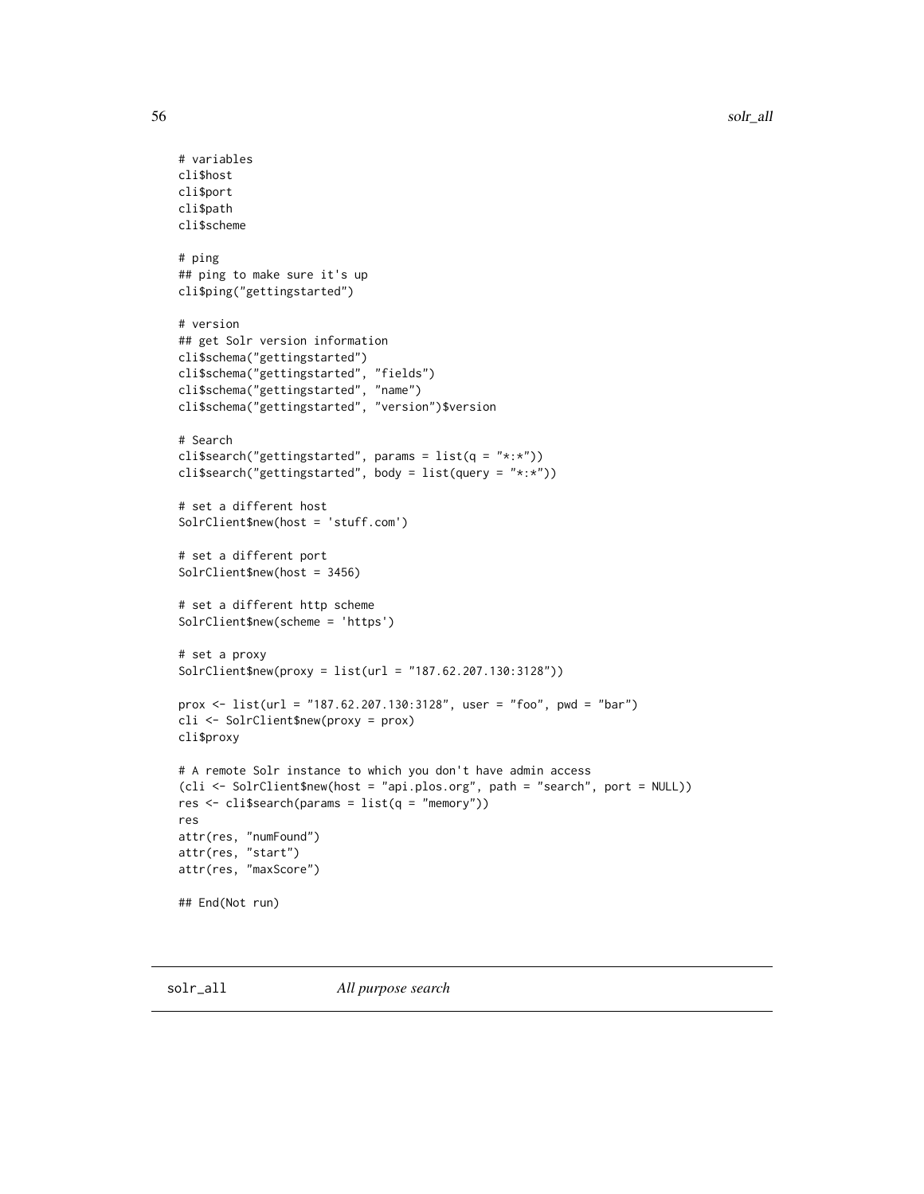```
# variables
cli$host
cli$port
cli$path
cli$scheme

# ping
## ping to make sure it's up
cli$ping("gettingstarted")

# version
## get Solr version information
cli$schema("gettingstarted")
cli$schema("gettingstarted", "fields")
cli$schema("gettingstarted", "name")
cli$schema("gettingstarted", "version")$version

# Search
cli$search("gettingstarted", params = list(q = "*:*"))
cli$search("gettingstarted", body = list(query = "*:*"))

# set a different host
SolrClient$new(host = 'stuff.com')

# set a different port
SolrClient$new(host = 3456)

# set a different http scheme
SolrClient$new(scheme = 'https')

# set a proxy
SolrClient$new(proxy = list(url = "187.62.207.130:3128"))

prox <- list(url = "187.62.207.130:3128", user = "foo", pwd = "bar")
cli <- SolrClient$new(proxy = prox)
cli$proxy

# A remote Solr instance to which you don't have admin access
(cli <- SolrClient$new(host = "api.plos.org", path = "search", port = NULL))
res <- cli$search(params = list(q = "memory"))
res
attr(res, "numFound")
attr(res, "start")
attr(res, "maxScore")

## End(Not run)
```

## solr_all *All purpose search*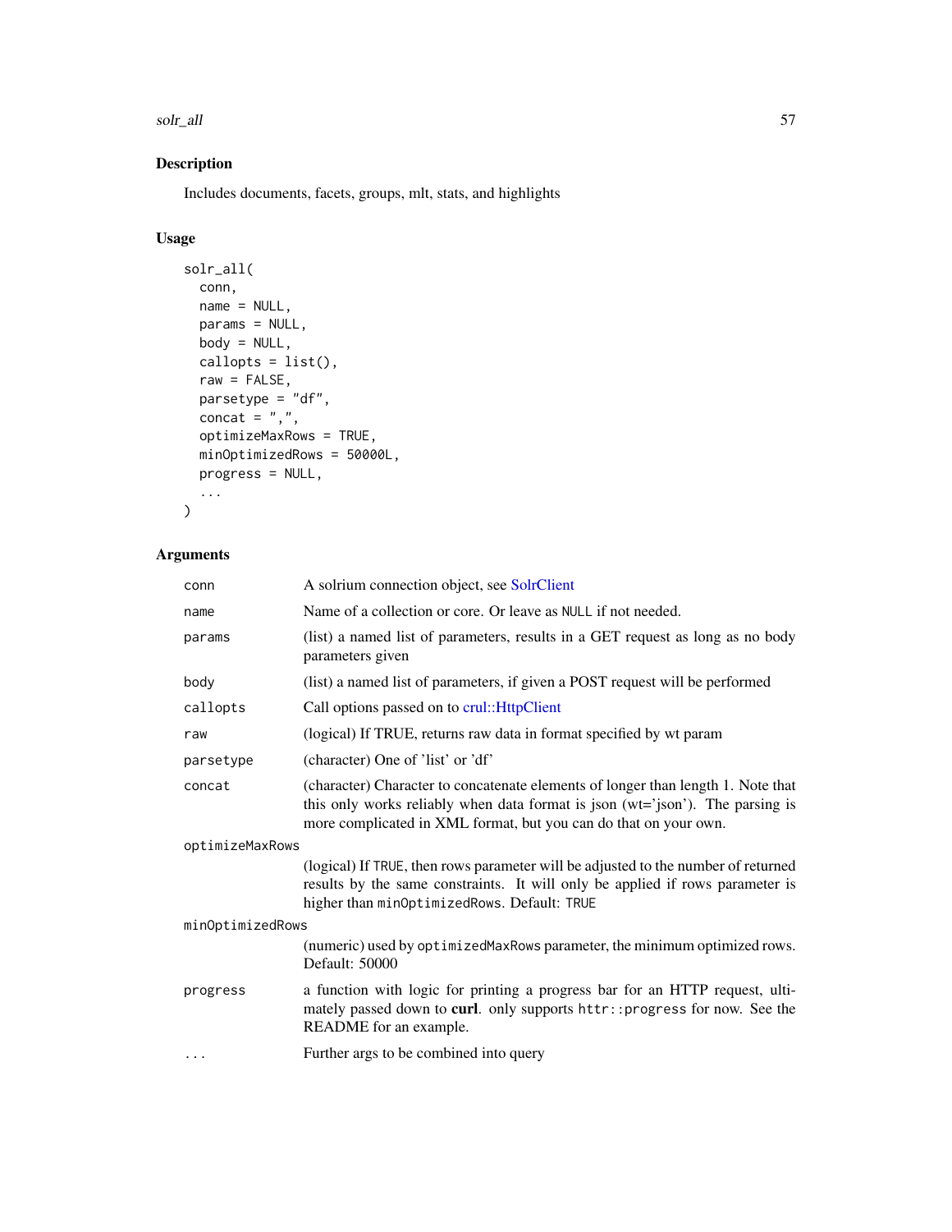## Description

Includes documents, facets, groups, mlt, stats, and highlights

## Usage

```
solr_all(
  conn,
  name = NULL,
  params = NULL,
  body = NULL,
  callopts = list(),
  raw = FALSE,
  parsetype = "df",
  concat = ",",
  optimizeMaxRows = TRUE,
  minOptimizedRows = 50000L,
  progress = NULL,
  ...
)
```

## Arguments

| | |
|---|---|
| conn | A solrium connection object, see SolrClient |
| name | Name of a collection or core. Or leave as NULL if not needed. |
| params | (list) a named list of parameters, results in a GET request as long as no body parameters given |
| body | (list) a named list of parameters, if given a POST request will be performed |
| callopts | Call options passed on to crul::HttpClient |
| raw | (logical) If TRUE, returns raw data in format specified by wt param |
| parsetype | (character) One of 'list' or 'df' |
| concat | (character) Character to concatenate elements of longer than length 1. Note that this only works reliably when data format is json (wt='json'). The parsing is more complicated in XML format, but you can do that on your own. |
| optimizeMaxRows | (logical) If TRUE, then rows parameter will be adjusted to the number of returned results by the same constraints. It will only be applied if rows parameter is higher than minOptimizedRows. Default: TRUE |
| minOptimizedRows | (numeric) used by optimizedMaxRows parameter, the minimum optimized rows. Default: 50000 |
| progress | a function with logic for printing a progress bar for an HTTP request, ultimately passed down to **curl**. only supports httr::progress for now. See the README for an example. |
| ... | Further args to be combined into query |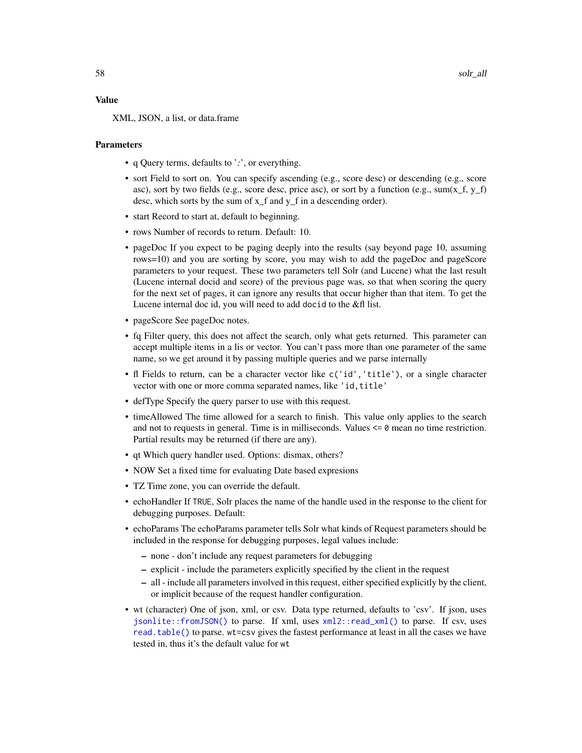### Value

XML, JSON, a list, or data.frame

### Parameters

- q Query terms, defaults to '*:*', or everything.
- sort Field to sort on. You can specify ascending (e.g., score desc) or descending (e.g., score asc), sort by two fields (e.g., score desc, price asc), or sort by a function (e.g., sum(x_f, y_f) desc, which sorts by the sum of x_f and y_f in a descending order).
- start Record to start at, default to beginning.
- rows Number of records to return. Default: 10.
- pageDoc If you expect to be paging deeply into the results (say beyond page 10, assuming rows=10) and you are sorting by score, you may wish to add the pageDoc and pageScore parameters to your request. These two parameters tell Solr (and Lucene) what the last result (Lucene internal docid and score) of the previous page was, so that when scoring the query for the next set of pages, it can ignore any results that occur higher than that item. To get the Lucene internal doc id, you will need to add `docid` to the &fl list.
- pageScore See pageDoc notes.
- fq Filter query, this does not affect the search, only what gets returned. This parameter can accept multiple items in a lis or vector. You can't pass more than one parameter of the same name, so we get around it by passing multiple queries and we parse internally
- fl Fields to return, can be a character vector like `c('id','title')`, or a single character vector with one or more comma separated names, like `'id,title'`
- defType Specify the query parser to use with this request.
- timeAllowed The time allowed for a search to finish. This value only applies to the search and not to requests in general. Time is in milliseconds. Values `<= 0` mean no time restriction. Partial results may be returned (if there are any).
- qt Which query handler used. Options: dismax, others?
- NOW Set a fixed time for evaluating Date based expresions
- TZ Time zone, you can override the default.
- echoHandler If `TRUE`, Solr places the name of the handle used in the response to the client for debugging purposes. Default:
- echoParams The echoParams parameter tells Solr what kinds of Request parameters should be included in the response for debugging purposes, legal values include:
  - none - don't include any request parameters for debugging
  - explicit - include the parameters explicitly specified by the client in the request
  - all - include all parameters involved in this request, either specified explicitly by the client, or implicit because of the request handler configuration.
- wt (character) One of json, xml, or csv. Data type returned, defaults to 'csv'. If json, uses `jsonlite::fromJSON()` to parse. If xml, uses `xml2::read_xml()` to parse. If csv, uses `read.table()` to parse. `wt=csv` gives the fastest performance at least in all the cases we have tested in, thus it's the default value for `wt`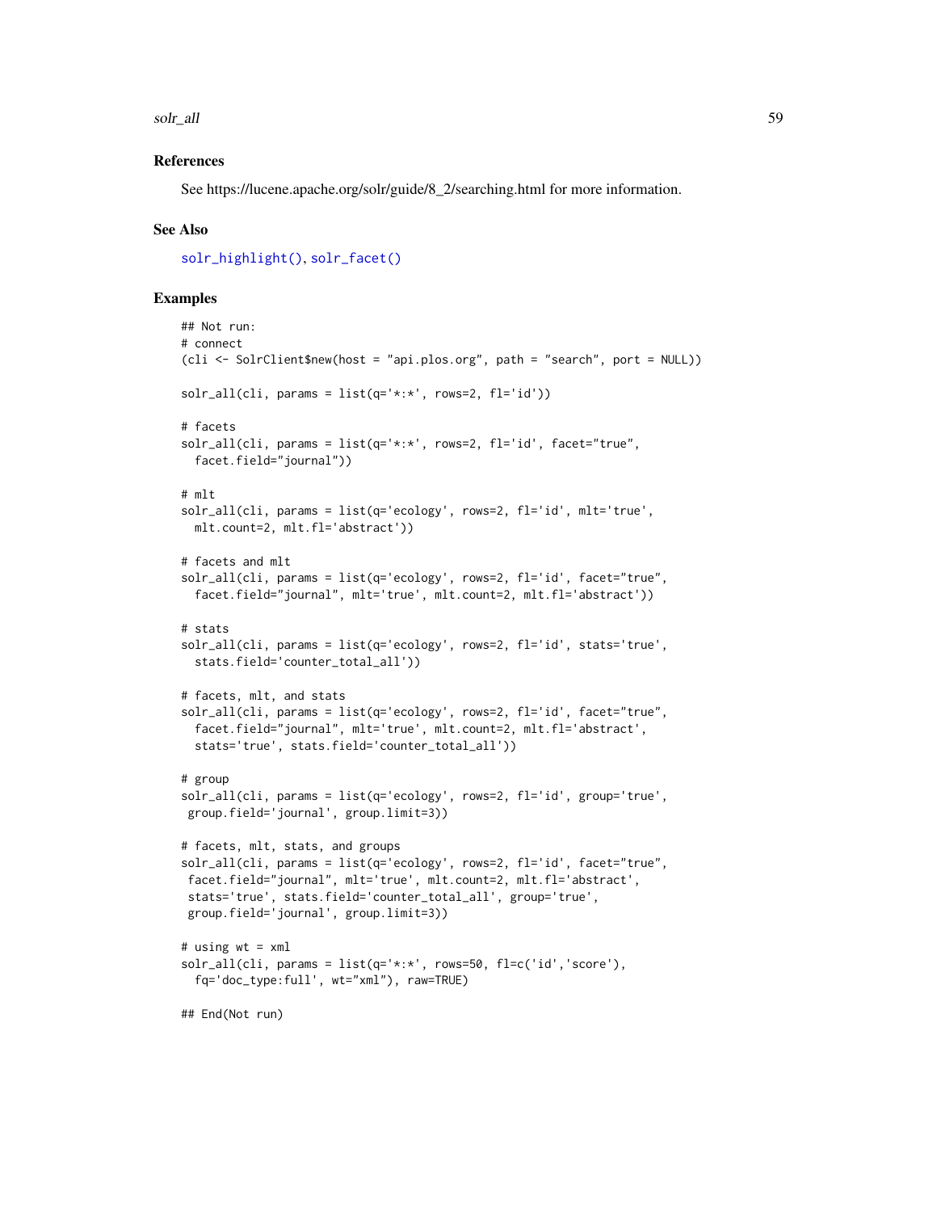## References

See https://lucene.apache.org/solr/guide/8_2/searching.html for more information.

## See Also

`solr_highlight()`, `solr_facet()`

## Examples

```
## Not run:
# connect
(cli <- SolrClient$new(host = "api.plos.org", path = "search", port = NULL))

solr_all(cli, params = list(q='*:*', rows=2, fl='id'))

# facets
solr_all(cli, params = list(q='*:*', rows=2, fl='id', facet="true",
  facet.field="journal"))

# mlt
solr_all(cli, params = list(q='ecology', rows=2, fl='id', mlt='true',
  mlt.count=2, mlt.fl='abstract'))

# facets and mlt
solr_all(cli, params = list(q='ecology', rows=2, fl='id', facet="true",
  facet.field="journal", mlt='true', mlt.count=2, mlt.fl='abstract'))

# stats
solr_all(cli, params = list(q='ecology', rows=2, fl='id', stats='true',
  stats.field='counter_total_all'))

# facets, mlt, and stats
solr_all(cli, params = list(q='ecology', rows=2, fl='id', facet="true",
  facet.field="journal", mlt='true', mlt.count=2, mlt.fl='abstract',
  stats='true', stats.field='counter_total_all'))

# group
solr_all(cli, params = list(q='ecology', rows=2, fl='id', group='true',
 group.field='journal', group.limit=3))

# facets, mlt, stats, and groups
solr_all(cli, params = list(q='ecology', rows=2, fl='id', facet="true",
 facet.field="journal", mlt='true', mlt.count=2, mlt.fl='abstract',
 stats='true', stats.field='counter_total_all', group='true',
 group.field='journal', group.limit=3))

# using wt = xml
solr_all(cli, params = list(q='*:*', rows=50, fl=c('id','score'),
  fq='doc_type:full', wt="xml"), raw=TRUE)

## End(Not run)
```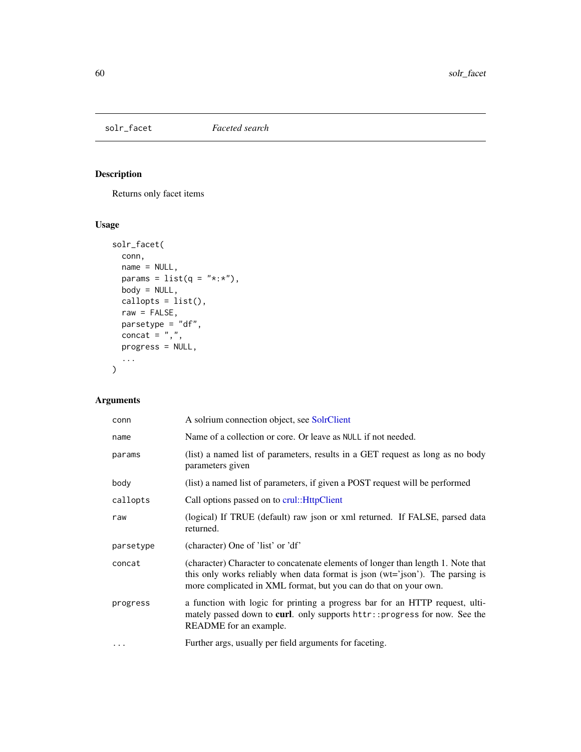## solr_facet *Faceted search*

### Description

Returns only facet items

### Usage

```
solr_facet(
  conn,
  name = NULL,
  params = list(q = "*:*"),
  body = NULL,
  callopts = list(),
  raw = FALSE,
  parsetype = "df",
  concat = ",",
  progress = NULL,
  ...
)
```

### Arguments

| Argument | Description |
|---|---|
| `conn` | A solrium connection object, see SolrClient |
| `name` | Name of a collection or core. Or leave as `NULL` if not needed. |
| `params` | (list) a named list of parameters, results in a GET request as long as no body parameters given |
| `body` | (list) a named list of parameters, if given a POST request will be performed |
| `callopts` | Call options passed on to crul::HttpClient |
| `raw` | (logical) If TRUE (default) raw json or xml returned. If FALSE, parsed data returned. |
| `parsetype` | (character) One of 'list' or 'df' |
| `concat` | (character) Character to concatenate elements of longer than length 1. Note that this only works reliably when data format is json (wt='json'). The parsing is more complicated in XML format, but you can do that on your own. |
| `progress` | a function with logic for printing a progress bar for an HTTP request, ultimately passed down to **curl**. only supports `httr::progress` for now. See the README for an example. |
| `...` | Further args, usually per field arguments for faceting. |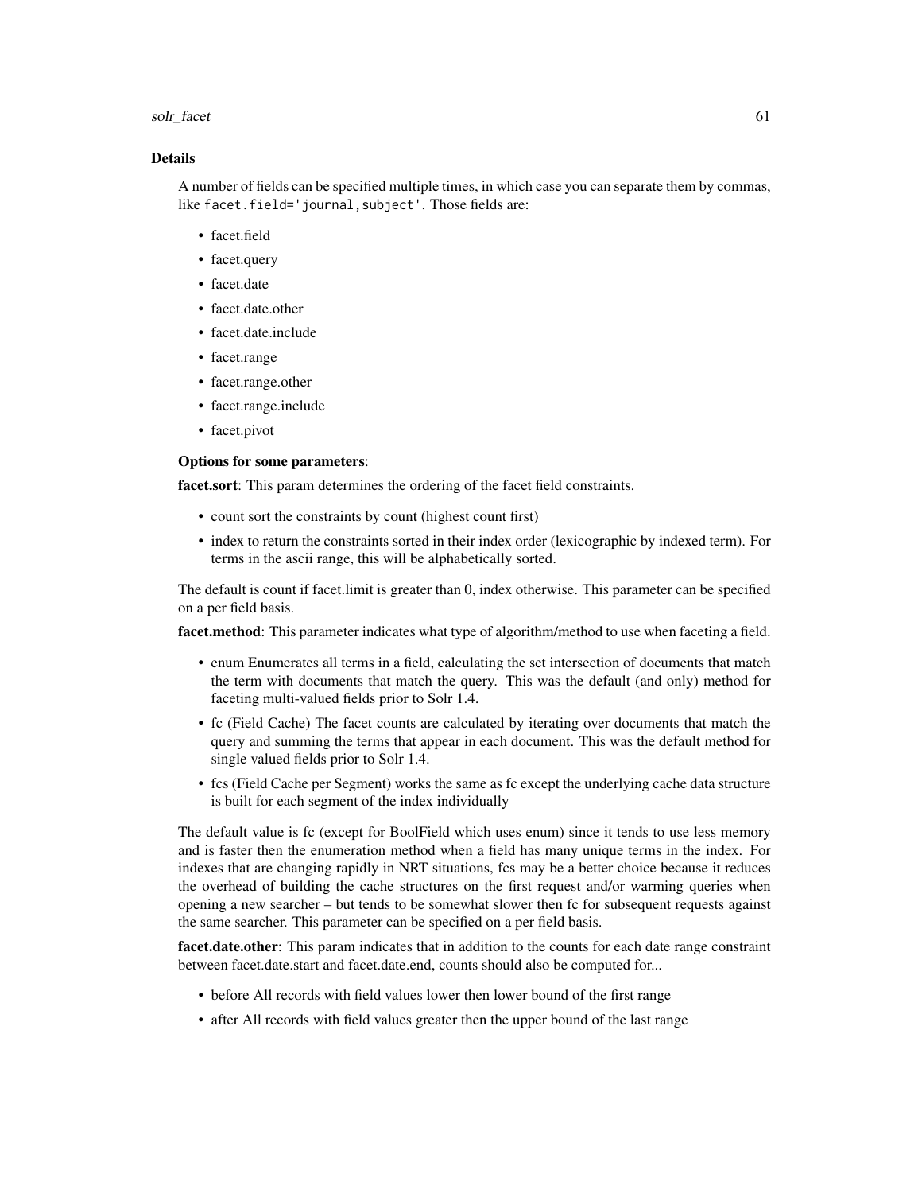### Details

A number of fields can be specified multiple times, in which case you can separate them by commas, like `facet.field='journal,subject'`. Those fields are:

- facet.field
- facet.query
- facet.date
- facet.date.other
- facet.date.include
- facet.range
- facet.range.other
- facet.range.include
- facet.pivot

**Options for some parameters**:

**facet.sort**: This param determines the ordering of the facet field constraints.

- count sort the constraints by count (highest count first)
- index to return the constraints sorted in their index order (lexicographic by indexed term). For terms in the ascii range, this will be alphabetically sorted.

The default is count if facet.limit is greater than 0, index otherwise. This parameter can be specified on a per field basis.

**facet.method**: This parameter indicates what type of algorithm/method to use when faceting a field.

- enum Enumerates all terms in a field, calculating the set intersection of documents that match the term with documents that match the query. This was the default (and only) method for faceting multi-valued fields prior to Solr 1.4.
- fc (Field Cache) The facet counts are calculated by iterating over documents that match the query and summing the terms that appear in each document. This was the default method for single valued fields prior to Solr 1.4.
- fcs (Field Cache per Segment) works the same as fc except the underlying cache data structure is built for each segment of the index individually

The default value is fc (except for BoolField which uses enum) since it tends to use less memory and is faster then the enumeration method when a field has many unique terms in the index. For indexes that are changing rapidly in NRT situations, fcs may be a better choice because it reduces the overhead of building the cache structures on the first request and/or warming queries when opening a new searcher – but tends to be somewhat slower then fc for subsequent requests against the same searcher. This parameter can be specified on a per field basis.

**facet.date.other**: This param indicates that in addition to the counts for each date range constraint between facet.date.start and facet.date.end, counts should also be computed for...

- before All records with field values lower then lower bound of the first range
- after All records with field values greater then the upper bound of the last range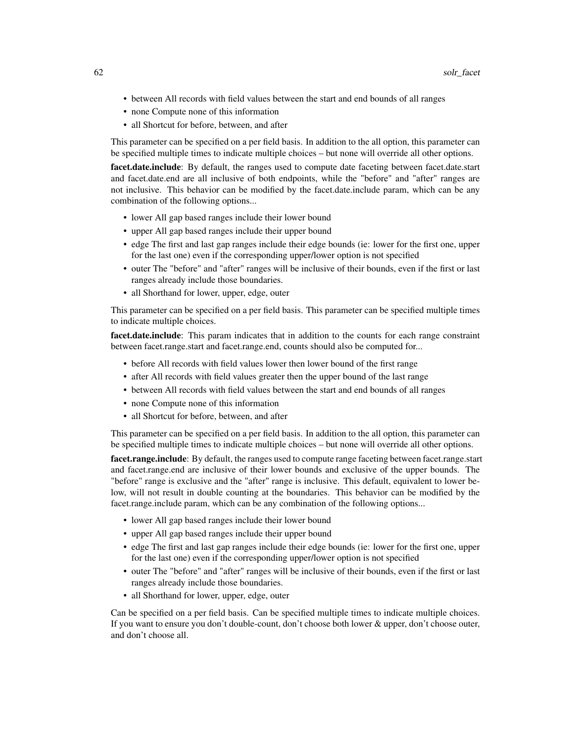- between All records with field values between the start and end bounds of all ranges
- none Compute none of this information
- all Shortcut for before, between, and after

This parameter can be specified on a per field basis. In addition to the all option, this parameter can be specified multiple times to indicate multiple choices – but none will override all other options.

**facet.date.include**: By default, the ranges used to compute date faceting between facet.date.start and facet.date.end are all inclusive of both endpoints, while the "before" and "after" ranges are not inclusive. This behavior can be modified by the facet.date.include param, which can be any combination of the following options...

- lower All gap based ranges include their lower bound
- upper All gap based ranges include their upper bound
- edge The first and last gap ranges include their edge bounds (ie: lower for the first one, upper for the last one) even if the corresponding upper/lower option is not specified
- outer The "before" and "after" ranges will be inclusive of their bounds, even if the first or last ranges already include those boundaries.
- all Shorthand for lower, upper, edge, outer

This parameter can be specified on a per field basis. This parameter can be specified multiple times to indicate multiple choices.

**facet.date.include**: This param indicates that in addition to the counts for each range constraint between facet.range.start and facet.range.end, counts should also be computed for...

- before All records with field values lower then lower bound of the first range
- after All records with field values greater then the upper bound of the last range
- between All records with field values between the start and end bounds of all ranges
- none Compute none of this information
- all Shortcut for before, between, and after

This parameter can be specified on a per field basis. In addition to the all option, this parameter can be specified multiple times to indicate multiple choices – but none will override all other options.

**facet.range.include**: By default, the ranges used to compute range faceting between facet.range.start and facet.range.end are inclusive of their lower bounds and exclusive of the upper bounds. The "before" range is exclusive and the "after" range is inclusive. This default, equivalent to lower below, will not result in double counting at the boundaries. This behavior can be modified by the facet.range.include param, which can be any combination of the following options...

- lower All gap based ranges include their lower bound
- upper All gap based ranges include their upper bound
- edge The first and last gap ranges include their edge bounds (ie: lower for the first one, upper for the last one) even if the corresponding upper/lower option is not specified
- outer The "before" and "after" ranges will be inclusive of their bounds, even if the first or last ranges already include those boundaries.
- all Shorthand for lower, upper, edge, outer

Can be specified on a per field basis. Can be specified multiple times to indicate multiple choices. If you want to ensure you don't double-count, don't choose both lower & upper, don't choose outer, and don't choose all.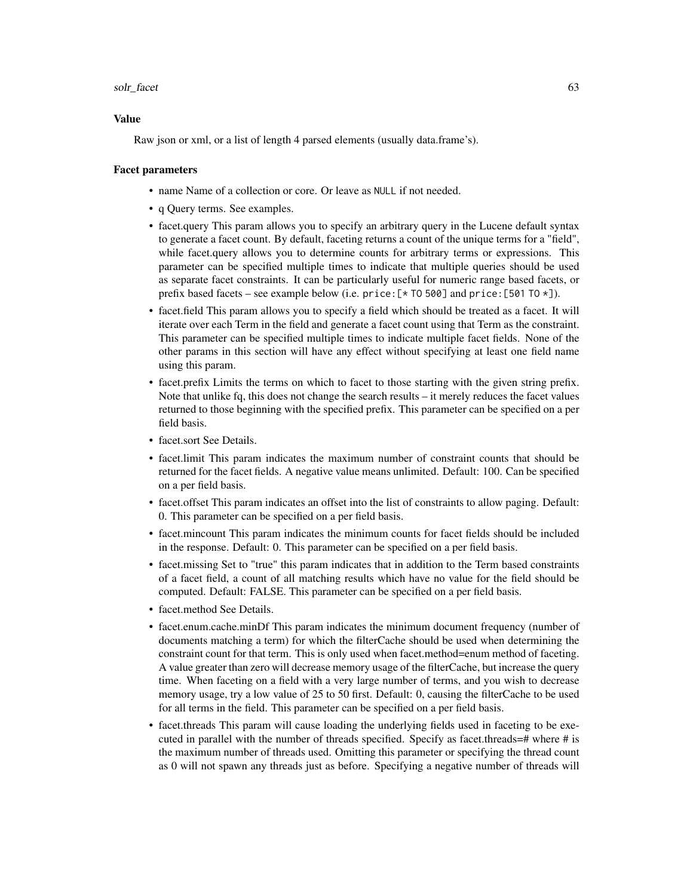### Value

Raw json or xml, or a list of length 4 parsed elements (usually data.frame's).

### Facet parameters

- name Name of a collection or core. Or leave as `NULL` if not needed.
- q Query terms. See examples.
- facet.query This param allows you to specify an arbitrary query in the Lucene default syntax to generate a facet count. By default, faceting returns a count of the unique terms for a "field", while facet.query allows you to determine counts for arbitrary terms or expressions. This parameter can be specified multiple times to indicate that multiple queries should be used as separate facet constraints. It can be particularly useful for numeric range based facets, or prefix based facets – see example below (i.e. `price:[* TO 500]` and `price:[501 TO *]`).
- facet.field This param allows you to specify a field which should be treated as a facet. It will iterate over each Term in the field and generate a facet count using that Term as the constraint. This parameter can be specified multiple times to indicate multiple facet fields. None of the other params in this section will have any effect without specifying at least one field name using this param.
- facet.prefix Limits the terms on which to facet to those starting with the given string prefix. Note that unlike fq, this does not change the search results – it merely reduces the facet values returned to those beginning with the specified prefix. This parameter can be specified on a per field basis.
- facet.sort See Details.
- facet.limit This param indicates the maximum number of constraint counts that should be returned for the facet fields. A negative value means unlimited. Default: 100. Can be specified on a per field basis.
- facet.offset This param indicates an offset into the list of constraints to allow paging. Default: 0. This parameter can be specified on a per field basis.
- facet.mincount This param indicates the minimum counts for facet fields should be included in the response. Default: 0. This parameter can be specified on a per field basis.
- facet.missing Set to "true" this param indicates that in addition to the Term based constraints of a facet field, a count of all matching results which have no value for the field should be computed. Default: FALSE. This parameter can be specified on a per field basis.
- facet.method See Details.
- facet.enum.cache.minDf This param indicates the minimum document frequency (number of documents matching a term) for which the filterCache should be used when determining the constraint count for that term. This is only used when facet.method=enum method of faceting. A value greater than zero will decrease memory usage of the filterCache, but increase the query time. When faceting on a field with a very large number of terms, and you wish to decrease memory usage, try a low value of 25 to 50 first. Default: 0, causing the filterCache to be used for all terms in the field. This parameter can be specified on a per field basis.
- facet.threads This param will cause loading the underlying fields used in faceting to be executed in parallel with the number of threads specified. Specify as facet.threads=# where # is the maximum number of threads used. Omitting this parameter or specifying the thread count as 0 will not spawn any threads just as before. Specifying a negative number of threads will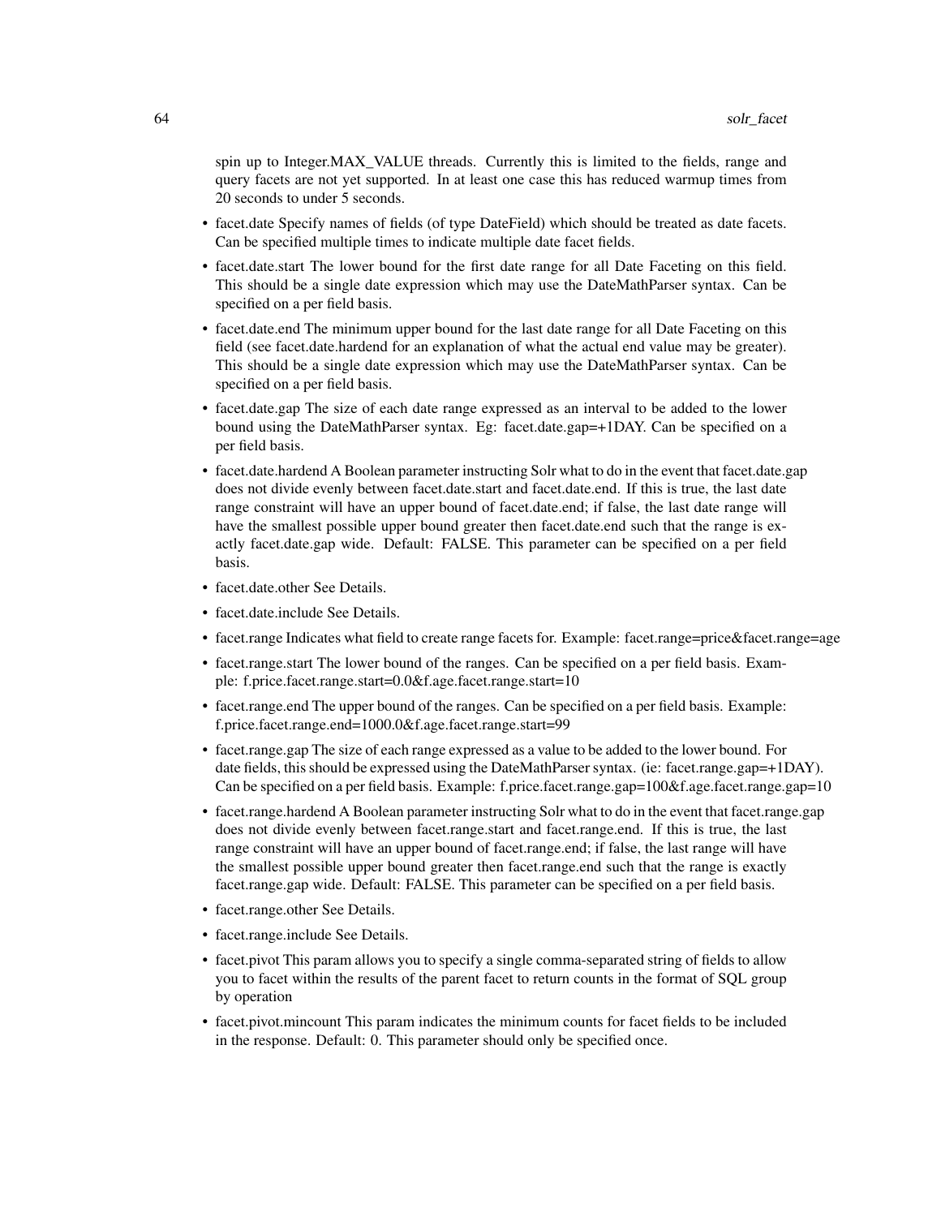spin up to Integer.MAX_VALUE threads. Currently this is limited to the fields, range and query facets are not yet supported. In at least one case this has reduced warmup times from 20 seconds to under 5 seconds.

- facet.date Specify names of fields (of type DateField) which should be treated as date facets. Can be specified multiple times to indicate multiple date facet fields.
- facet.date.start The lower bound for the first date range for all Date Faceting on this field. This should be a single date expression which may use the DateMathParser syntax. Can be specified on a per field basis.
- facet.date.end The minimum upper bound for the last date range for all Date Faceting on this field (see facet.date.hardend for an explanation of what the actual end value may be greater). This should be a single date expression which may use the DateMathParser syntax. Can be specified on a per field basis.
- facet.date.gap The size of each date range expressed as an interval to be added to the lower bound using the DateMathParser syntax. Eg: facet.date.gap=+1DAY. Can be specified on a per field basis.
- facet.date.hardend A Boolean parameter instructing Solr what to do in the event that facet.date.gap does not divide evenly between facet.date.start and facet.date.end. If this is true, the last date range constraint will have an upper bound of facet.date.end; if false, the last date range will have the smallest possible upper bound greater then facet.date.end such that the range is exactly facet.date.gap wide. Default: FALSE. This parameter can be specified on a per field basis.
- facet.date.other See Details.
- facet.date.include See Details.
- facet.range Indicates what field to create range facets for. Example: facet.range=price&facet.range=age
- facet.range.start The lower bound of the ranges. Can be specified on a per field basis. Example: f.price.facet.range.start=0.0&f.age.facet.range.start=10
- facet.range.end The upper bound of the ranges. Can be specified on a per field basis. Example: f.price.facet.range.end=1000.0&f.age.facet.range.start=99
- facet.range.gap The size of each range expressed as a value to be added to the lower bound. For date fields, this should be expressed using the DateMathParser syntax. (ie: facet.range.gap=+1DAY). Can be specified on a per field basis. Example: f.price.facet.range.gap=100&f.age.facet.range.gap=10
- facet.range.hardend A Boolean parameter instructing Solr what to do in the event that facet.range.gap does not divide evenly between facet.range.start and facet.range.end. If this is true, the last range constraint will have an upper bound of facet.range.end; if false, the last range will have the smallest possible upper bound greater then facet.range.end such that the range is exactly facet.range.gap wide. Default: FALSE. This parameter can be specified on a per field basis.
- facet.range.other See Details.
- facet.range.include See Details.
- facet.pivot This param allows you to specify a single comma-separated string of fields to allow you to facet within the results of the parent facet to return counts in the format of SQL group by operation
- facet.pivot.mincount This param indicates the minimum counts for facet fields to be included in the response. Default: 0. This parameter should only be specified once.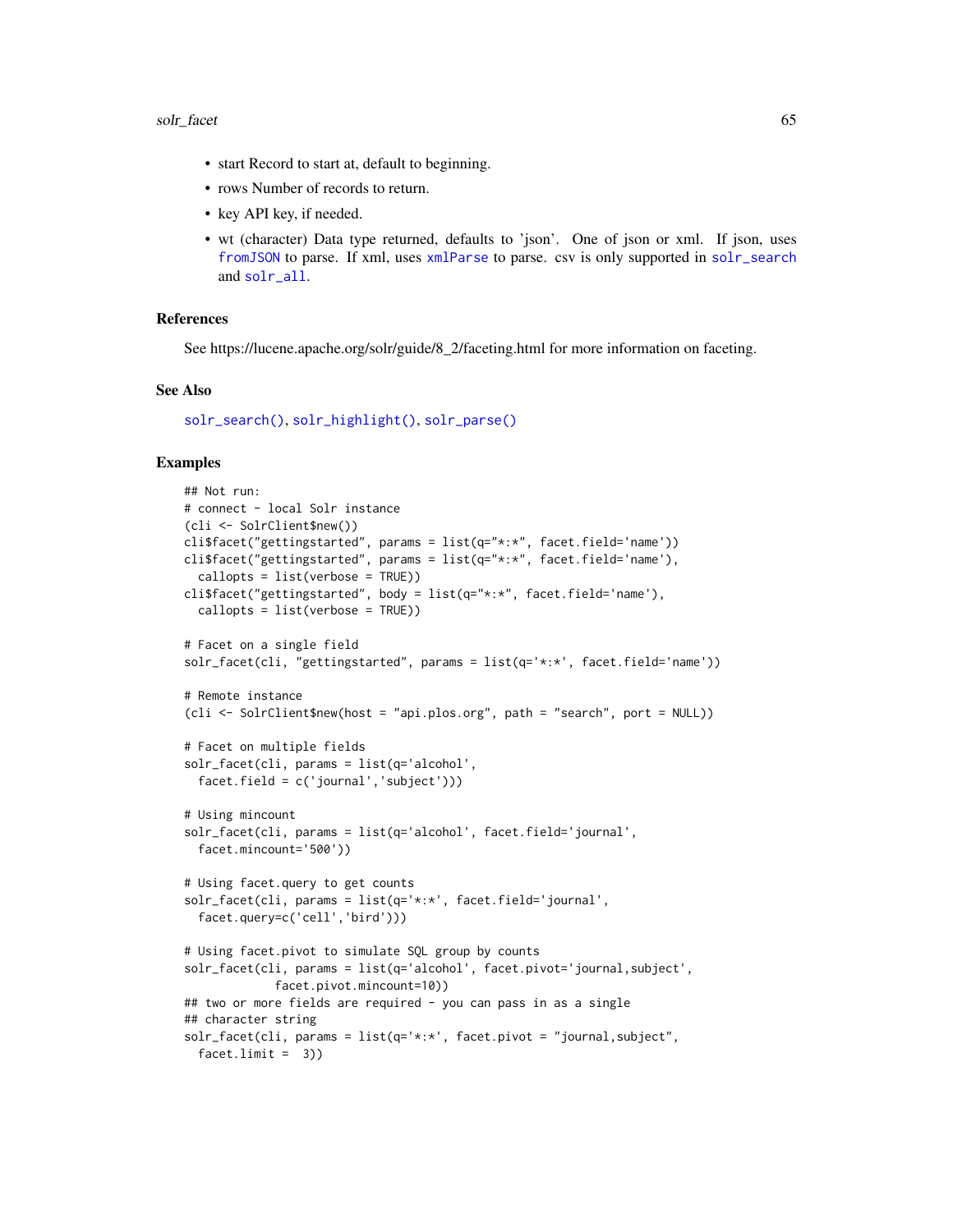- start Record to start at, default to beginning.
- rows Number of records to return.
- key API key, if needed.
- wt (character) Data type returned, defaults to 'json'. One of json or xml. If json, uses fromJSON to parse. If xml, uses xmlParse to parse. csv is only supported in solr_search and solr_all.

### References

See https://lucene.apache.org/solr/guide/8_2/faceting.html for more information on faceting.

### See Also

solr_search(), solr_highlight(), solr_parse()

### Examples

```
## Not run:
# connect - local Solr instance
(cli <- SolrClient$new())
cli$facet("gettingstarted", params = list(q="*:*", facet.field='name'))
cli$facet("gettingstarted", params = list(q="*:*", facet.field='name'),
  callopts = list(verbose = TRUE))
cli$facet("gettingstarted", body = list(q="*:*", facet.field='name'),
  callopts = list(verbose = TRUE))

# Facet on a single field
solr_facet(cli, "gettingstarted", params = list(q='*:*', facet.field='name'))

# Remote instance
(cli <- SolrClient$new(host = "api.plos.org", path = "search", port = NULL))

# Facet on multiple fields
solr_facet(cli, params = list(q='alcohol',
  facet.field = c('journal','subject')))

# Using mincount
solr_facet(cli, params = list(q='alcohol', facet.field='journal',
  facet.mincount='500'))

# Using facet.query to get counts
solr_facet(cli, params = list(q='*:*', facet.field='journal',
  facet.query=c('cell','bird')))

# Using facet.pivot to simulate SQL group by counts
solr_facet(cli, params = list(q='alcohol', facet.pivot='journal,subject',
           facet.pivot.mincount=10))
## two or more fields are required - you can pass in as a single
## character string
solr_facet(cli, params = list(q='*:*', facet.pivot = "journal,subject",
  facet.limit =  3))
```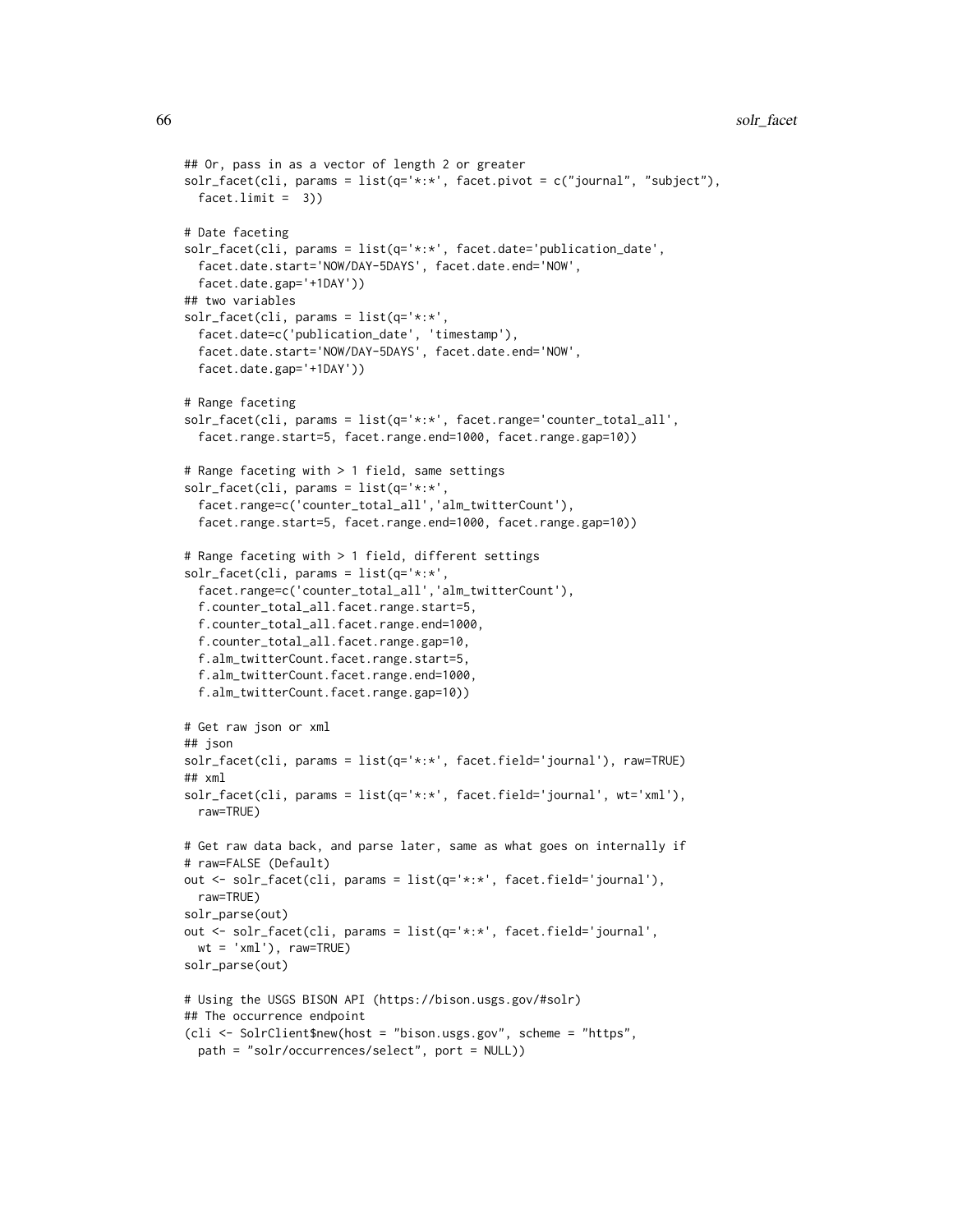```
## Or, pass in as a vector of length 2 or greater
solr_facet(cli, params = list(q='*:*', facet.pivot = c("journal", "subject"),
  facet.limit =  3))

# Date faceting
solr_facet(cli, params = list(q='*:*', facet.date='publication_date',
  facet.date.start='NOW/DAY-5DAYS', facet.date.end='NOW',
  facet.date.gap='+1DAY'))
## two variables
solr_facet(cli, params = list(q='*:*',
  facet.date=c('publication_date', 'timestamp'),
  facet.date.start='NOW/DAY-5DAYS', facet.date.end='NOW',
  facet.date.gap='+1DAY'))

# Range faceting
solr_facet(cli, params = list(q='*:*', facet.range='counter_total_all',
  facet.range.start=5, facet.range.end=1000, facet.range.gap=10))

# Range faceting with > 1 field, same settings
solr_facet(cli, params = list(q='*:*',
  facet.range=c('counter_total_all','alm_twitterCount'),
  facet.range.start=5, facet.range.end=1000, facet.range.gap=10))

# Range faceting with > 1 field, different settings
solr_facet(cli, params = list(q='*:*',
  facet.range=c('counter_total_all','alm_twitterCount'),
  f.counter_total_all.facet.range.start=5,
  f.counter_total_all.facet.range.end=1000,
  f.counter_total_all.facet.range.gap=10,
  f.alm_twitterCount.facet.range.start=5,
  f.alm_twitterCount.facet.range.end=1000,
  f.alm_twitterCount.facet.range.gap=10))

# Get raw json or xml
## json
solr_facet(cli, params = list(q='*:*', facet.field='journal'), raw=TRUE)
## xml
solr_facet(cli, params = list(q='*:*', facet.field='journal', wt='xml'),
  raw=TRUE)

# Get raw data back, and parse later, same as what goes on internally if
# raw=FALSE (Default)
out <- solr_facet(cli, params = list(q='*:*', facet.field='journal'),
  raw=TRUE)
solr_parse(out)
out <- solr_facet(cli, params = list(q='*:*', facet.field='journal',
  wt = 'xml'), raw=TRUE)
solr_parse(out)

# Using the USGS BISON API (https://bison.usgs.gov/#solr)
## The occurrence endpoint
(cli <- SolrClient$new(host = "bison.usgs.gov", scheme = "https",
  path = "solr/occurrences/select", port = NULL))
```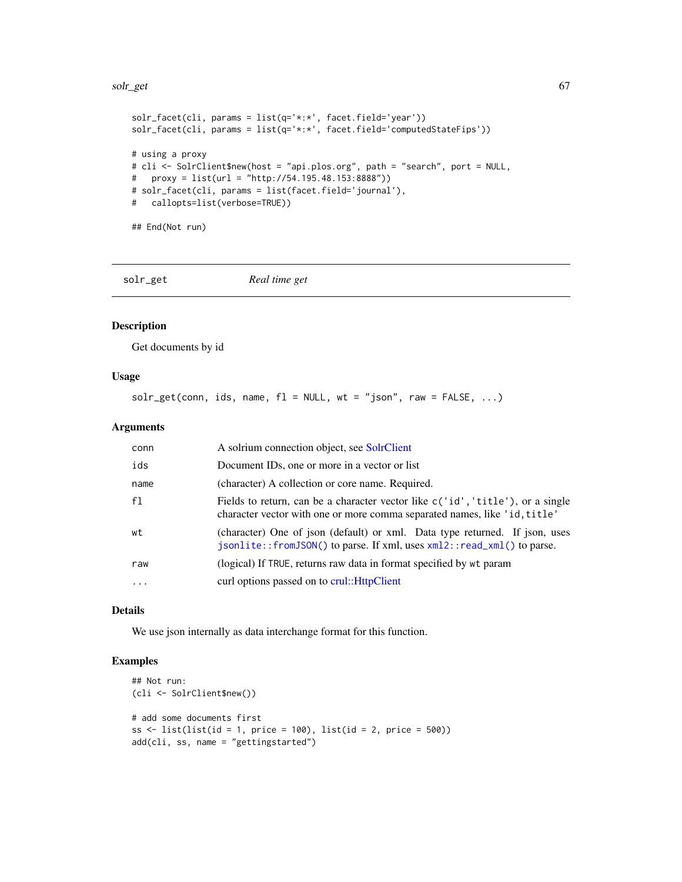```
solr_facet(cli, params = list(q='*:*', facet.field='year'))
solr_facet(cli, params = list(q='*:*', facet.field='computedStateFips'))

# using a proxy
# cli <- SolrClient$new(host = "api.plos.org", path = "search", port = NULL,
#   proxy = list(url = "http://54.195.48.153:8888"))
# solr_facet(cli, params = list(facet.field='journal'),
#   callopts=list(verbose=TRUE))

## End(Not run)
```

---

## solr_get *Real time get*

---

### Description

Get documents by id

### Usage

```
solr_get(conn, ids, name, fl = NULL, wt = "json", raw = FALSE, ...)
```

### Arguments

| | |
|---|---|
| `conn` | A solrium connection object, see SolrClient |
| `ids` | Document IDs, one or more in a vector or list |
| `name` | (character) A collection or core name. Required. |
| `fl` | Fields to return, can be a character vector like `c('id','title')`, or a single character vector with one or more comma separated names, like `'id,title'` |
| `wt` | (character) One of json (default) or xml. Data type returned. If json, uses `jsonlite::fromJSON()` to parse. If xml, uses `xml2::read_xml()` to parse. |
| `raw` | (logical) If `TRUE`, returns raw data in format specified by `wt` param |
| `...` | curl options passed on to crul::HttpClient |

### Details

We use json internally as data interchange format for this function.

### Examples

```
## Not run:
(cli <- SolrClient$new())

# add some documents first
ss <- list(list(id = 1, price = 100), list(id = 2, price = 500))
add(cli, ss, name = "gettingstarted")
```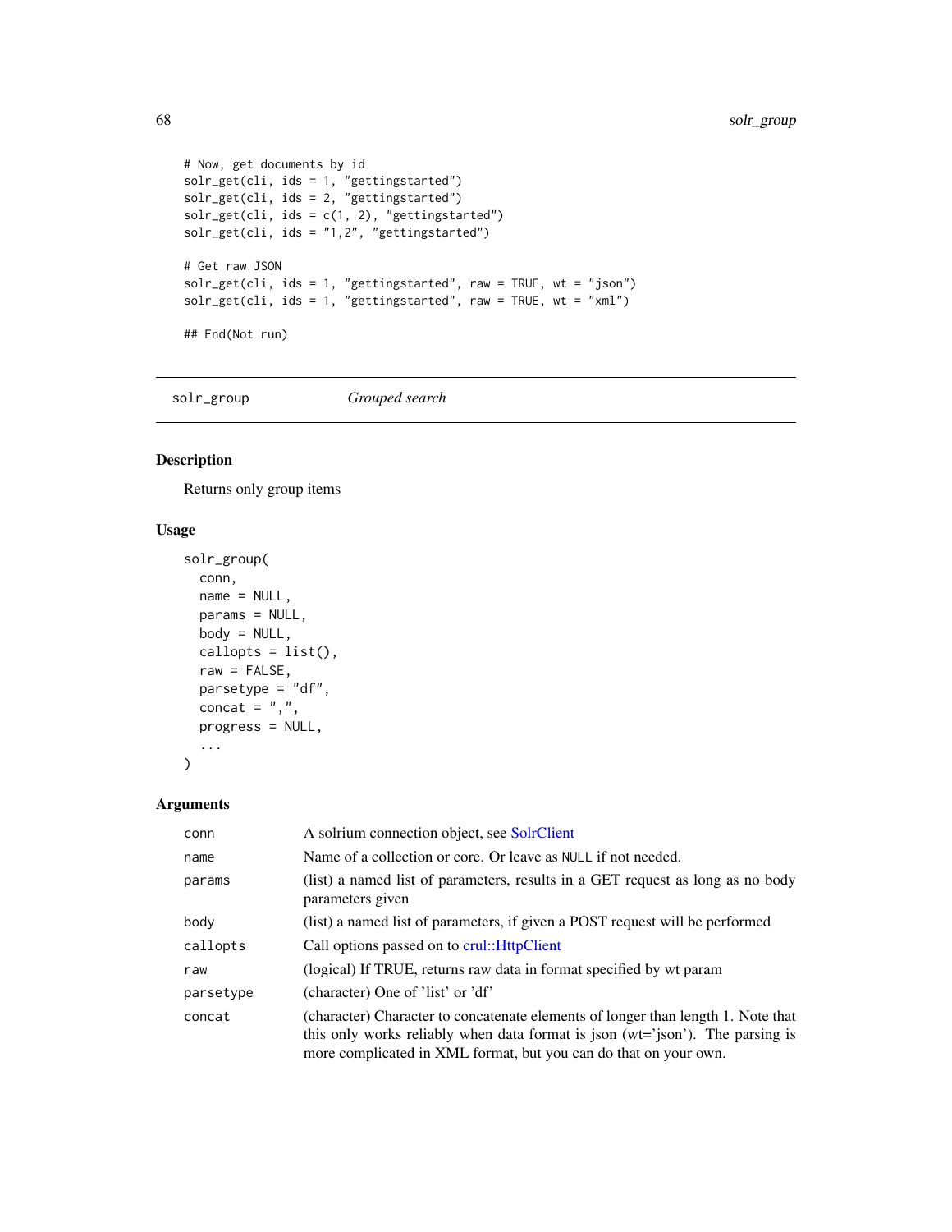```
# Now, get documents by id
solr_get(cli, ids = 1, "gettingstarted")
solr_get(cli, ids = 2, "gettingstarted")
solr_get(cli, ids = c(1, 2), "gettingstarted")
solr_get(cli, ids = "1,2", "gettingstarted")

# Get raw JSON
solr_get(cli, ids = 1, "gettingstarted", raw = TRUE, wt = "json")
solr_get(cli, ids = 1, "gettingstarted", raw = TRUE, wt = "xml")

## End(Not run)
```

## solr_group *Grouped search*

### Description

Returns only group items

### Usage

```
solr_group(
  conn,
  name = NULL,
  params = NULL,
  body = NULL,
  callopts = list(),
  raw = FALSE,
  parsetype = "df",
  concat = ",",
  progress = NULL,
  ...
)
```

### Arguments

| | |
|---|---|
| conn | A solrium connection object, see SolrClient |
| name | Name of a collection or core. Or leave as NULL if not needed. |
| params | (list) a named list of parameters, results in a GET request as long as no body parameters given |
| body | (list) a named list of parameters, if given a POST request will be performed |
| callopts | Call options passed on to crul::HttpClient |
| raw | (logical) If TRUE, returns raw data in format specified by wt param |
| parsetype | (character) One of 'list' or 'df' |
| concat | (character) Character to concatenate elements of longer than length 1. Note that this only works reliably when data format is json (wt='json'). The parsing is more complicated in XML format, but you can do that on your own. |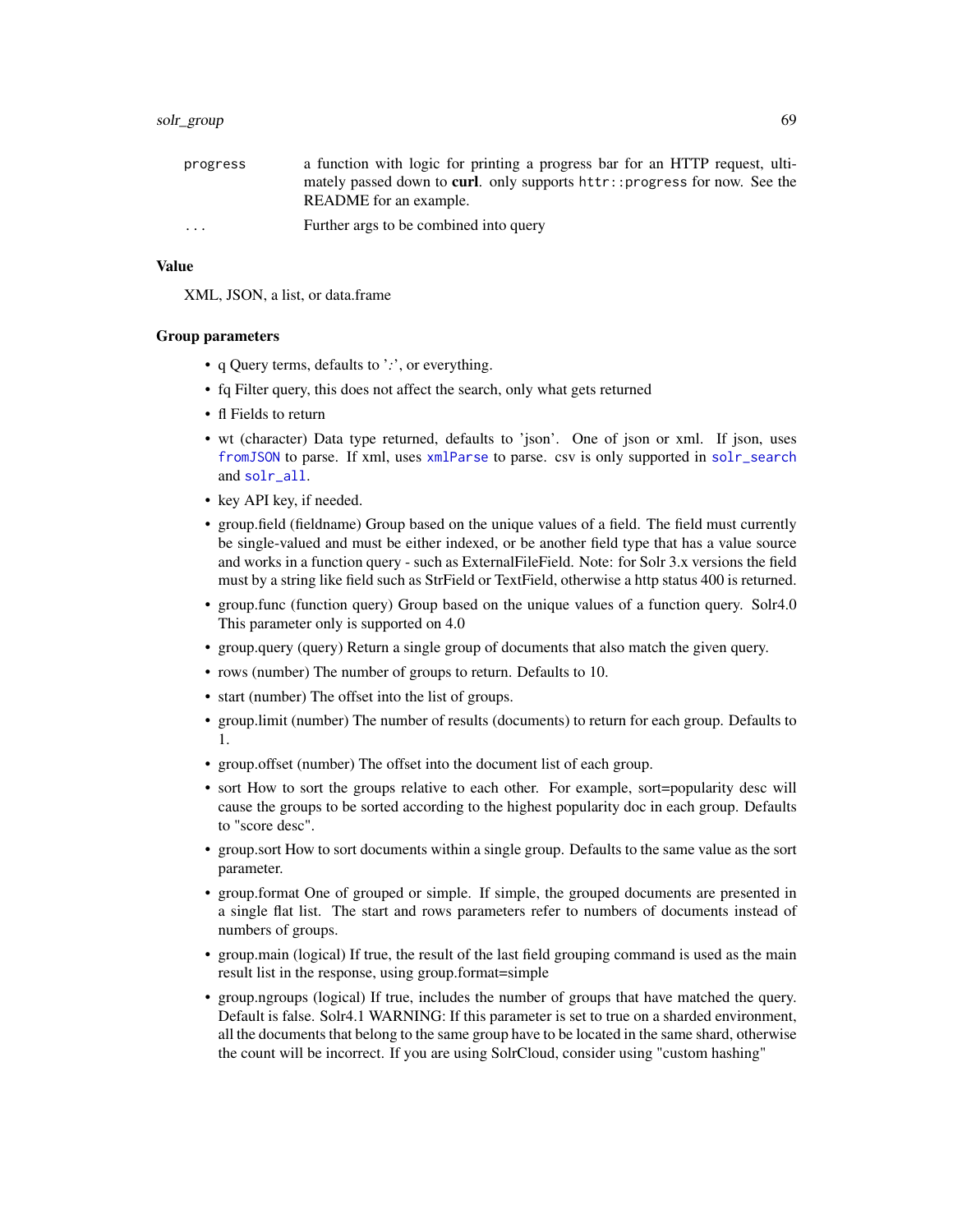progress a function with logic for printing a progress bar for an HTTP request, ultimately passed down to **curl**. only supports `httr::progress` for now. See the README for an example.

... Further args to be combined into query

### Value

XML, JSON, a list, or data.frame

### Group parameters

- q Query terms, defaults to '*:*', or everything.
- fq Filter query, this does not affect the search, only what gets returned
- fl Fields to return
- wt (character) Data type returned, defaults to 'json'. One of json or xml. If json, uses `fromJSON` to parse. If xml, uses `xmlParse` to parse. csv is only supported in `solr_search` and `solr_all`.
- key API key, if needed.
- group.field (fieldname) Group based on the unique values of a field. The field must currently be single-valued and must be either indexed, or be another field type that has a value source and works in a function query - such as ExternalFileField. Note: for Solr 3.x versions the field must by a string like field such as StrField or TextField, otherwise a http status 400 is returned.
- group.func (function query) Group based on the unique values of a function query. Solr4.0 This parameter only is supported on 4.0
- group.query (query) Return a single group of documents that also match the given query.
- rows (number) The number of groups to return. Defaults to 10.
- start (number) The offset into the list of groups.
- group.limit (number) The number of results (documents) to return for each group. Defaults to 1.
- group.offset (number) The offset into the document list of each group.
- sort How to sort the groups relative to each other. For example, sort=popularity desc will cause the groups to be sorted according to the highest popularity doc in each group. Defaults to "score desc".
- group.sort How to sort documents within a single group. Defaults to the same value as the sort parameter.
- group.format One of grouped or simple. If simple, the grouped documents are presented in a single flat list. The start and rows parameters refer to numbers of documents instead of numbers of groups.
- group.main (logical) If true, the result of the last field grouping command is used as the main result list in the response, using group.format=simple
- group.ngroups (logical) If true, includes the number of groups that have matched the query. Default is false. Solr4.1 WARNING: If this parameter is set to true on a sharded environment, all the documents that belong to the same group have to be located in the same shard, otherwise the count will be incorrect. If you are using SolrCloud, consider using "custom hashing"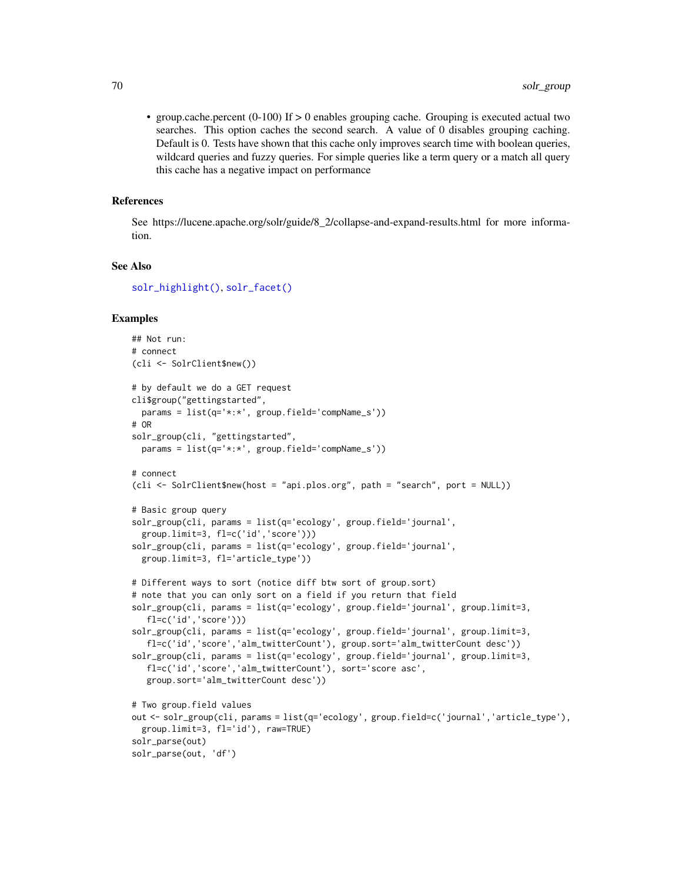- group.cache.percent (0-100) If > 0 enables grouping cache. Grouping is executed actual two searches. This option caches the second search. A value of 0 disables grouping caching. Default is 0. Tests have shown that this cache only improves search time with boolean queries, wildcard queries and fuzzy queries. For simple queries like a term query or a match all query this cache has a negative impact on performance

### References

See https://lucene.apache.org/solr/guide/8_2/collapse-and-expand-results.html for more information.

### See Also

solr_highlight(), solr_facet()

### Examples

```
## Not run:
# connect
(cli <- SolrClient$new())

# by default we do a GET request
cli$group("gettingstarted",
  params = list(q='*:*', group.field='compName_s'))
# OR
solr_group(cli, "gettingstarted",
  params = list(q='*:*', group.field='compName_s'))

# connect
(cli <- SolrClient$new(host = "api.plos.org", path = "search", port = NULL))

# Basic group query
solr_group(cli, params = list(q='ecology', group.field='journal',
  group.limit=3, fl=c('id','score')))
solr_group(cli, params = list(q='ecology', group.field='journal',
  group.limit=3, fl='article_type'))

# Different ways to sort (notice diff btw sort of group.sort)
# note that you can only sort on a field if you return that field
solr_group(cli, params = list(q='ecology', group.field='journal', group.limit=3,
   fl=c('id','score')))
solr_group(cli, params = list(q='ecology', group.field='journal', group.limit=3,
   fl=c('id','score','alm_twitterCount'), group.sort='alm_twitterCount desc'))
solr_group(cli, params = list(q='ecology', group.field='journal', group.limit=3,
   fl=c('id','score','alm_twitterCount'), sort='score asc',
   group.sort='alm_twitterCount desc'))

# Two group.field values
out <- solr_group(cli, params = list(q='ecology', group.field=c('journal','article_type'),
  group.limit=3, fl='id'), raw=TRUE)
solr_parse(out)
solr_parse(out, 'df')
```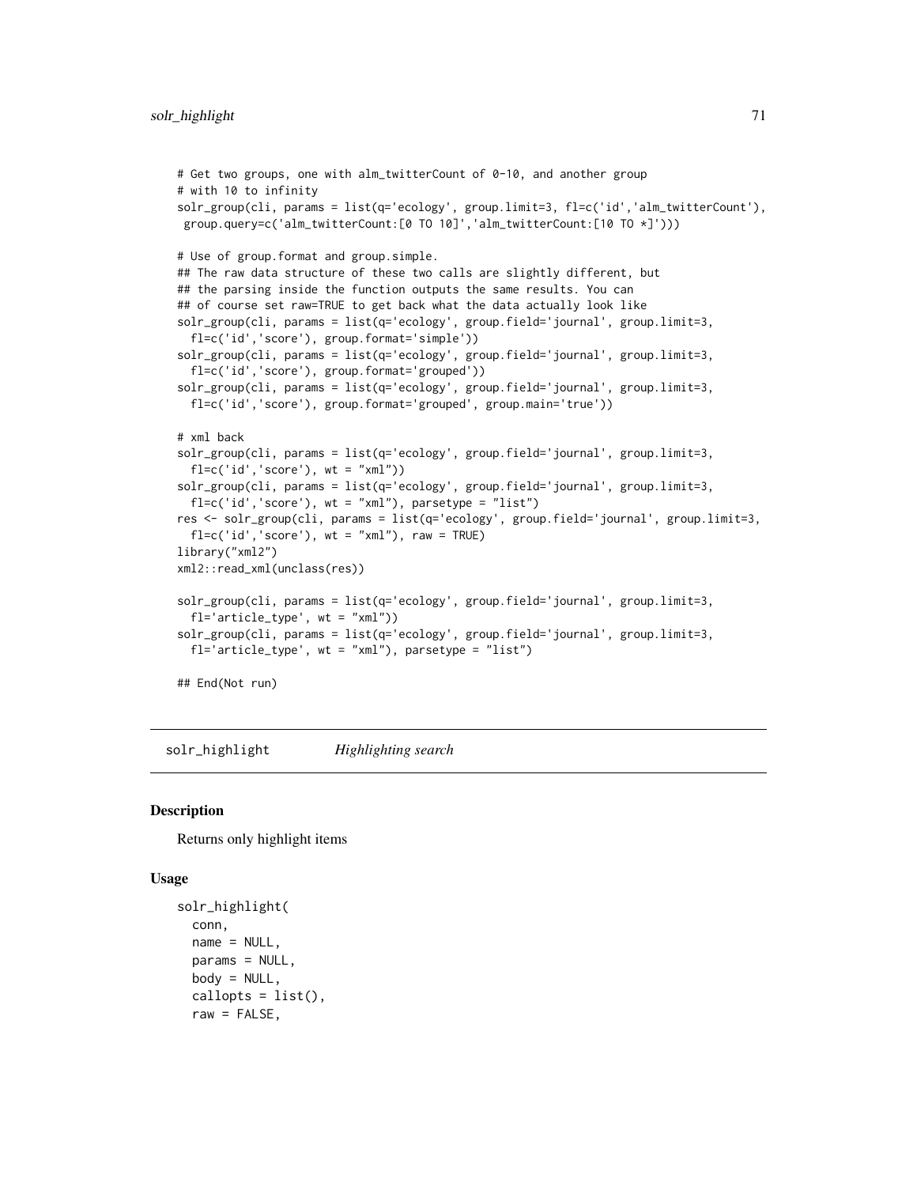```
# Get two groups, one with alm_twitterCount of 0-10, and another group
# with 10 to infinity
solr_group(cli, params = list(q='ecology', group.limit=3, fl=c('id','alm_twitterCount'),
 group.query=c('alm_twitterCount:[0 TO 10]','alm_twitterCount:[10 TO *]')))

# Use of group.format and group.simple.
## The raw data structure of these two calls are slightly different, but
## the parsing inside the function outputs the same results. You can
## of course set raw=TRUE to get back what the data actually look like
solr_group(cli, params = list(q='ecology', group.field='journal', group.limit=3,
  fl=c('id','score'), group.format='simple'))
solr_group(cli, params = list(q='ecology', group.field='journal', group.limit=3,
  fl=c('id','score'), group.format='grouped'))
solr_group(cli, params = list(q='ecology', group.field='journal', group.limit=3,
  fl=c('id','score'), group.format='grouped', group.main='true'))

# xml back
solr_group(cli, params = list(q='ecology', group.field='journal', group.limit=3,
  fl=c('id','score'), wt = "xml"))
solr_group(cli, params = list(q='ecology', group.field='journal', group.limit=3,
  fl=c('id','score'), wt = "xml"), parsetype = "list")
res <- solr_group(cli, params = list(q='ecology', group.field='journal', group.limit=3,
  fl=c('id','score'), wt = "xml"), raw = TRUE)
library("xml2")
xml2::read_xml(unclass(res))

solr_group(cli, params = list(q='ecology', group.field='journal', group.limit=3,
  fl='article_type', wt = "xml"))
solr_group(cli, params = list(q='ecology', group.field='journal', group.limit=3,
  fl='article_type', wt = "xml"), parsetype = "list")

## End(Not run)
```

## solr_highlight *Highlighting search*

### Description

Returns only highlight items

### Usage

```
solr_highlight(
  conn,
  name = NULL,
  params = NULL,
  body = NULL,
  callopts = list(),
  raw = FALSE,
```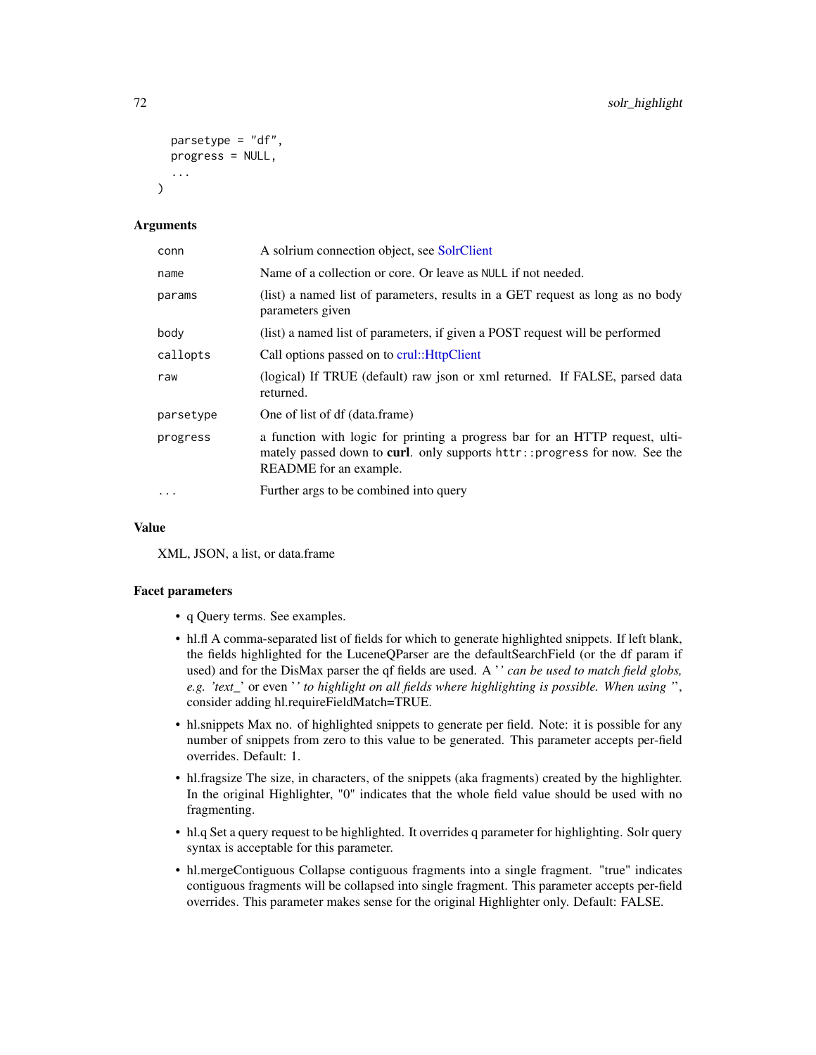```
  parsetype = "df",
  progress = NULL,
  ...
)
```

### Arguments

| | |
|---|---|
| conn | A solrium connection object, see SolrClient |
| name | Name of a collection or core. Or leave as NULL if not needed. |
| params | (list) a named list of parameters, results in a GET request as long as no body parameters given |
| body | (list) a named list of parameters, if given a POST request will be performed |
| callopts | Call options passed on to crul::HttpClient |
| raw | (logical) If TRUE (default) raw json or xml returned. If FALSE, parsed data returned. |
| parsetype | One of list of df (data.frame) |
| progress | a function with logic for printing a progress bar for an HTTP request, ultimately passed down to **curl**. only supports `httr::progress` for now. See the README for an example. |
| ... | Further args to be combined into query |

### Value

XML, JSON, a list, or data.frame

### Facet parameters

- q Query terms. See examples.
- hl.fl A comma-separated list of fields for which to generate highlighted snippets. If left blank, the fields highlighted for the LuceneQParser are the defaultSearchField (or the df param if used) and for the DisMax parser the qf fields are used. A '*' can be used to match field globs, e.g. 'text_*' or even '*' to highlight on all fields where highlighting is possible. When using '*', consider adding hl.requireFieldMatch=TRUE.
- hl.snippets Max no. of highlighted snippets to generate per field. Note: it is possible for any number of snippets from zero to this value to be generated. This parameter accepts per-field overrides. Default: 1.
- hl.fragsize The size, in characters, of the snippets (aka fragments) created by the highlighter. In the original Highlighter, "0" indicates that the whole field value should be used with no fragmenting.
- hl.q Set a query request to be highlighted. It overrides q parameter for highlighting. Solr query syntax is acceptable for this parameter.
- hl.mergeContiguous Collapse contiguous fragments into a single fragment. "true" indicates contiguous fragments will be collapsed into single fragment. This parameter accepts per-field overrides. This parameter makes sense for the original Highlighter only. Default: FALSE.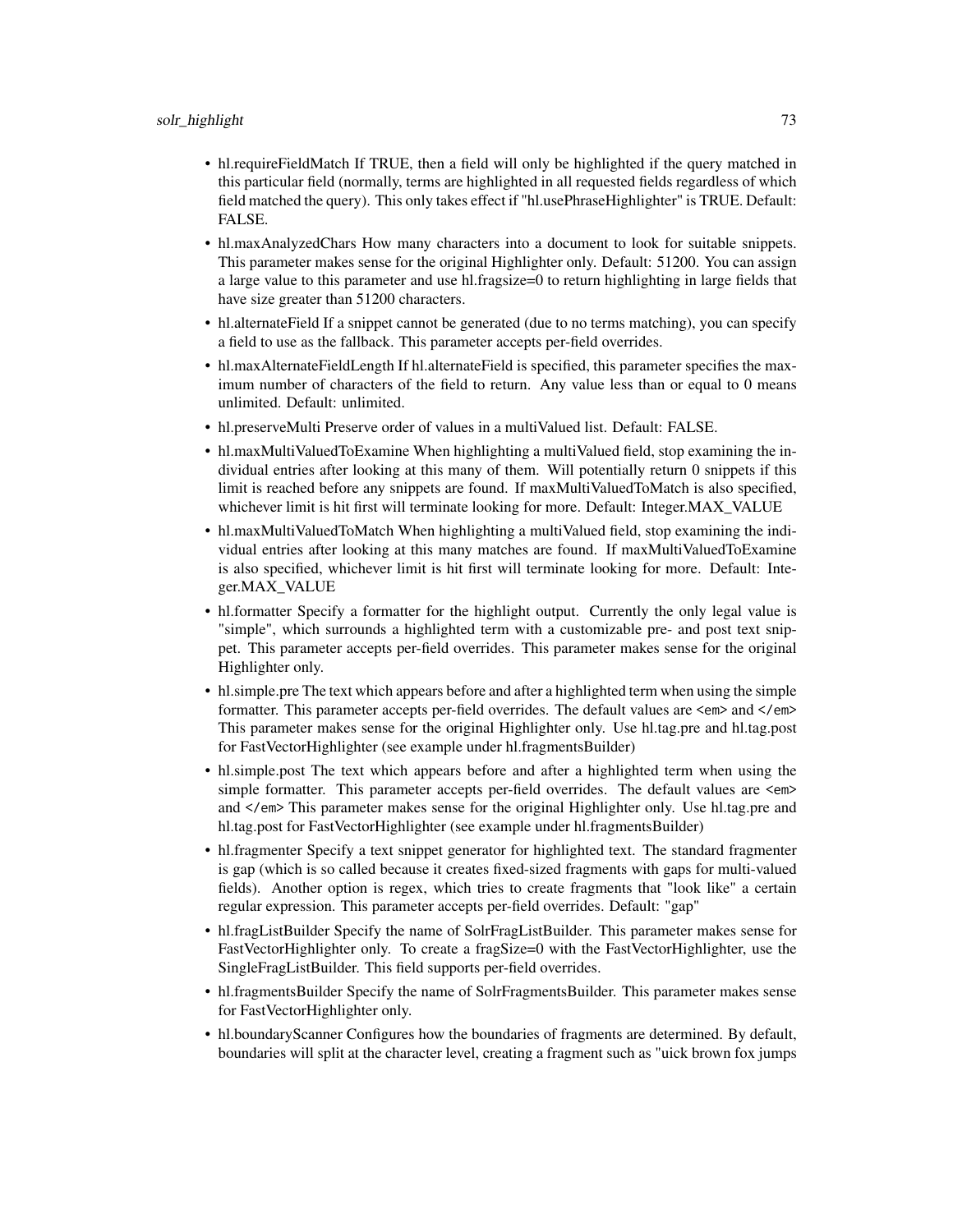- hl.requireFieldMatch If TRUE, then a field will only be highlighted if the query matched in this particular field (normally, terms are highlighted in all requested fields regardless of which field matched the query). This only takes effect if "hl.usePhraseHighlighter" is TRUE. Default: FALSE.
- hl.maxAnalyzedChars How many characters into a document to look for suitable snippets. This parameter makes sense for the original Highlighter only. Default: 51200. You can assign a large value to this parameter and use hl.fragsize=0 to return highlighting in large fields that have size greater than 51200 characters.
- hl.alternateField If a snippet cannot be generated (due to no terms matching), you can specify a field to use as the fallback. This parameter accepts per-field overrides.
- hl.maxAlternateFieldLength If hl.alternateField is specified, this parameter specifies the maximum number of characters of the field to return. Any value less than or equal to 0 means unlimited. Default: unlimited.
- hl.preserveMulti Preserve order of values in a multiValued list. Default: FALSE.
- hl.maxMultiValuedToExamine When highlighting a multiValued field, stop examining the individual entries after looking at this many of them. Will potentially return 0 snippets if this limit is reached before any snippets are found. If maxMultiValuedToMatch is also specified, whichever limit is hit first will terminate looking for more. Default: Integer.MAX_VALUE
- hl.maxMultiValuedToMatch When highlighting a multiValued field, stop examining the individual entries after looking at this many matches are found. If maxMultiValuedToExamine is also specified, whichever limit is hit first will terminate looking for more. Default: Integer.MAX_VALUE
- hl.formatter Specify a formatter for the highlight output. Currently the only legal value is "simple", which surrounds a highlighted term with a customizable pre- and post text snippet. This parameter accepts per-field overrides. This parameter makes sense for the original Highlighter only.
- hl.simple.pre The text which appears before and after a highlighted term when using the simple formatter. This parameter accepts per-field overrides. The default values are `<em>` and `</em>` This parameter makes sense for the original Highlighter only. Use hl.tag.pre and hl.tag.post for FastVectorHighlighter (see example under hl.fragmentsBuilder)
- hl.simple.post The text which appears before and after a highlighted term when using the simple formatter. This parameter accepts per-field overrides. The default values are `<em>` and `</em>` This parameter makes sense for the original Highlighter only. Use hl.tag.pre and hl.tag.post for FastVectorHighlighter (see example under hl.fragmentsBuilder)
- hl.fragmenter Specify a text snippet generator for highlighted text. The standard fragmenter is gap (which is so called because it creates fixed-sized fragments with gaps for multi-valued fields). Another option is regex, which tries to create fragments that "look like" a certain regular expression. This parameter accepts per-field overrides. Default: "gap"
- hl.fragListBuilder Specify the name of SolrFragListBuilder. This parameter makes sense for FastVectorHighlighter only. To create a fragSize=0 with the FastVectorHighlighter, use the SingleFragListBuilder. This field supports per-field overrides.
- hl.fragmentsBuilder Specify the name of SolrFragmentsBuilder. This parameter makes sense for FastVectorHighlighter only.
- hl.boundaryScanner Configures how the boundaries of fragments are determined. By default, boundaries will split at the character level, creating a fragment such as "uick brown fox jumps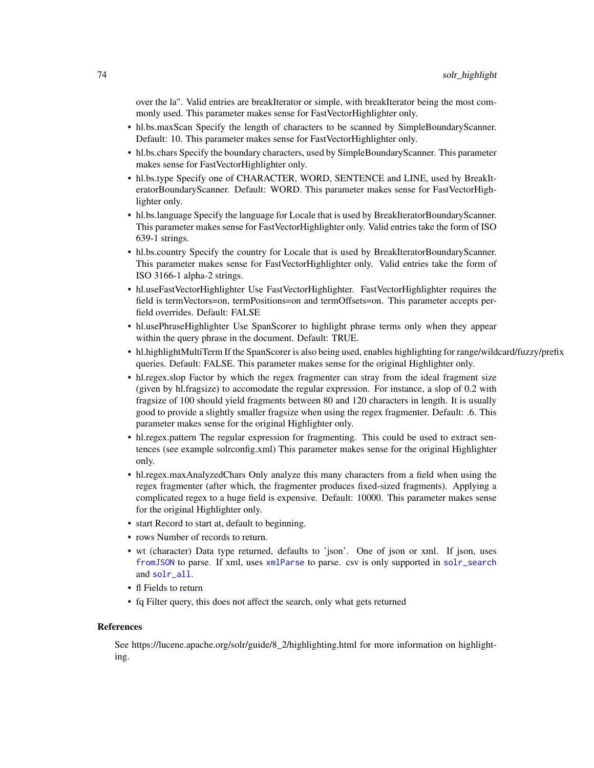over the la". Valid entries are breakIterator or simple, with breakIterator being the most commonly used. This parameter makes sense for FastVectorHighlighter only.

- hl.bs.maxScan Specify the length of characters to be scanned by SimpleBoundaryScanner. Default: 10. This parameter makes sense for FastVectorHighlighter only.
- hl.bs.chars Specify the boundary characters, used by SimpleBoundaryScanner. This parameter makes sense for FastVectorHighlighter only.
- hl.bs.type Specify one of CHARACTER, WORD, SENTENCE and LINE, used by BreakIteratorBoundaryScanner. Default: WORD. This parameter makes sense for FastVectorHighlighter only.
- hl.bs.language Specify the language for Locale that is used by BreakIteratorBoundaryScanner. This parameter makes sense for FastVectorHighlighter only. Valid entries take the form of ISO 639-1 strings.
- hl.bs.country Specify the country for Locale that is used by BreakIteratorBoundaryScanner. This parameter makes sense for FastVectorHighlighter only. Valid entries take the form of ISO 3166-1 alpha-2 strings.
- hl.useFastVectorHighlighter Use FastVectorHighlighter. FastVectorHighlighter requires the field is termVectors=on, termPositions=on and termOffsets=on. This parameter accepts per-field overrides. Default: FALSE
- hl.usePhraseHighlighter Use SpanScorer to highlight phrase terms only when they appear within the query phrase in the document. Default: TRUE.
- hl.highlightMultiTerm If the SpanScorer is also being used, enables highlighting for range/wildcard/fuzzy/prefix queries. Default: FALSE. This parameter makes sense for the original Highlighter only.
- hl.regex.slop Factor by which the regex fragmenter can stray from the ideal fragment size (given by hl.fragsize) to accomodate the regular expression. For instance, a slop of 0.2 with fragsize of 100 should yield fragments between 80 and 120 characters in length. It is usually good to provide a slightly smaller fragsize when using the regex fragmenter. Default: .6. This parameter makes sense for the original Highlighter only.
- hl.regex.pattern The regular expression for fragmenting. This could be used to extract sentences (see example solrconfig.xml) This parameter makes sense for the original Highlighter only.
- hl.regex.maxAnalyzedChars Only analyze this many characters from a field when using the regex fragmenter (after which, the fragmenter produces fixed-sized fragments). Applying a complicated regex to a huge field is expensive. Default: 10000. This parameter makes sense for the original Highlighter only.
- start Record to start at, default to beginning.
- rows Number of records to return.
- wt (character) Data type returned, defaults to 'json'. One of json or xml. If json, uses `fromJSON` to parse. If xml, uses `xmlParse` to parse. csv is only supported in `solr_search` and `solr_all`.
- fl Fields to return
- fq Filter query, this does not affect the search, only what gets returned

### References

See https://lucene.apache.org/solr/guide/8_2/highlighting.html for more information on highlighting.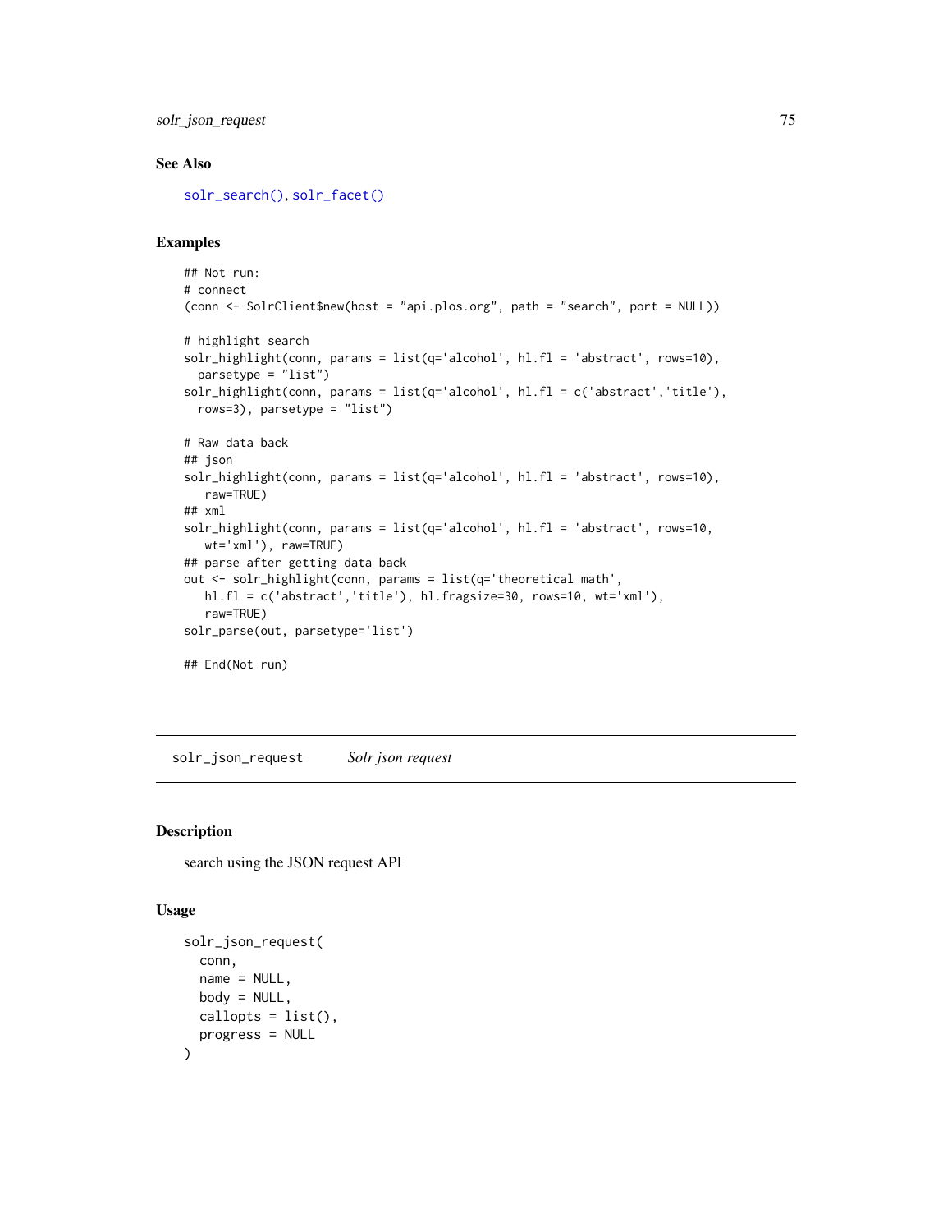### See Also

solr_search(), solr_facet()

### Examples

```
## Not run:
# connect
(conn <- SolrClient$new(host = "api.plos.org", path = "search", port = NULL))

# highlight search
solr_highlight(conn, params = list(q='alcohol', hl.fl = 'abstract', rows=10),
  parsetype = "list")
solr_highlight(conn, params = list(q='alcohol', hl.fl = c('abstract','title'),
  rows=3), parsetype = "list")

# Raw data back
## json
solr_highlight(conn, params = list(q='alcohol', hl.fl = 'abstract', rows=10),
   raw=TRUE)
## xml
solr_highlight(conn, params = list(q='alcohol', hl.fl = 'abstract', rows=10,
   wt='xml'), raw=TRUE)
## parse after getting data back
out <- solr_highlight(conn, params = list(q='theoretical math',
   hl.fl = c('abstract','title'), hl.fragsize=30, rows=10, wt='xml'),
   raw=TRUE)
solr_parse(out, parsetype='list')

## End(Not run)
```

---

## solr_json_request — *Solr json request*

### Description

search using the JSON request API

### Usage

```
solr_json_request(
  conn,
  name = NULL,
  body = NULL,
  callopts = list(),
  progress = NULL
)
```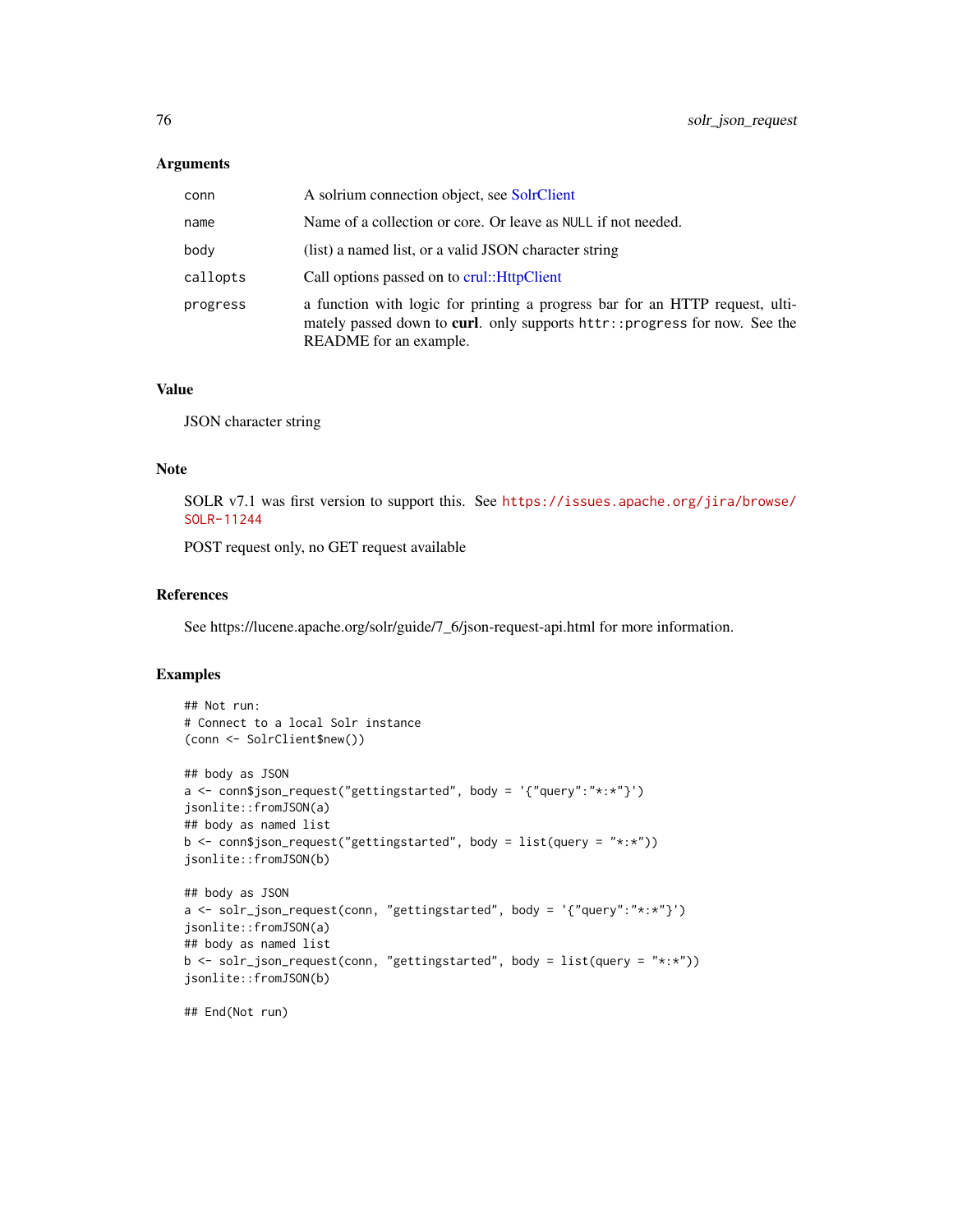### Arguments

| | |
|---|---|
| conn | A solrium connection object, see SolrClient |
| name | Name of a collection or core. Or leave as NULL if not needed. |
| body | (list) a named list, or a valid JSON character string |
| callopts | Call options passed on to crul::HttpClient |
| progress | a function with logic for printing a progress bar for an HTTP request, ultimately passed down to **curl**. only supports `httr::progress` for now. See the README for an example. |

### Value

JSON character string

### Note

SOLR v7.1 was first version to support this. See https://issues.apache.org/jira/browse/SOLR-11244

POST request only, no GET request available

### References

See https://lucene.apache.org/solr/guide/7_6/json-request-api.html for more information.

### Examples

```
## Not run:
# Connect to a local Solr instance
(conn <- SolrClient$new())

## body as JSON
a <- conn$json_request("gettingstarted", body = '{"query":"*:*"}')
jsonlite::fromJSON(a)
## body as named list
b <- conn$json_request("gettingstarted", body = list(query = "*:*"))
jsonlite::fromJSON(b)

## body as JSON
a <- solr_json_request(conn, "gettingstarted", body = '{"query":"*:*"}')
jsonlite::fromJSON(a)
## body as named list
b <- solr_json_request(conn, "gettingstarted", body = list(query = "*:*"))
jsonlite::fromJSON(b)

## End(Not run)
```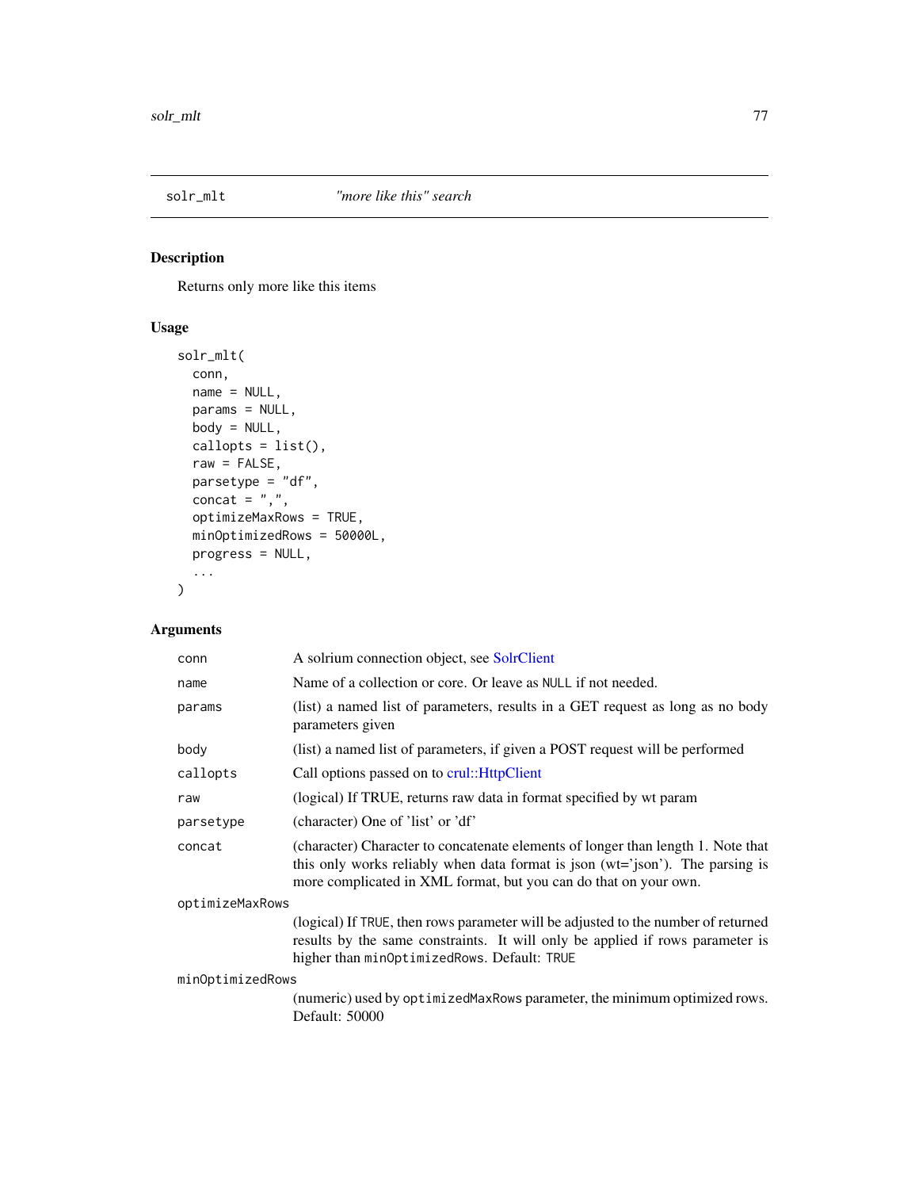## solr_mlt *"more like this" search*

### Description

Returns only more like this items

### Usage

```
solr_mlt(
  conn,
  name = NULL,
  params = NULL,
  body = NULL,
  callopts = list(),
  raw = FALSE,
  parsetype = "df",
  concat = ",",
  optimizeMaxRows = TRUE,
  minOptimizedRows = 50000L,
  progress = NULL,
  ...
)
```

### Arguments

| | |
|---|---|
| conn | A solrium connection object, see SolrClient |
| name | Name of a collection or core. Or leave as `NULL` if not needed. |
| params | (list) a named list of parameters, results in a GET request as long as no body parameters given |
| body | (list) a named list of parameters, if given a POST request will be performed |
| callopts | Call options passed on to crul::HttpClient |
| raw | (logical) If TRUE, returns raw data in format specified by wt param |
| parsetype | (character) One of 'list' or 'df' |
| concat | (character) Character to concatenate elements of longer than length 1. Note that this only works reliably when data format is json (wt='json'). The parsing is more complicated in XML format, but you can do that on your own. |
| optimizeMaxRows | (logical) If `TRUE`, then rows parameter will be adjusted to the number of returned results by the same constraints. It will only be applied if rows parameter is higher than `minOptimizedRows`. Default: `TRUE` |
| minOptimizedRows | (numeric) used by `optimizedMaxRows` parameter, the minimum optimized rows. Default: 50000 |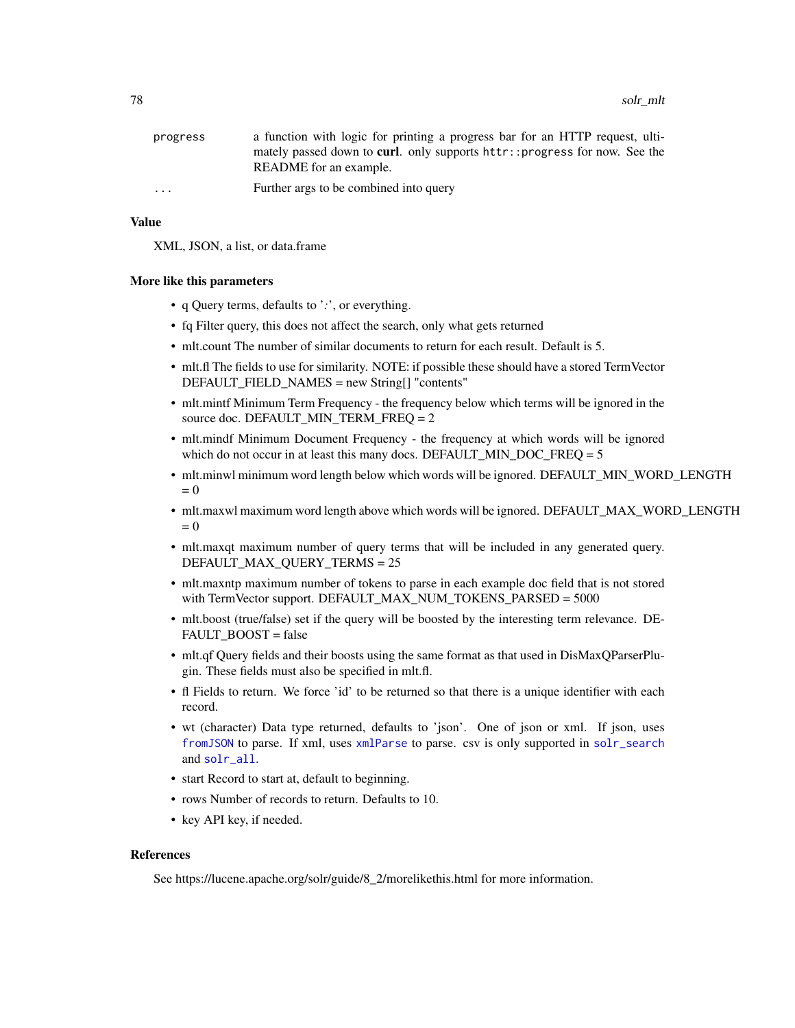| | |
|---|---|
| progress | a function with logic for printing a progress bar for an HTTP request, ultimately passed down to **curl**. only supports `httr::progress` for now. See the README for an example. |
| ... | Further args to be combined into query |

### Value

XML, JSON, a list, or data.frame

### More like this parameters

- q Query terms, defaults to '*:*', or everything.
- fq Filter query, this does not affect the search, only what gets returned
- mlt.count The number of similar documents to return for each result. Default is 5.
- mlt.fl The fields to use for similarity. NOTE: if possible these should have a stored TermVector DEFAULT_FIELD_NAMES = new String[] "contents"
- mlt.mintf Minimum Term Frequency - the frequency below which terms will be ignored in the source doc. DEFAULT_MIN_TERM_FREQ = 2
- mlt.mindf Minimum Document Frequency - the frequency at which words will be ignored which do not occur in at least this many docs. DEFAULT_MIN_DOC_FREQ = 5
- mlt.minwl minimum word length below which words will be ignored. DEFAULT_MIN_WORD_LENGTH = 0
- mlt.maxwl maximum word length above which words will be ignored. DEFAULT_MAX_WORD_LENGTH = 0
- mlt.maxqt maximum number of query terms that will be included in any generated query. DEFAULT_MAX_QUERY_TERMS = 25
- mlt.maxntp maximum number of tokens to parse in each example doc field that is not stored with TermVector support. DEFAULT_MAX_NUM_TOKENS_PARSED = 5000
- mlt.boost (true/false) set if the query will be boosted by the interesting term relevance. DEFAULT_BOOST = false
- mlt.qf Query fields and their boosts using the same format as that used in DisMaxQParserPlugin. These fields must also be specified in mlt.fl.
- fl Fields to return. We force 'id' to be returned so that there is a unique identifier with each record.
- wt (character) Data type returned, defaults to 'json'. One of json or xml. If json, uses `fromJSON` to parse. If xml, uses `xmlParse` to parse. csv is only supported in `solr_search` and `solr_all`.
- start Record to start at, default to beginning.
- rows Number of records to return. Defaults to 10.
- key API key, if needed.

### References

See https://lucene.apache.org/solr/guide/8_2/morelikethis.html for more information.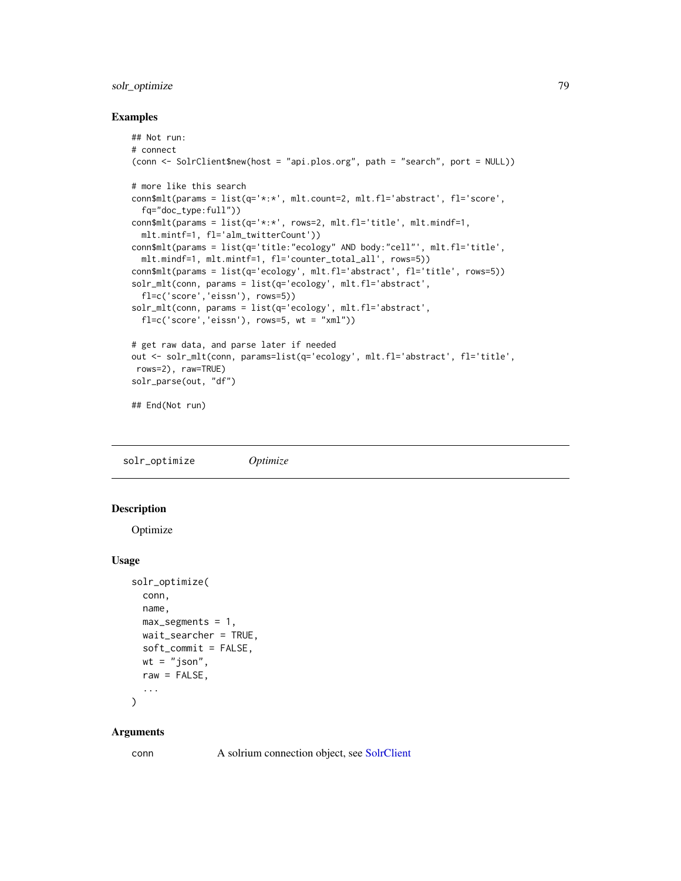## Examples

```
## Not run:
# connect
(conn <- SolrClient$new(host = "api.plos.org", path = "search", port = NULL))

# more like this search
conn$mlt(params = list(q='*:*', mlt.count=2, mlt.fl='abstract', fl='score',
  fq="doc_type:full"))
conn$mlt(params = list(q='*:*', rows=2, mlt.fl='title', mlt.mindf=1,
  mlt.mintf=1, fl='alm_twitterCount'))
conn$mlt(params = list(q='title:"ecology" AND body:"cell"', mlt.fl='title',
  mlt.mindf=1, mlt.mintf=1, fl='counter_total_all', rows=5))
conn$mlt(params = list(q='ecology', mlt.fl='abstract', fl='title', rows=5))
solr_mlt(conn, params = list(q='ecology', mlt.fl='abstract',
  fl=c('score','eissn'), rows=5))
solr_mlt(conn, params = list(q='ecology', mlt.fl='abstract',
  fl=c('score','eissn'), rows=5, wt = "xml"))

# get raw data, and parse later if needed
out <- solr_mlt(conn, params=list(q='ecology', mlt.fl='abstract', fl='title',
 rows=2), raw=TRUE)
solr_parse(out, "df")

## End(Not run)
```

---

## solr_optimize &nbsp;&nbsp;&nbsp;&nbsp; *Optimize*

### Description

Optimize

### Usage

```
solr_optimize(
  conn,
  name,
  max_segments = 1,
  wait_searcher = TRUE,
  soft_commit = FALSE,
  wt = "json",
  raw = FALSE,
  ...
)
```

### Arguments

| | |
|---|---|
| conn | A solrium connection object, see SolrClient |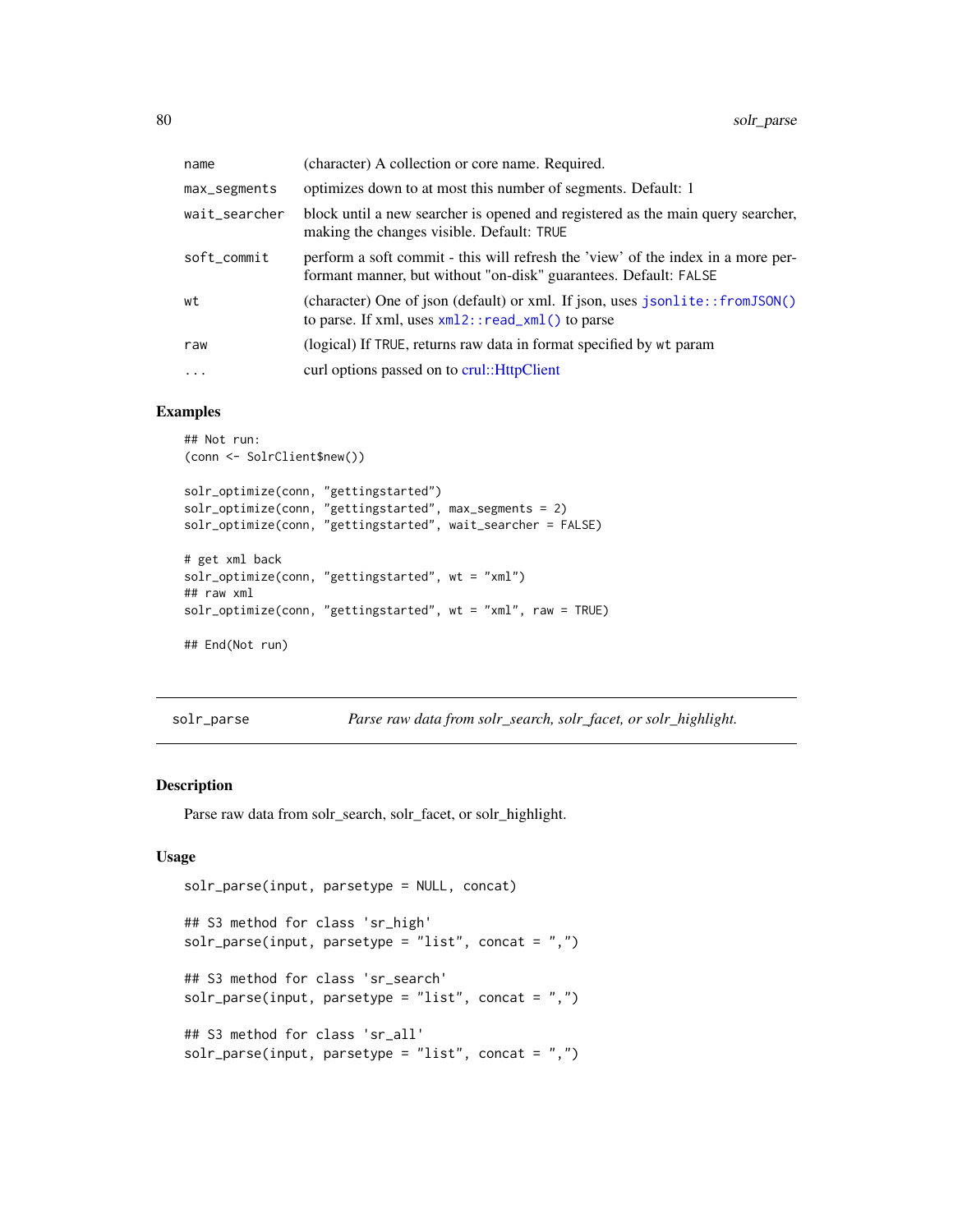| | |
|---|---|
| name | (character) A collection or core name. Required. |
| max_segments | optimizes down to at most this number of segments. Default: 1 |
| wait_searcher | block until a new searcher is opened and registered as the main query searcher, making the changes visible. Default: TRUE |
| soft_commit | perform a soft commit - this will refresh the 'view' of the index in a more performant manner, but without "on-disk" guarantees. Default: FALSE |
| wt | (character) One of json (default) or xml. If json, uses jsonlite::fromJSON() to parse. If xml, uses xml2::read_xml() to parse |
| raw | (logical) If TRUE, returns raw data in format specified by wt param |
| ... | curl options passed on to crul::HttpClient |

## Examples

```
## Not run:
(conn <- SolrClient$new())

solr_optimize(conn, "gettingstarted")
solr_optimize(conn, "gettingstarted", max_segments = 2)
solr_optimize(conn, "gettingstarted", wait_searcher = FALSE)

# get xml back
solr_optimize(conn, "gettingstarted", wt = "xml")
## raw xml
solr_optimize(conn, "gettingstarted", wt = "xml", raw = TRUE)

## End(Not run)
```

---

# solr_parse *Parse raw data from solr_search, solr_facet, or solr_highlight.*

---

## Description

Parse raw data from solr_search, solr_facet, or solr_highlight.

## Usage

```
solr_parse(input, parsetype = NULL, concat)

## S3 method for class 'sr_high'
solr_parse(input, parsetype = "list", concat = ",")

## S3 method for class 'sr_search'
solr_parse(input, parsetype = "list", concat = ",")

## S3 method for class 'sr_all'
solr_parse(input, parsetype = "list", concat = ",")
```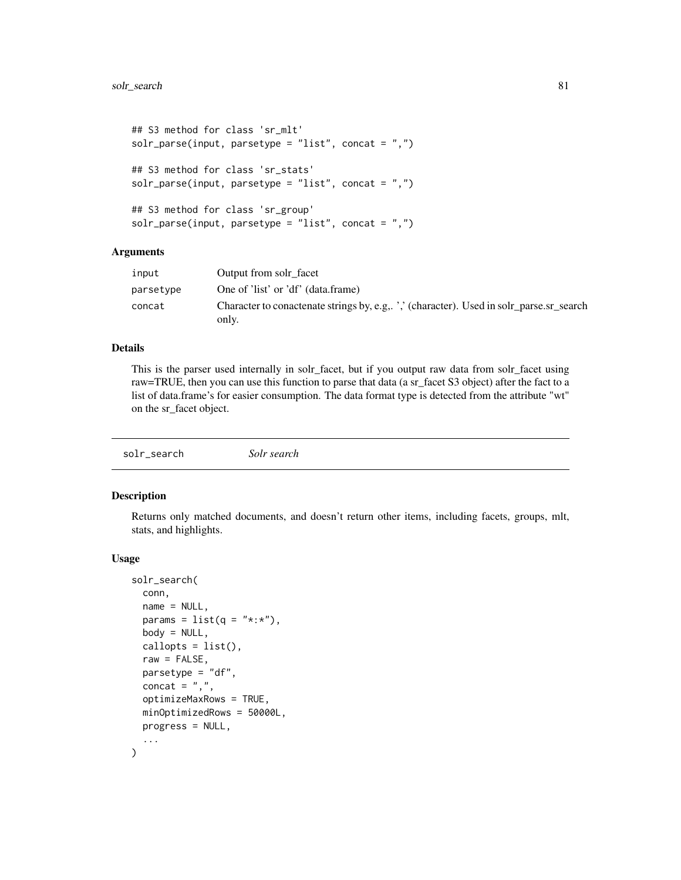```
## S3 method for class 'sr_mlt'
solr_parse(input, parsetype = "list", concat = ",")

## S3 method for class 'sr_stats'
solr_parse(input, parsetype = "list", concat = ",")

## S3 method for class 'sr_group'
solr_parse(input, parsetype = "list", concat = ",")
```

### Arguments

| | |
|---|---|
| input | Output from solr_facet |
| parsetype | One of 'list' or 'df' (data.frame) |
| concat | Character to conactenate strings by, e.g,. ',' (character). Used in solr_parse.sr_search only. |

### Details

This is the parser used internally in solr_facet, but if you output raw data from solr_facet using raw=TRUE, then you can use this function to parse that data (a sr_facet S3 object) after the fact to a list of data.frame's for easier consumption. The data format type is detected from the attribute "wt" on the sr_facet object.

---

## solr_search — *Solr search*

### Description

Returns only matched documents, and doesn't return other items, including facets, groups, mlt, stats, and highlights.

### Usage

```
solr_search(
  conn,
  name = NULL,
  params = list(q = "*:*"),
  body = NULL,
  callopts = list(),
  raw = FALSE,
  parsetype = "df",
  concat = ",",
  optimizeMaxRows = TRUE,
  minOptimizedRows = 50000L,
  progress = NULL,
  ...
)
```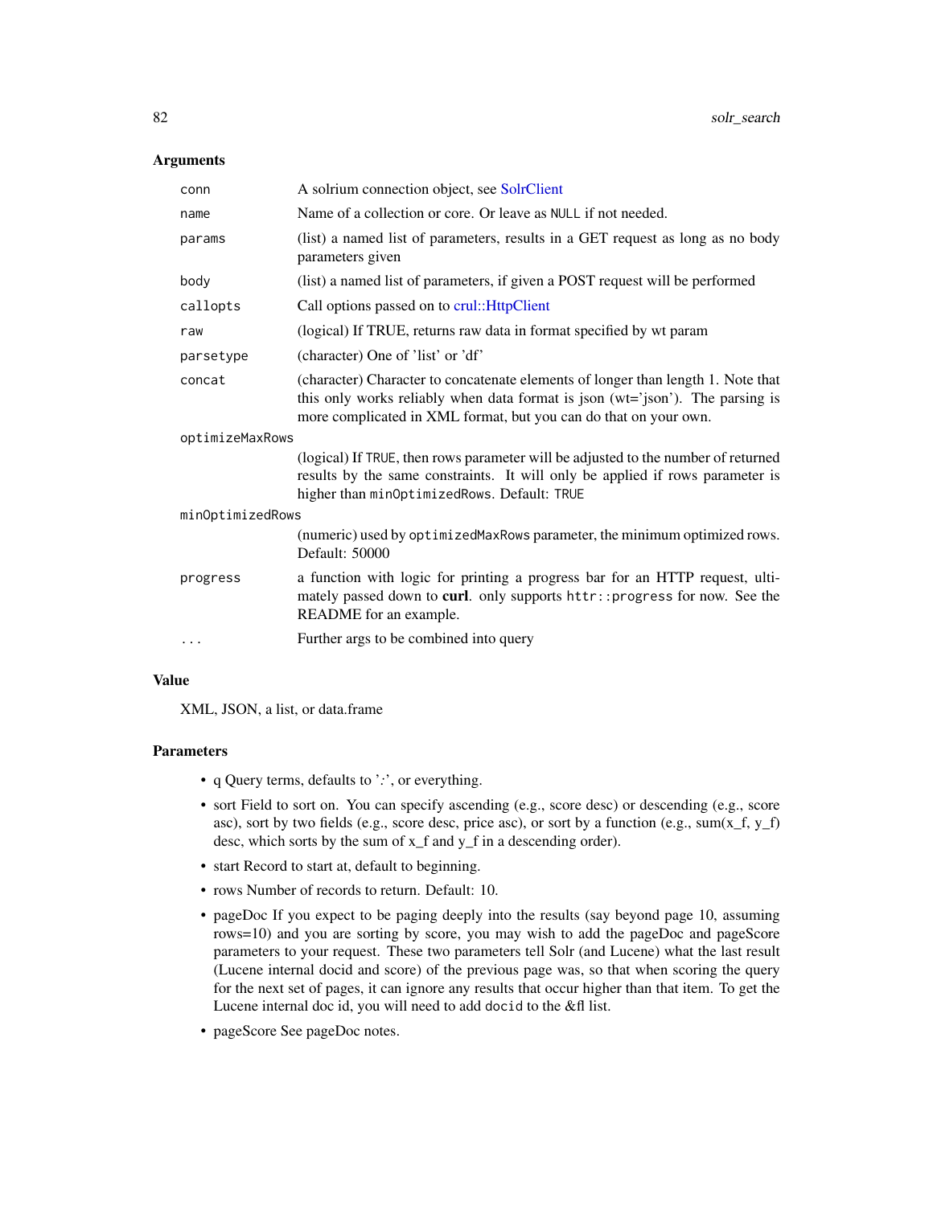### Arguments

| | |
|---|---|
| `conn` | A solrium connection object, see SolrClient |
| `name` | Name of a collection or core. Or leave as `NULL` if not needed. |
| `params` | (list) a named list of parameters, results in a GET request as long as no body parameters given |
| `body` | (list) a named list of parameters, if given a POST request will be performed |
| `callopts` | Call options passed on to crul::HttpClient |
| `raw` | (logical) If TRUE, returns raw data in format specified by wt param |
| `parsetype` | (character) One of 'list' or 'df' |
| `concat` | (character) Character to concatenate elements of longer than length 1. Note that this only works reliably when data format is json (wt='json'). The parsing is more complicated in XML format, but you can do that on your own. |
| `optimizeMaxRows` | (logical) If `TRUE`, then rows parameter will be adjusted to the number of returned results by the same constraints. It will only be applied if rows parameter is higher than `minOptimizedRows`. Default: `TRUE` |
| `minOptimizedRows` | (numeric) used by `optimizedMaxRows` parameter, the minimum optimized rows. Default: 50000 |
| `progress` | a function with logic for printing a progress bar for an HTTP request, ultimately passed down to **curl**. only supports `httr::progress` for now. See the README for an example. |
| `...` | Further args to be combined into query |

### Value

XML, JSON, a list, or data.frame

### Parameters

- q Query terms, defaults to '*:*', or everything.
- sort Field to sort on. You can specify ascending (e.g., score desc) or descending (e.g., score asc), sort by two fields (e.g., score desc, price asc), or sort by a function (e.g., sum(x_f, y_f) desc, which sorts by the sum of x_f and y_f in a descending order).
- start Record to start at, default to beginning.
- rows Number of records to return. Default: 10.
- pageDoc If you expect to be paging deeply into the results (say beyond page 10, assuming rows=10) and you are sorting by score, you may wish to add the pageDoc and pageScore parameters to your request. These two parameters tell Solr (and Lucene) what the last result (Lucene internal docid and score) of the previous page was, so that when scoring the query for the next set of pages, it can ignore any results that occur higher than that item. To get the Lucene internal doc id, you will need to add `docid` to the &fl list.
- pageScore See pageDoc notes.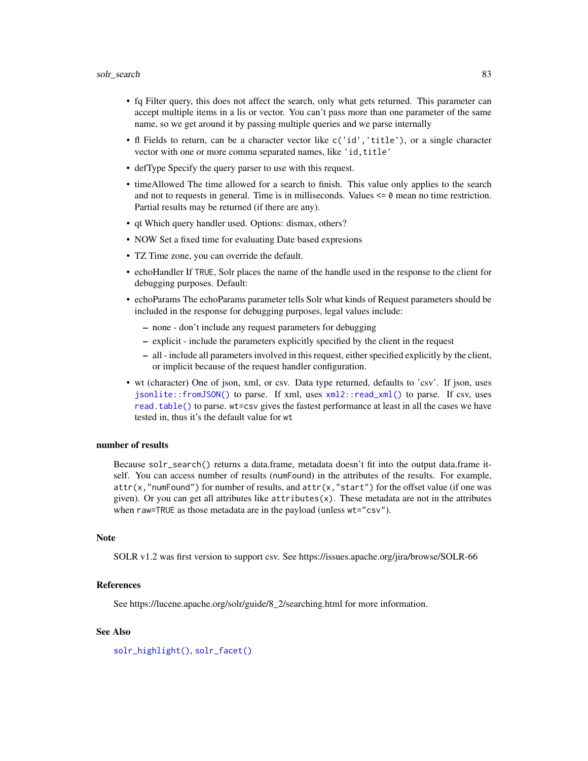- fq Filter query, this does not affect the search, only what gets returned. This parameter can accept multiple items in a lis or vector. You can't pass more than one parameter of the same name, so we get around it by passing multiple queries and we parse internally
- fl Fields to return, can be a character vector like `c('id','title')`, or a single character vector with one or more comma separated names, like `'id,title'`
- defType Specify the query parser to use with this request.
- timeAllowed The time allowed for a search to finish. This value only applies to the search and not to requests in general. Time is in milliseconds. Values `<= 0` mean no time restriction. Partial results may be returned (if there are any).
- qt Which query handler used. Options: dismax, others?
- NOW Set a fixed time for evaluating Date based expresions
- TZ Time zone, you can override the default.
- echoHandler If `TRUE`, Solr places the name of the handle used in the response to the client for debugging purposes. Default:
- echoParams The echoParams parameter tells Solr what kinds of Request parameters should be included in the response for debugging purposes, legal values include:
  - none - don't include any request parameters for debugging
  - explicit - include the parameters explicitly specified by the client in the request
  - all - include all parameters involved in this request, either specified explicitly by the client, or implicit because of the request handler configuration.
- wt (character) One of json, xml, or csv. Data type returned, defaults to 'csv'. If json, uses `jsonlite::fromJSON()` to parse. If xml, uses `xml2::read_xml()` to parse. If csv, uses `read.table()` to parse. `wt=csv` gives the fastest performance at least in all the cases we have tested in, thus it's the default value for `wt`

### number of results

Because `solr_search()` returns a data.frame, metadata doesn't fit into the output data.frame itself. You can access number of results (`numFound`) in the attributes of the results. For example, `attr(x,"numFound")` for number of results, and `attr(x,"start")` for the offset value (if one was given). Or you can get all attributes like `attributes(x)`. These metadata are not in the attributes when `raw=TRUE` as those metadata are in the payload (unless `wt="csv"`).

### Note

SOLR v1.2 was first version to support csv. See https://issues.apache.org/jira/browse/SOLR-66

### References

See https://lucene.apache.org/solr/guide/8_2/searching.html for more information.

### See Also

`solr_highlight()`, `solr_facet()`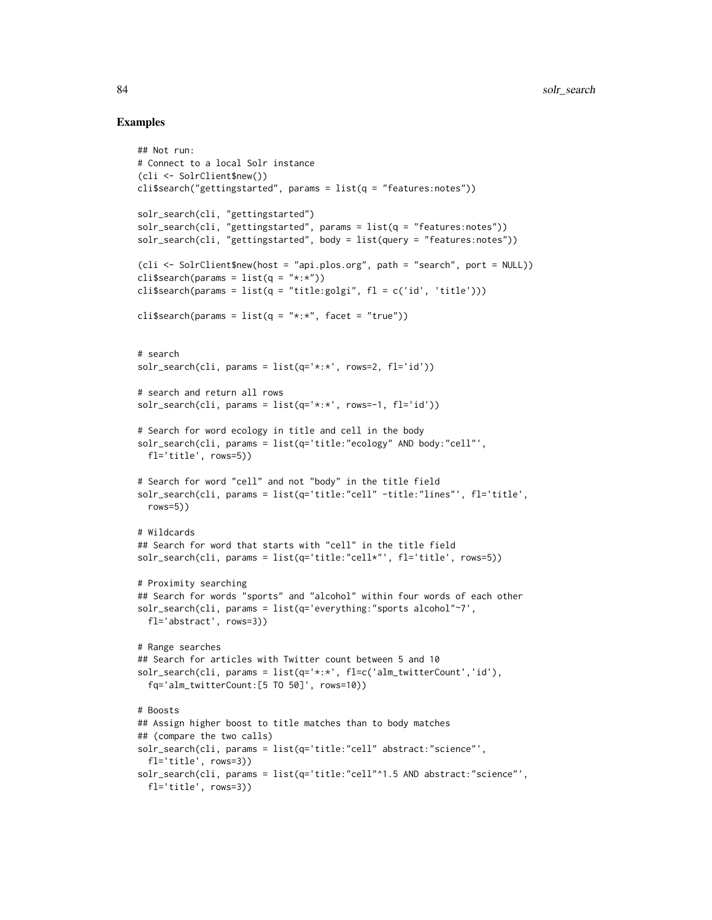## Examples

```
## Not run:
# Connect to a local Solr instance
(cli <- SolrClient$new())
cli$search("gettingstarted", params = list(q = "features:notes"))

solr_search(cli, "gettingstarted")
solr_search(cli, "gettingstarted", params = list(q = "features:notes"))
solr_search(cli, "gettingstarted", body = list(query = "features:notes"))

(cli <- SolrClient$new(host = "api.plos.org", path = "search", port = NULL))
cli$search(params = list(q = "*:*"))
cli$search(params = list(q = "title:golgi", fl = c('id', 'title')))

cli$search(params = list(q = "*:*", facet = "true"))


# search
solr_search(cli, params = list(q='*:*', rows=2, fl='id'))

# search and return all rows
solr_search(cli, params = list(q='*:*', rows=-1, fl='id'))

# Search for word ecology in title and cell in the body
solr_search(cli, params = list(q='title:"ecology" AND body:"cell"',
  fl='title', rows=5))

# Search for word "cell" and not "body" in the title field
solr_search(cli, params = list(q='title:"cell" -title:"lines"', fl='title',
  rows=5))

# Wildcards
## Search for word that starts with "cell" in the title field
solr_search(cli, params = list(q='title:"cell*"', fl='title', rows=5))

# Proximity searching
## Search for words "sports" and "alcohol" within four words of each other
solr_search(cli, params = list(q='everything:"sports alcohol"~7',
  fl='abstract', rows=3))

# Range searches
## Search for articles with Twitter count between 5 and 10
solr_search(cli, params = list(q='*:*', fl=c('alm_twitterCount','id'),
  fq='alm_twitterCount:[5 TO 50]', rows=10))

# Boosts
## Assign higher boost to title matches than to body matches
## (compare the two calls)
solr_search(cli, params = list(q='title:"cell" abstract:"science"',
  fl='title', rows=3))
solr_search(cli, params = list(q='title:"cell"^1.5 AND abstract:"science"',
  fl='title', rows=3))
```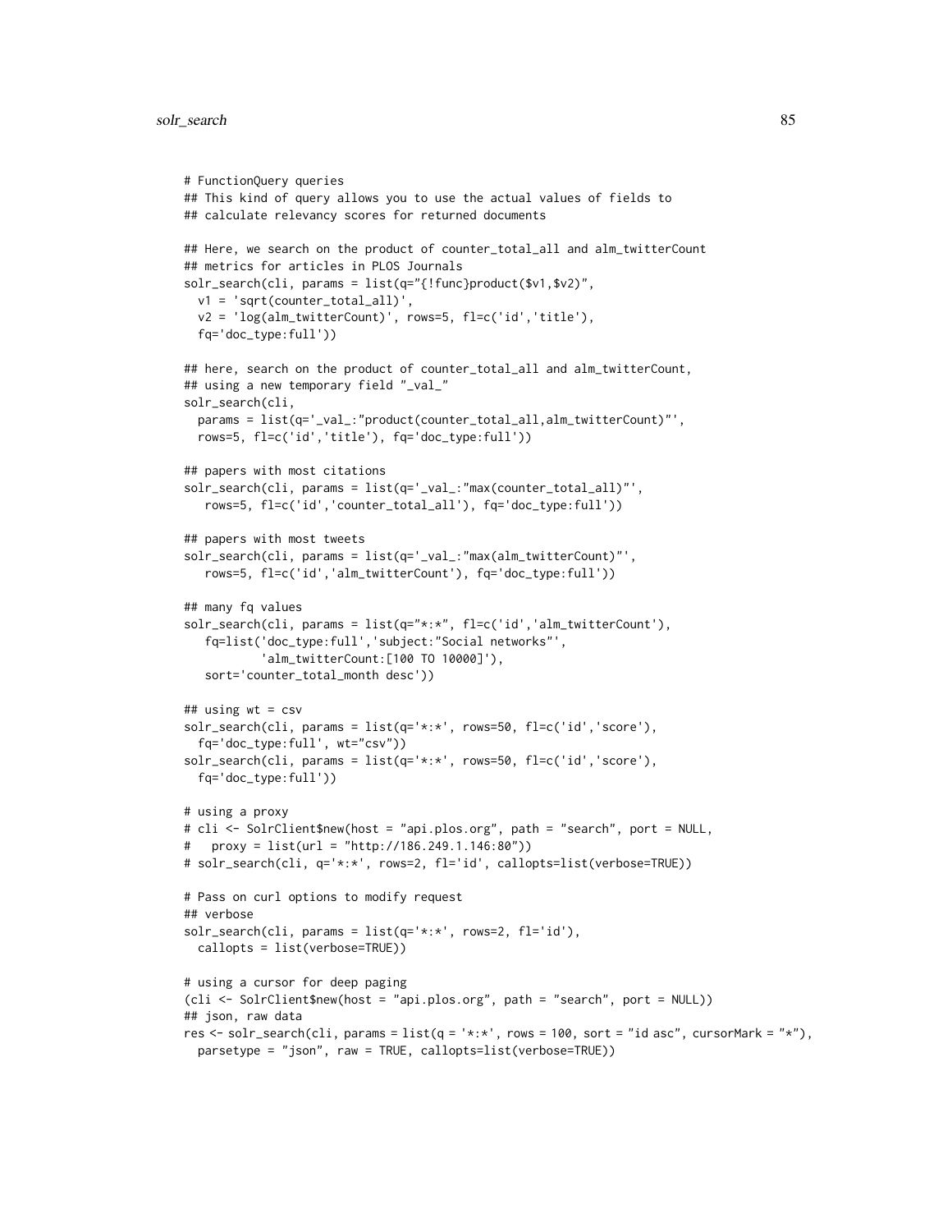```
# FunctionQuery queries
## This kind of query allows you to use the actual values of fields to
## calculate relevancy scores for returned documents

## Here, we search on the product of counter_total_all and alm_twitterCount
## metrics for articles in PLOS Journals
solr_search(cli, params = list(q="{!func}product($v1,$v2)",
  v1 = 'sqrt(counter_total_all)',
  v2 = 'log(alm_twitterCount)', rows=5, fl=c('id','title'),
  fq='doc_type:full'))

## here, search on the product of counter_total_all and alm_twitterCount,
## using a new temporary field "_val_"
solr_search(cli,
  params = list(q='_val_:"product(counter_total_all,alm_twitterCount)"',
  rows=5, fl=c('id','title'), fq='doc_type:full'))

## papers with most citations
solr_search(cli, params = list(q='_val_:"max(counter_total_all)"',
   rows=5, fl=c('id','counter_total_all'), fq='doc_type:full'))

## papers with most tweets
solr_search(cli, params = list(q='_val_:"max(alm_twitterCount)"',
   rows=5, fl=c('id','alm_twitterCount'), fq='doc_type:full'))

## many fq values
solr_search(cli, params = list(q="*:*", fl=c('id','alm_twitterCount'),
   fq=list('doc_type:full','subject:"Social networks"',
           'alm_twitterCount:[100 TO 10000]'),
   sort='counter_total_month desc'))

## using wt = csv
solr_search(cli, params = list(q='*:*', rows=50, fl=c('id','score'),
  fq='doc_type:full', wt="csv"))
solr_search(cli, params = list(q='*:*', rows=50, fl=c('id','score'),
  fq='doc_type:full'))

# using a proxy
# cli <- SolrClient$new(host = "api.plos.org", path = "search", port = NULL,
#   proxy = list(url = "http://186.249.1.146:80"))
# solr_search(cli, q='*:*', rows=2, fl='id', callopts=list(verbose=TRUE))

# Pass on curl options to modify request
## verbose
solr_search(cli, params = list(q='*:*', rows=2, fl='id'),
  callopts = list(verbose=TRUE))

# using a cursor for deep paging
(cli <- SolrClient$new(host = "api.plos.org", path = "search", port = NULL))
## json, raw data
res <- solr_search(cli, params = list(q = '*:*', rows = 100, sort = "id asc", cursorMark = "*"),
  parsetype = "json", raw = TRUE, callopts=list(verbose=TRUE))
```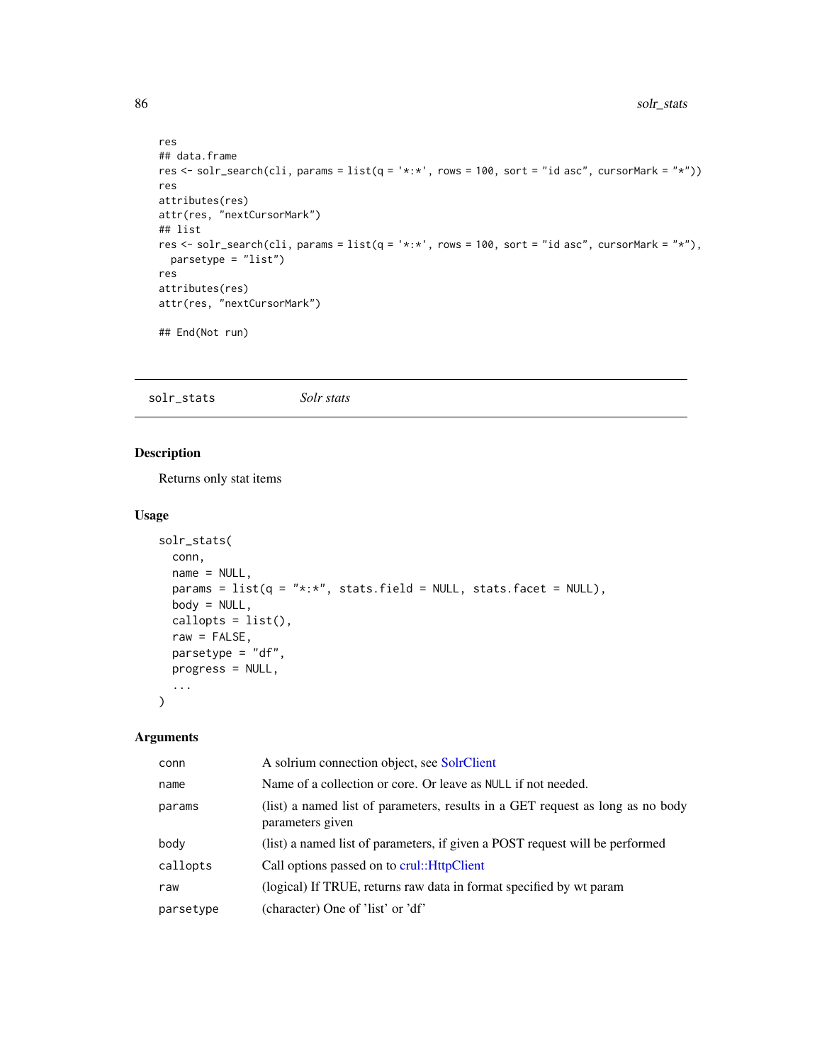```
res
## data.frame
res <- solr_search(cli, params = list(q = '*:*', rows = 100, sort = "id asc", cursorMark = "*"))
res
attributes(res)
attr(res, "nextCursorMark")
## list
res <- solr_search(cli, params = list(q = '*:*', rows = 100, sort = "id asc", cursorMark = "*"),
  parsetype = "list")
res
attributes(res)
attr(res, "nextCursorMark")

## End(Not run)
```

---

## solr_stats    *Solr stats*

---

### Description

Returns only stat items

### Usage

```
solr_stats(
  conn,
  name = NULL,
  params = list(q = "*:*", stats.field = NULL, stats.facet = NULL),
  body = NULL,
  callopts = list(),
  raw = FALSE,
  parsetype = "df",
  progress = NULL,
  ...
)
```

### Arguments

| | |
|---|---|
| `conn` | A solrium connection object, see SolrClient |
| `name` | Name of a collection or core. Or leave as `NULL` if not needed. |
| `params` | (list) a named list of parameters, results in a GET request as long as no body parameters given |
| `body` | (list) a named list of parameters, if given a POST request will be performed |
| `callopts` | Call options passed on to crul::HttpClient |
| `raw` | (logical) If TRUE, returns raw data in format specified by wt param |
| `parsetype` | (character) One of 'list' or 'df' |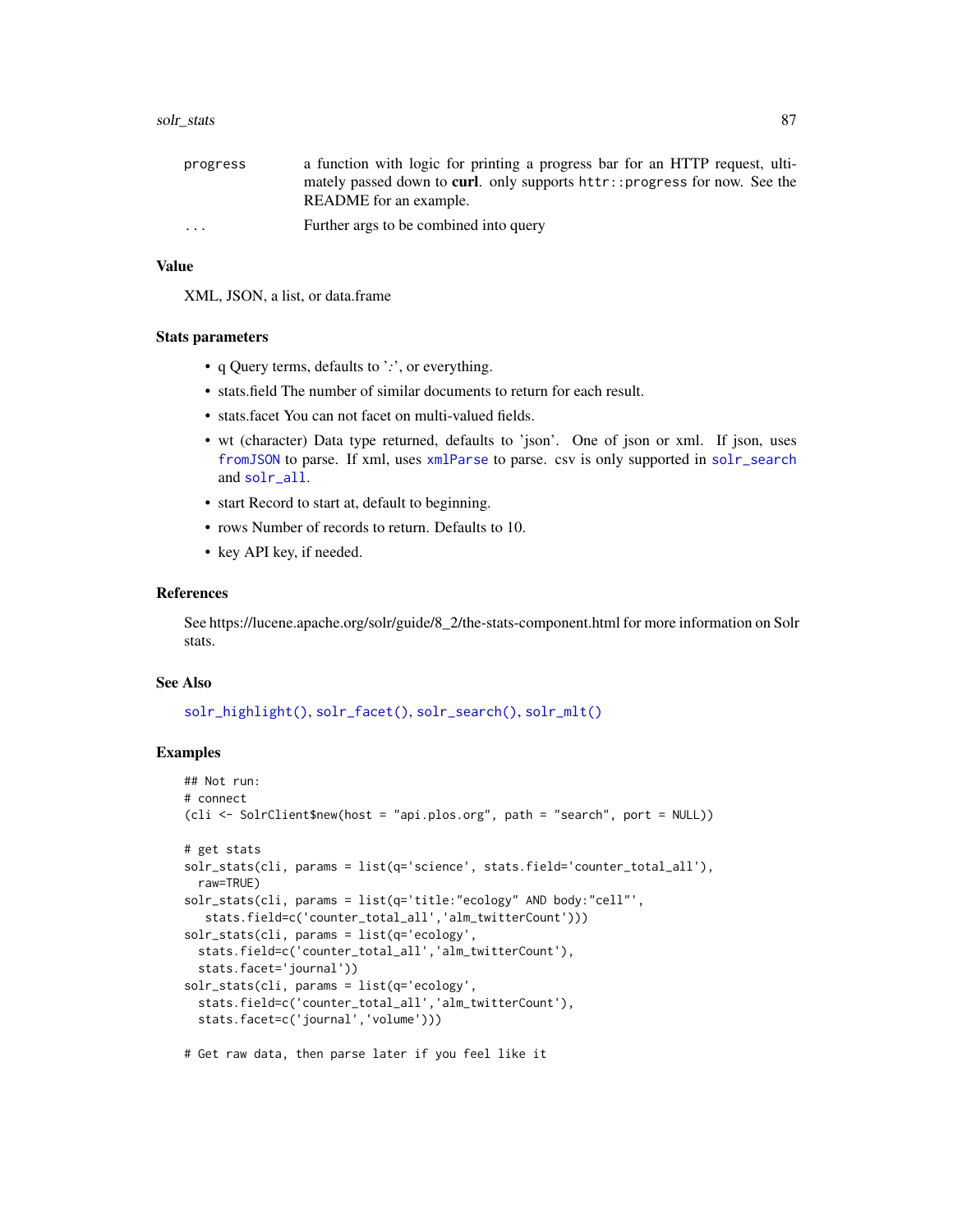progress — a function with logic for printing a progress bar for an HTTP request, ultimately passed down to **curl**. only supports `httr::progress` for now. See the README for an example.

... — Further args to be combined into query

### Value

XML, JSON, a list, or data.frame

### Stats parameters

- q Query terms, defaults to '*:*', or everything.
- stats.field The number of similar documents to return for each result.
- stats.facet You can not facet on multi-valued fields.
- wt (character) Data type returned, defaults to 'json'. One of json or xml. If json, uses `fromJSON` to parse. If xml, uses `xmlParse` to parse. csv is only supported in `solr_search` and `solr_all`.
- start Record to start at, default to beginning.
- rows Number of records to return. Defaults to 10.
- key API key, if needed.

### References

See https://lucene.apache.org/solr/guide/8_2/the-stats-component.html for more information on Solr stats.

### See Also

`solr_highlight()`, `solr_facet()`, `solr_search()`, `solr_mlt()`

### Examples

```
## Not run:
# connect
(cli <- SolrClient$new(host = "api.plos.org", path = "search", port = NULL))

# get stats
solr_stats(cli, params = list(q='science', stats.field='counter_total_all'),
  raw=TRUE)
solr_stats(cli, params = list(q='title:"ecology" AND body:"cell"',
   stats.field=c('counter_total_all','alm_twitterCount')))
solr_stats(cli, params = list(q='ecology',
  stats.field=c('counter_total_all','alm_twitterCount'),
  stats.facet='journal'))
solr_stats(cli, params = list(q='ecology',
  stats.field=c('counter_total_all','alm_twitterCount'),
  stats.facet=c('journal','volume')))

# Get raw data, then parse later if you feel like it
```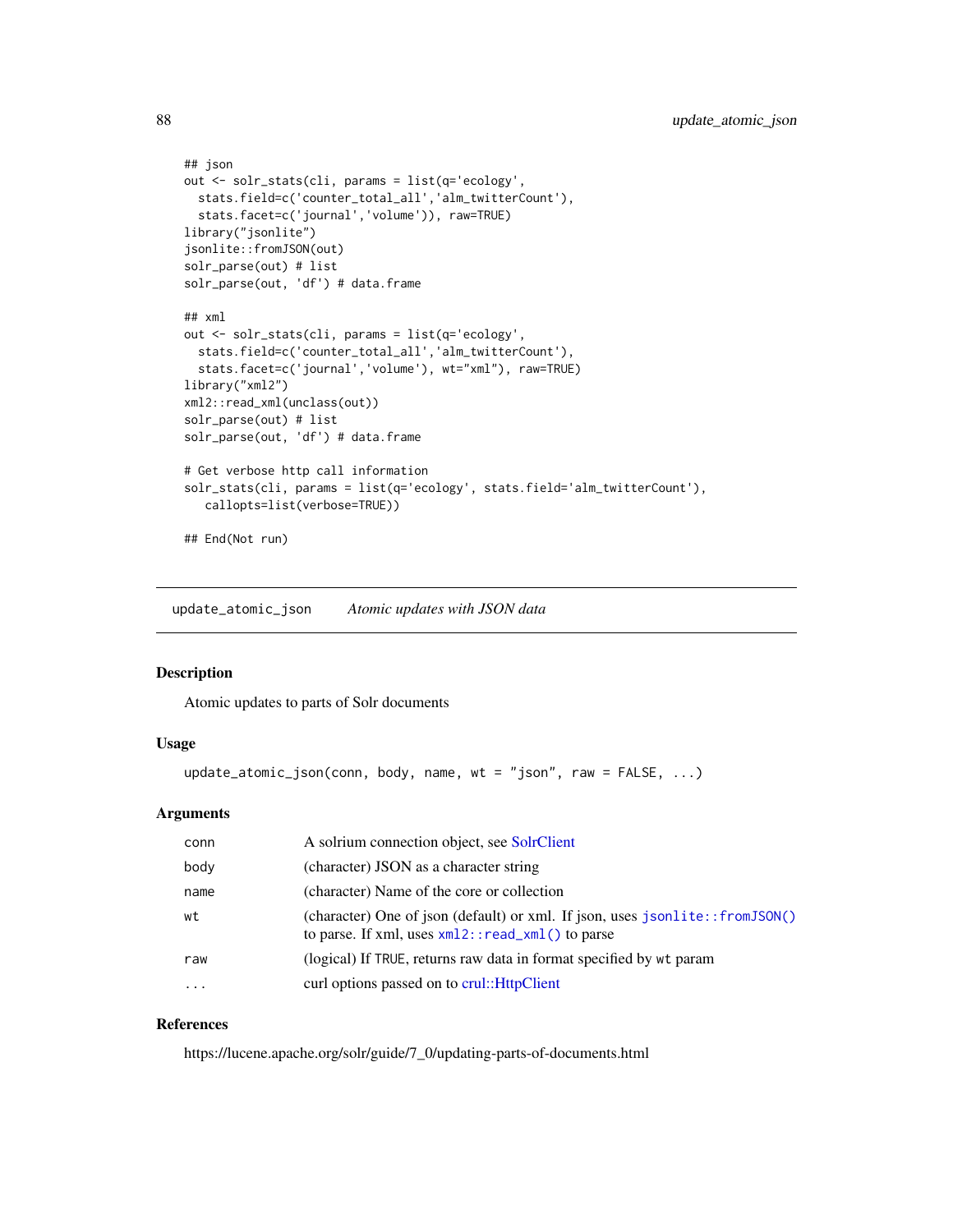```
## json
out <- solr_stats(cli, params = list(q='ecology',
  stats.field=c('counter_total_all','alm_twitterCount'),
  stats.facet=c('journal','volume')), raw=TRUE)
library("jsonlite")
jsonlite::fromJSON(out)
solr_parse(out) # list
solr_parse(out, 'df') # data.frame

## xml
out <- solr_stats(cli, params = list(q='ecology',
  stats.field=c('counter_total_all','alm_twitterCount'),
  stats.facet=c('journal','volume'), wt="xml"), raw=TRUE)
library("xml2")
xml2::read_xml(unclass(out))
solr_parse(out) # list
solr_parse(out, 'df') # data.frame

# Get verbose http call information
solr_stats(cli, params = list(q='ecology', stats.field='alm_twitterCount'),
   callopts=list(verbose=TRUE))

## End(Not run)
```

## update_atomic_json — *Atomic updates with JSON data*

### Description

Atomic updates to parts of Solr documents

### Usage

```
update_atomic_json(conn, body, name, wt = "json", raw = FALSE, ...)
```

### Arguments

| | |
|---|---|
| conn | A solrium connection object, see SolrClient |
| body | (character) JSON as a character string |
| name | (character) Name of the core or collection |
| wt | (character) One of json (default) or xml. If json, uses `jsonlite::fromJSON()` to parse. If xml, uses `xml2::read_xml()` to parse |
| raw | (logical) If `TRUE`, returns raw data in format specified by `wt` param |
| ... | curl options passed on to crul::HttpClient |

### References

https://lucene.apache.org/solr/guide/7_0/updating-parts-of-documents.html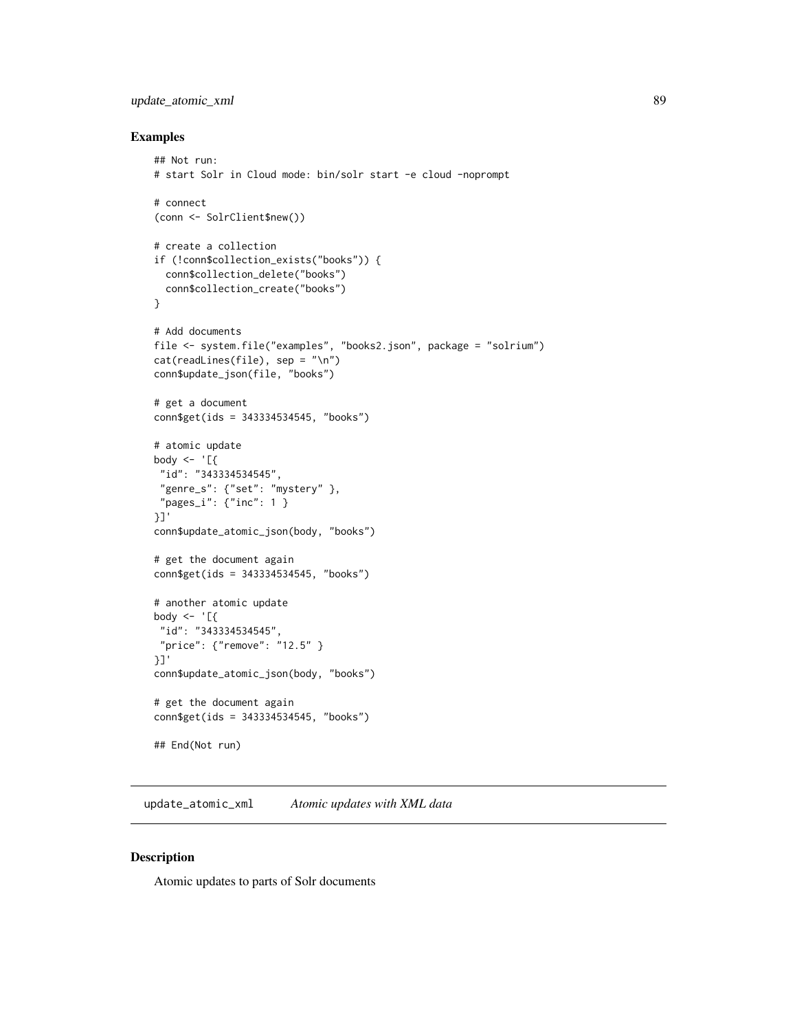## Examples

```
## Not run:
# start Solr in Cloud mode: bin/solr start -e cloud -noprompt

# connect
(conn <- SolrClient$new())

# create a collection
if (!conn$collection_exists("books")) {
  conn$collection_delete("books")
  conn$collection_create("books")
}

# Add documents
file <- system.file("examples", "books2.json", package = "solrium")
cat(readLines(file), sep = "\n")
conn$update_json(file, "books")

# get a document
conn$get(ids = 343334534545, "books")

# atomic update
body <- '[{
 "id": "343334534545",
 "genre_s": {"set": "mystery" },
 "pages_i": {"inc": 1 }
}]'
conn$update_atomic_json(body, "books")

# get the document again
conn$get(ids = 343334534545, "books")

# another atomic update
body <- '[{
 "id": "343334534545",
 "price": {"remove": "12.5" }
}]'
conn$update_atomic_json(body, "books")

# get the document again
conn$get(ids = 343334534545, "books")

## End(Not run)
```

---

`update_atomic_xml` *Atomic updates with XML data*

---

## Description

Atomic updates to parts of Solr documents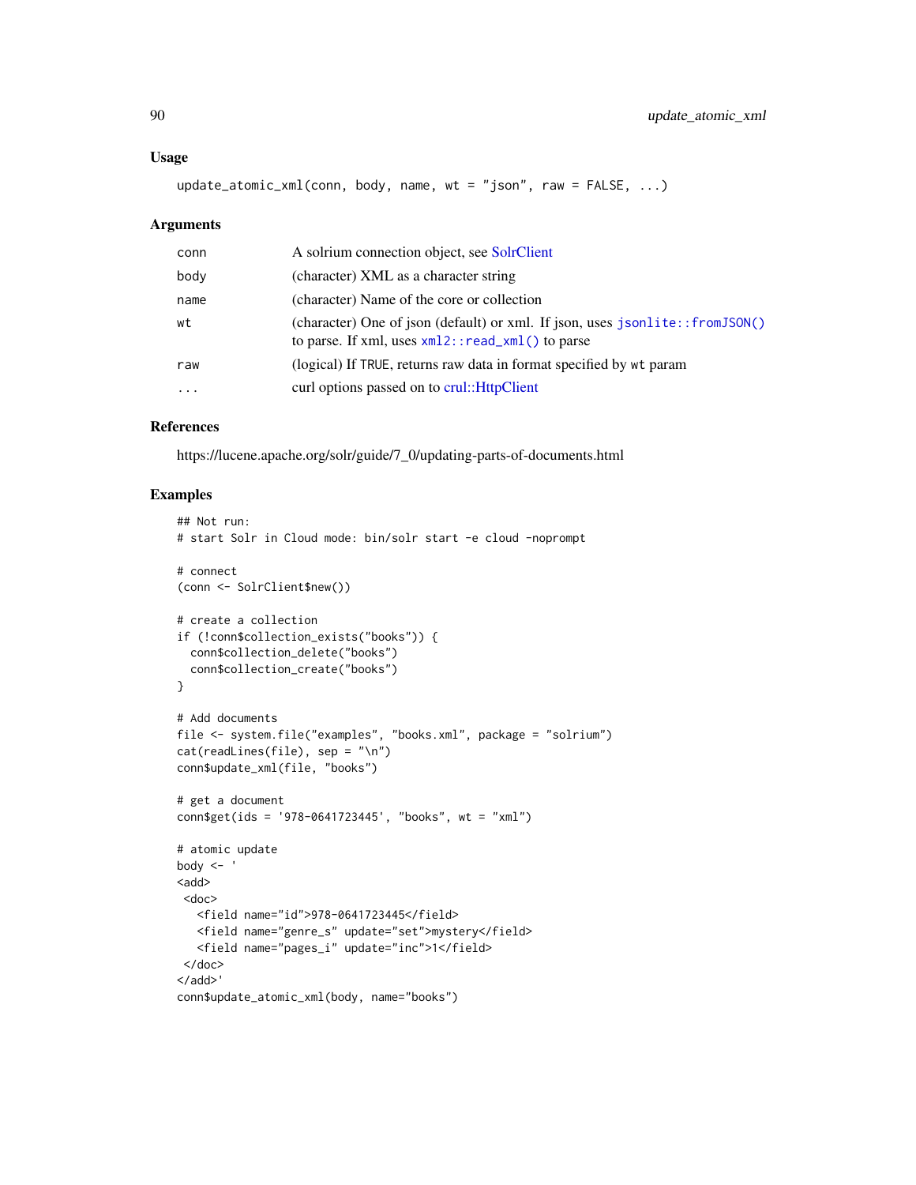### Usage

```
update_atomic_xml(conn, body, name, wt = "json", raw = FALSE, ...)
```

### Arguments

| | |
|---|---|
| conn | A solrium connection object, see SolrClient |
| body | (character) XML as a character string |
| name | (character) Name of the core or collection |
| wt | (character) One of json (default) or xml. If json, uses `jsonlite::fromJSON()` to parse. If xml, uses `xml2::read_xml()` to parse |
| raw | (logical) If `TRUE`, returns raw data in format specified by `wt` param |
| ... | curl options passed on to crul::HttpClient |

### References

https://lucene.apache.org/solr/guide/7_0/updating-parts-of-documents.html

### Examples

```
## Not run:
# start Solr in Cloud mode: bin/solr start -e cloud -noprompt

# connect
(conn <- SolrClient$new())

# create a collection
if (!conn$collection_exists("books")) {
  conn$collection_delete("books")
  conn$collection_create("books")
}

# Add documents
file <- system.file("examples", "books.xml", package = "solrium")
cat(readLines(file), sep = "\n")
conn$update_xml(file, "books")

# get a document
conn$get(ids = '978-0641723445', "books", wt = "xml")

# atomic update
body <- '
<add>
 <doc>
   <field name="id">978-0641723445</field>
   <field name="genre_s" update="set">mystery</field>
   <field name="pages_i" update="inc">1</field>
 </doc>
</add>'
conn$update_atomic_xml(body, name="books")
```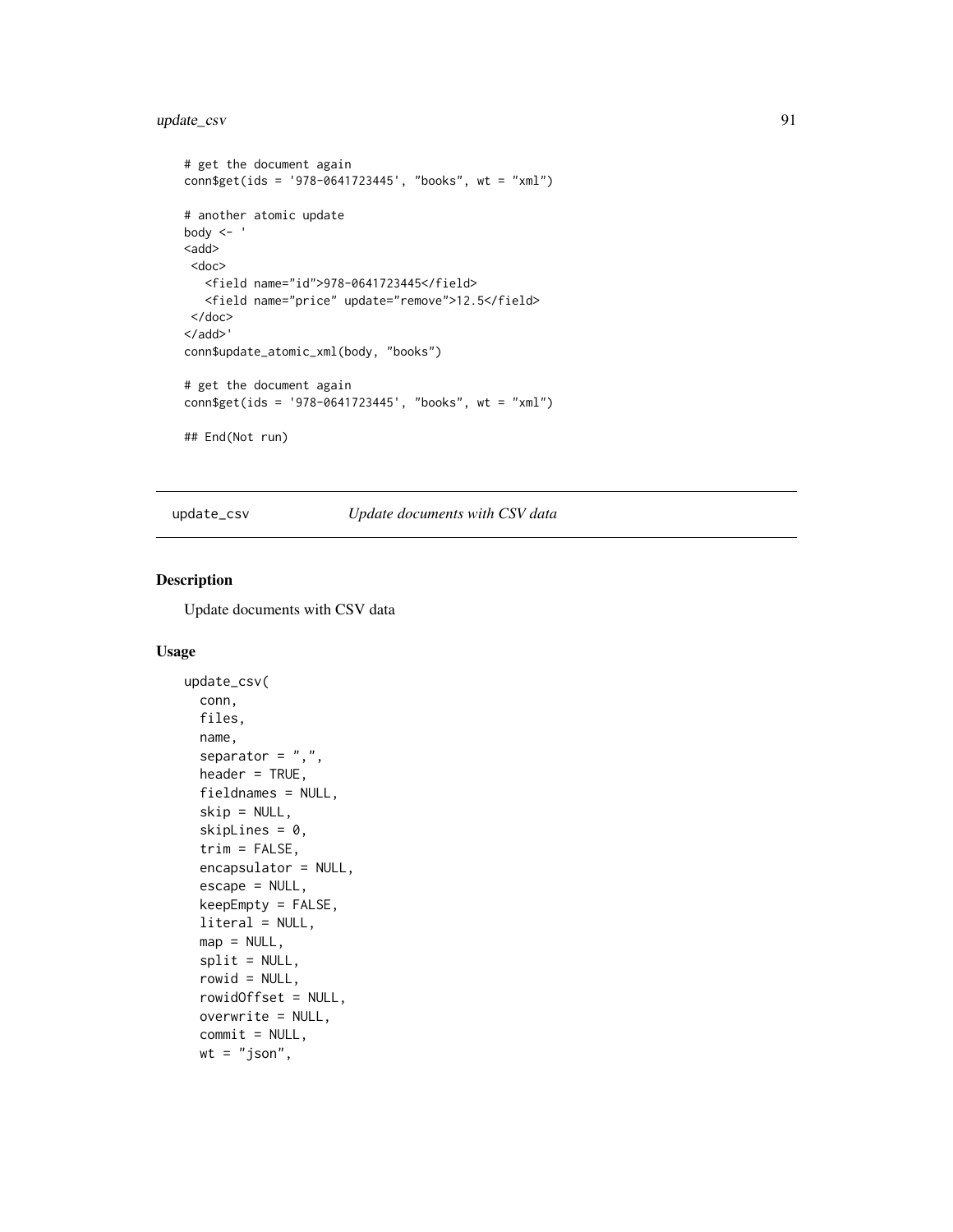```
# get the document again
conn$get(ids = '978-0641723445', "books", wt = "xml")

# another atomic update
body <- '
<add>
 <doc>
   <field name="id">978-0641723445</field>
   <field name="price" update="remove">12.5</field>
 </doc>
</add>'
conn$update_atomic_xml(body, "books")

# get the document again
conn$get(ids = '978-0641723445', "books", wt = "xml")

## End(Not run)
```

---

## update_csv *Update documents with CSV data*

### Description

Update documents with CSV data

### Usage

```
update_csv(
  conn,
  files,
  name,
  separator = ",",
  header = TRUE,
  fieldnames = NULL,
  skip = NULL,
  skipLines = 0,
  trim = FALSE,
  encapsulator = NULL,
  escape = NULL,
  keepEmpty = FALSE,
  literal = NULL,
  map = NULL,
  split = NULL,
  rowid = NULL,
  rowidOffset = NULL,
  overwrite = NULL,
  commit = NULL,
  wt = "json",
```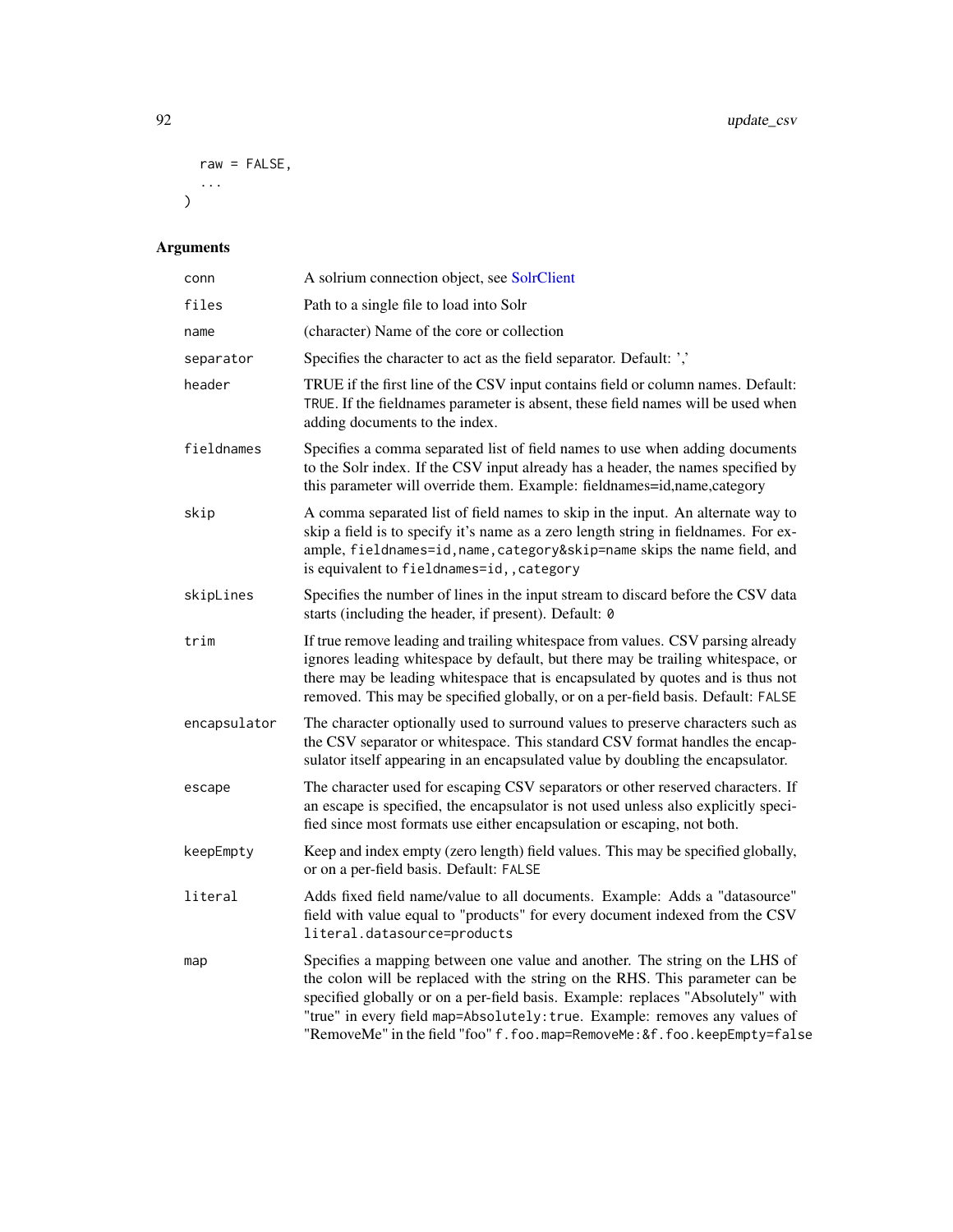```
  raw = FALSE,
  ...
)
```

## Arguments

| Argument | Description |
| --- | --- |
| `conn` | A solrium connection object, see SolrClient |
| `files` | Path to a single file to load into Solr |
| `name` | (character) Name of the core or collection |
| `separator` | Specifies the character to act as the field separator. Default: ',' |
| `header` | TRUE if the first line of the CSV input contains field or column names. Default: `TRUE`. If the fieldnames parameter is absent, these field names will be used when adding documents to the index. |
| `fieldnames` | Specifies a comma separated list of field names to use when adding documents to the Solr index. If the CSV input already has a header, the names specified by this parameter will override them. Example: fieldnames=id,name,category |
| `skip` | A comma separated list of field names to skip in the input. An alternate way to skip a field is to specify it's name as a zero length string in fieldnames. For example, `fieldnames=id,name,category&skip=name` skips the name field, and is equivalent to `fieldnames=id,,category` |
| `skipLines` | Specifies the number of lines in the input stream to discard before the CSV data starts (including the header, if present). Default: `0` |
| `trim` | If true remove leading and trailing whitespace from values. CSV parsing already ignores leading whitespace by default, but there may be trailing whitespace, or there may be leading whitespace that is encapsulated by quotes and is thus not removed. This may be specified globally, or on a per-field basis. Default: `FALSE` |
| `encapsulator` | The character optionally used to surround values to preserve characters such as the CSV separator or whitespace. This standard CSV format handles the encapsulator itself appearing in an encapsulated value by doubling the encapsulator. |
| `escape` | The character used for escaping CSV separators or other reserved characters. If an escape is specified, the encapsulator is not used unless also explicitly specified since most formats use either encapsulation or escaping, not both. |
| `keepEmpty` | Keep and index empty (zero length) field values. This may be specified globally, or on a per-field basis. Default: `FALSE` |
| `literal` | Adds fixed field name/value to all documents. Example: Adds a "datasource" field with value equal to "products" for every document indexed from the CSV `literal.datasource=products` |
| `map` | Specifies a mapping between one value and another. The string on the LHS of the colon will be replaced with the string on the RHS. This parameter can be specified globally or on a per-field basis. Example: replaces "Absolutely" with "true" in every field `map=Absolutely:true`. Example: removes any values of "RemoveMe" in the field "foo" `f.foo.map=RemoveMe:&f.foo.keepEmpty=false` |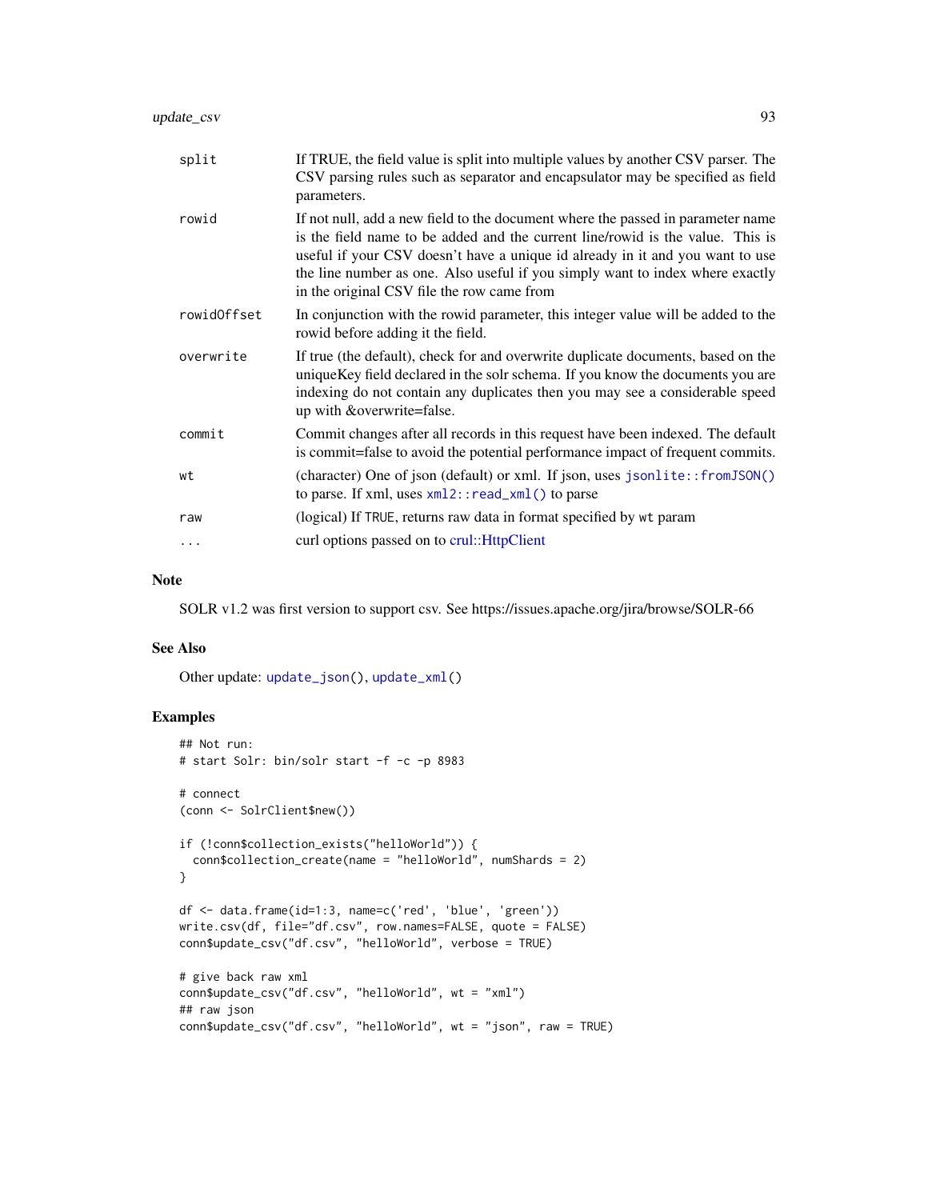| | |
|---|---|
| split | If TRUE, the field value is split into multiple values by another CSV parser. The CSV parsing rules such as separator and encapsulator may be specified as field parameters. |
| rowid | If not null, add a new field to the document where the passed in parameter name is the field name to be added and the current line/rowid is the value. This is useful if your CSV doesn't have a unique id already in it and you want to use the line number as one. Also useful if you simply want to index where exactly in the original CSV file the row came from |
| rowidOffset | In conjunction with the rowid parameter, this integer value will be added to the rowid before adding it the field. |
| overwrite | If true (the default), check for and overwrite duplicate documents, based on the uniqueKey field declared in the solr schema. If you know the documents you are indexing do not contain any duplicates then you may see a considerable speed up with &overwrite=false. |
| commit | Commit changes after all records in this request have been indexed. The default is commit=false to avoid the potential performance impact of frequent commits. |
| wt | (character) One of json (default) or xml. If json, uses `jsonlite::fromJSON()` to parse. If xml, uses `xml2::read_xml()` to parse |
| raw | (logical) If TRUE, returns raw data in format specified by wt param |
| ... | curl options passed on to crul::HttpClient |

## Note

SOLR v1.2 was first version to support csv. See https://issues.apache.org/jira/browse/SOLR-66

## See Also

Other update: `update_json()`, `update_xml()`

## Examples

```
## Not run:
# start Solr: bin/solr start -f -c -p 8983

# connect
(conn <- SolrClient$new())

if (!conn$collection_exists("helloWorld")) {
  conn$collection_create(name = "helloWorld", numShards = 2)
}

df <- data.frame(id=1:3, name=c('red', 'blue', 'green'))
write.csv(df, file="df.csv", row.names=FALSE, quote = FALSE)
conn$update_csv("df.csv", "helloWorld", verbose = TRUE)

# give back raw xml
conn$update_csv("df.csv", "helloWorld", wt = "xml")
## raw json
conn$update_csv("df.csv", "helloWorld", wt = "json", raw = TRUE)
```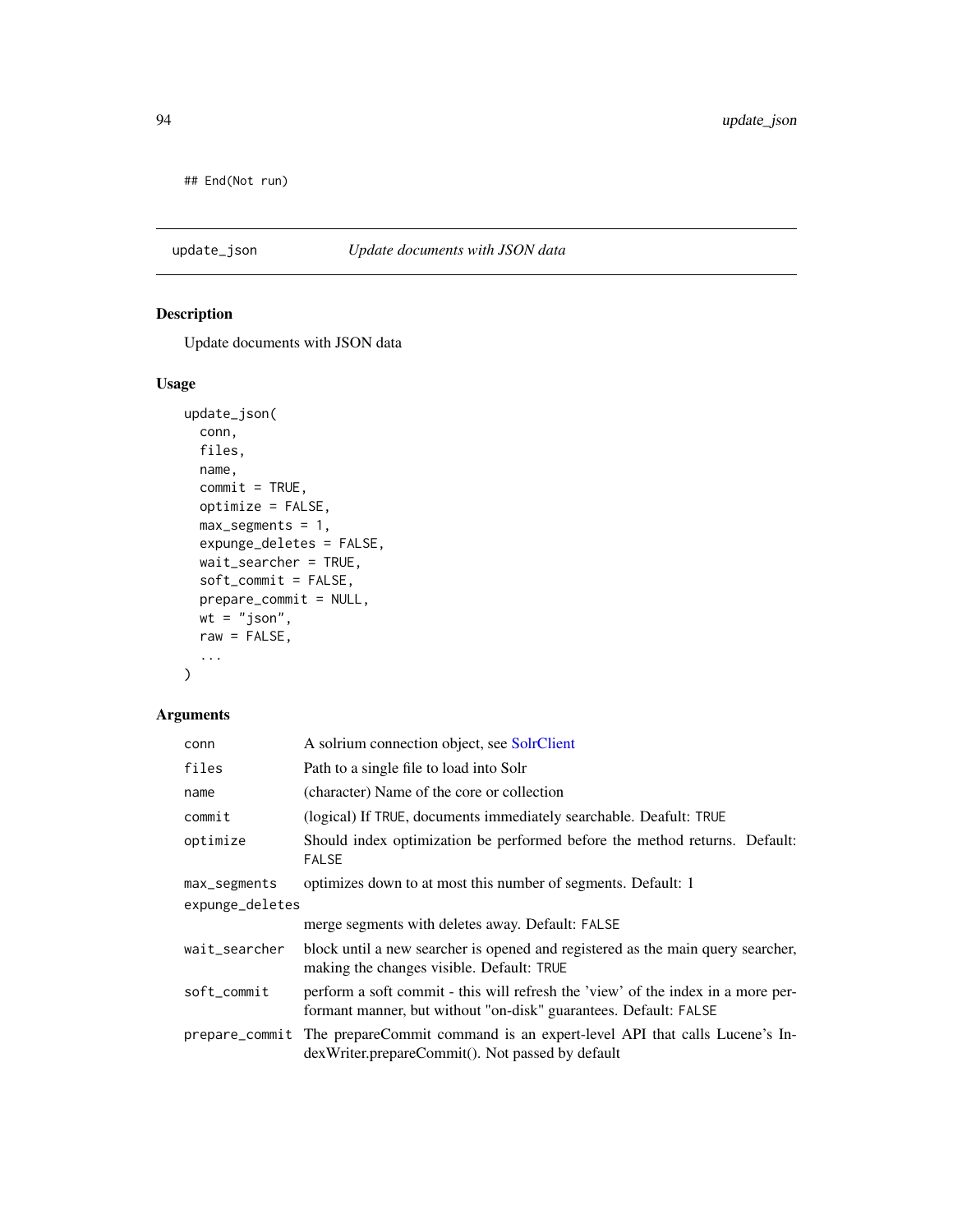```
## End(Not run)
```

## update_json *Update documents with JSON data*

### Description

Update documents with JSON data

### Usage

```
update_json(
  conn,
  files,
  name,
  commit = TRUE,
  optimize = FALSE,
  max_segments = 1,
  expunge_deletes = FALSE,
  wait_searcher = TRUE,
  soft_commit = FALSE,
  prepare_commit = NULL,
  wt = "json",
  raw = FALSE,
  ...
)
```

### Arguments

| | |
|---|---|
| `conn` | A solrium connection object, see SolrClient |
| `files` | Path to a single file to load into Solr |
| `name` | (character) Name of the core or collection |
| `commit` | (logical) If `TRUE`, documents immediately searchable. Deafult: `TRUE` |
| `optimize` | Should index optimization be performed before the method returns. Default: `FALSE` |
| `max_segments` | optimizes down to at most this number of segments. Default: 1 |
| `expunge_deletes` | merge segments with deletes away. Default: `FALSE` |
| `wait_searcher` | block until a new searcher is opened and registered as the main query searcher, making the changes visible. Default: `TRUE` |
| `soft_commit` | perform a soft commit - this will refresh the 'view' of the index in a more performant manner, but without "on-disk" guarantees. Default: `FALSE` |
| `prepare_commit` | The prepareCommit command is an expert-level API that calls Lucene's IndexWriter.prepareCommit(). Not passed by default |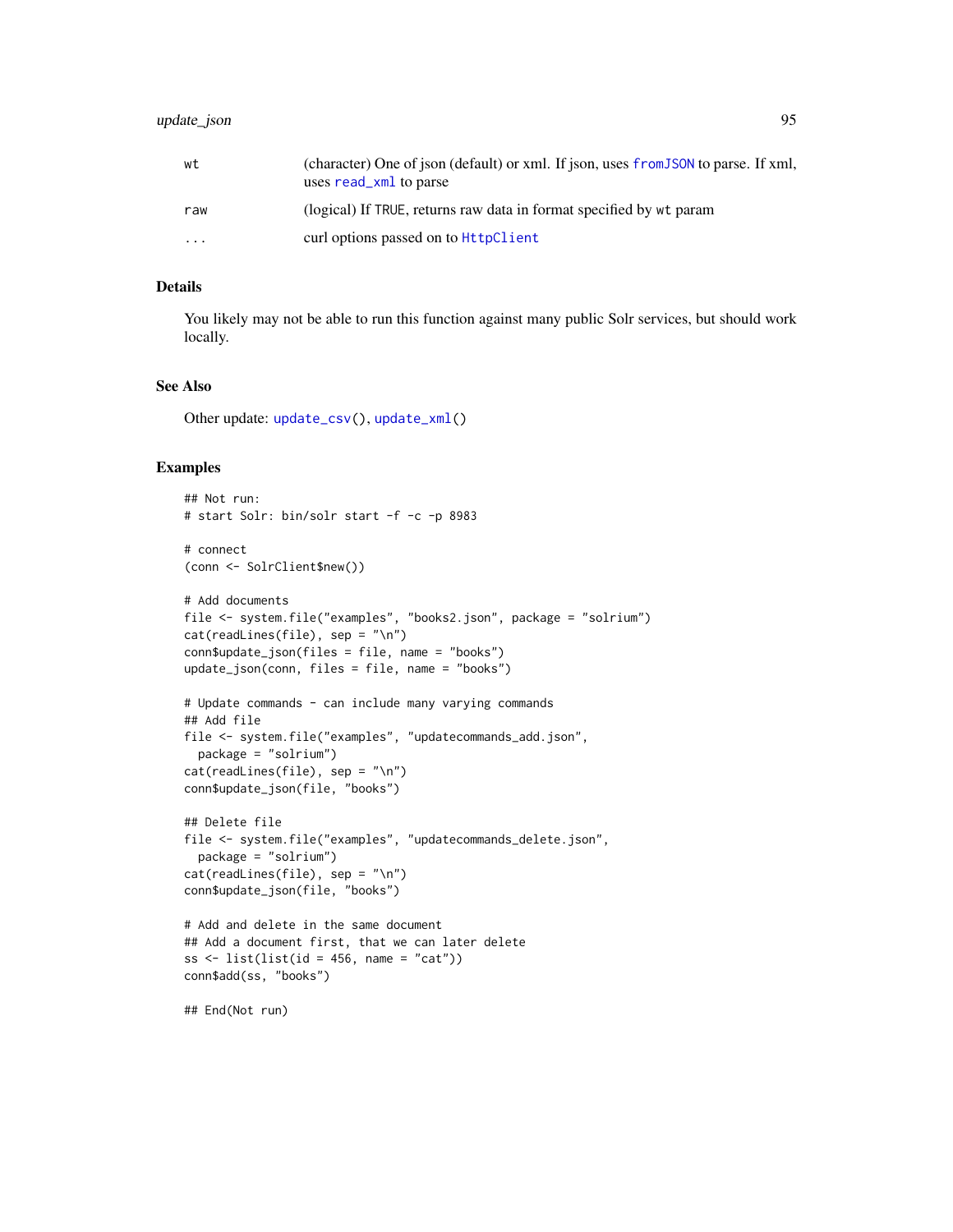| | |
|---|---|
| wt | (character) One of json (default) or xml. If json, uses fromJSON to parse. If xml, uses read_xml to parse |
| raw | (logical) If TRUE, returns raw data in format specified by wt param |
| ... | curl options passed on to HttpClient |

### Details

You likely may not be able to run this function against many public Solr services, but should work locally.

### See Also

Other update: update_csv(), update_xml()

### Examples

```
## Not run:
# start Solr: bin/solr start -f -c -p 8983

# connect
(conn <- SolrClient$new())

# Add documents
file <- system.file("examples", "books2.json", package = "solrium")
cat(readLines(file), sep = "\n")
conn$update_json(files = file, name = "books")
update_json(conn, files = file, name = "books")

# Update commands - can include many varying commands
## Add file
file <- system.file("examples", "updatecommands_add.json",
  package = "solrium")
cat(readLines(file), sep = "\n")
conn$update_json(file, "books")

## Delete file
file <- system.file("examples", "updatecommands_delete.json",
  package = "solrium")
cat(readLines(file), sep = "\n")
conn$update_json(file, "books")

# Add and delete in the same document
## Add a document first, that we can later delete
ss <- list(list(id = 456, name = "cat"))
conn$add(ss, "books")

## End(Not run)
```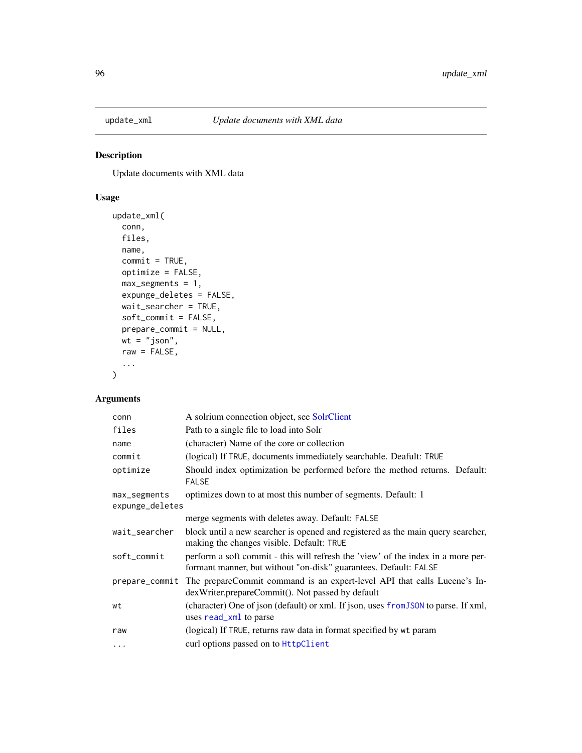## update_xml — *Update documents with XML data*

### Description

Update documents with XML data

### Usage

```
update_xml(
  conn,
  files,
  name,
  commit = TRUE,
  optimize = FALSE,
  max_segments = 1,
  expunge_deletes = FALSE,
  wait_searcher = TRUE,
  soft_commit = FALSE,
  prepare_commit = NULL,
  wt = "json",
  raw = FALSE,
  ...
)
```

### Arguments

| Argument | Description |
|---|---|
| `conn` | A solrium connection object, see SolrClient |
| `files` | Path to a single file to load into Solr |
| `name` | (character) Name of the core or collection |
| `commit` | (logical) If `TRUE`, documents immediately searchable. Deafult: `TRUE` |
| `optimize` | Should index optimization be performed before the method returns. Default: `FALSE` |
| `max_segments` | optimizes down to at most this number of segments. Default: 1 |
| `expunge_deletes` | merge segments with deletes away. Default: `FALSE` |
| `wait_searcher` | block until a new searcher is opened and registered as the main query searcher, making the changes visible. Default: `TRUE` |
| `soft_commit` | perform a soft commit - this will refresh the 'view' of the index in a more performant manner, but without "on-disk" guarantees. Default: `FALSE` |
| `prepare_commit` | The prepareCommit command is an expert-level API that calls Lucene's IndexWriter.prepareCommit(). Not passed by default |
| `wt` | (character) One of json (default) or xml. If json, uses `fromJSON` to parse. If xml, uses `read_xml` to parse |
| `raw` | (logical) If `TRUE`, returns raw data in format specified by `wt` param |
| `...` | curl options passed on to `HttpClient` |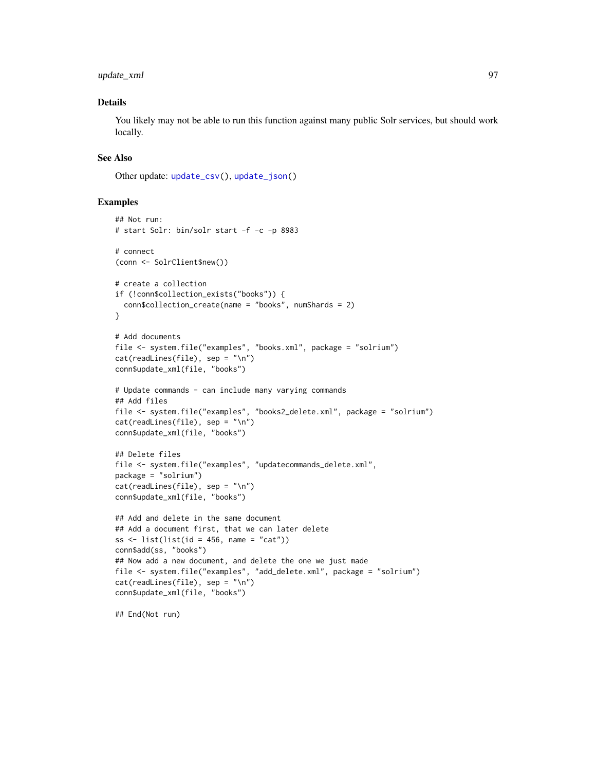### Details

You likely may not be able to run this function against many public Solr services, but should work locally.

### See Also

Other update: update_csv(), update_json()

### Examples

```
## Not run:
# start Solr: bin/solr start -f -c -p 8983

# connect
(conn <- SolrClient$new())

# create a collection
if (!conn$collection_exists("books")) {
  conn$collection_create(name = "books", numShards = 2)
}

# Add documents
file <- system.file("examples", "books.xml", package = "solrium")
cat(readLines(file), sep = "\n")
conn$update_xml(file, "books")

# Update commands - can include many varying commands
## Add files
file <- system.file("examples", "books2_delete.xml", package = "solrium")
cat(readLines(file), sep = "\n")
conn$update_xml(file, "books")

## Delete files
file <- system.file("examples", "updatecommands_delete.xml",
package = "solrium")
cat(readLines(file), sep = "\n")
conn$update_xml(file, "books")

## Add and delete in the same document
## Add a document first, that we can later delete
ss <- list(list(id = 456, name = "cat"))
conn$add(ss, "books")
## Now add a new document, and delete the one we just made
file <- system.file("examples", "add_delete.xml", package = "solrium")
cat(readLines(file), sep = "\n")
conn$update_xml(file, "books")

## End(Not run)
```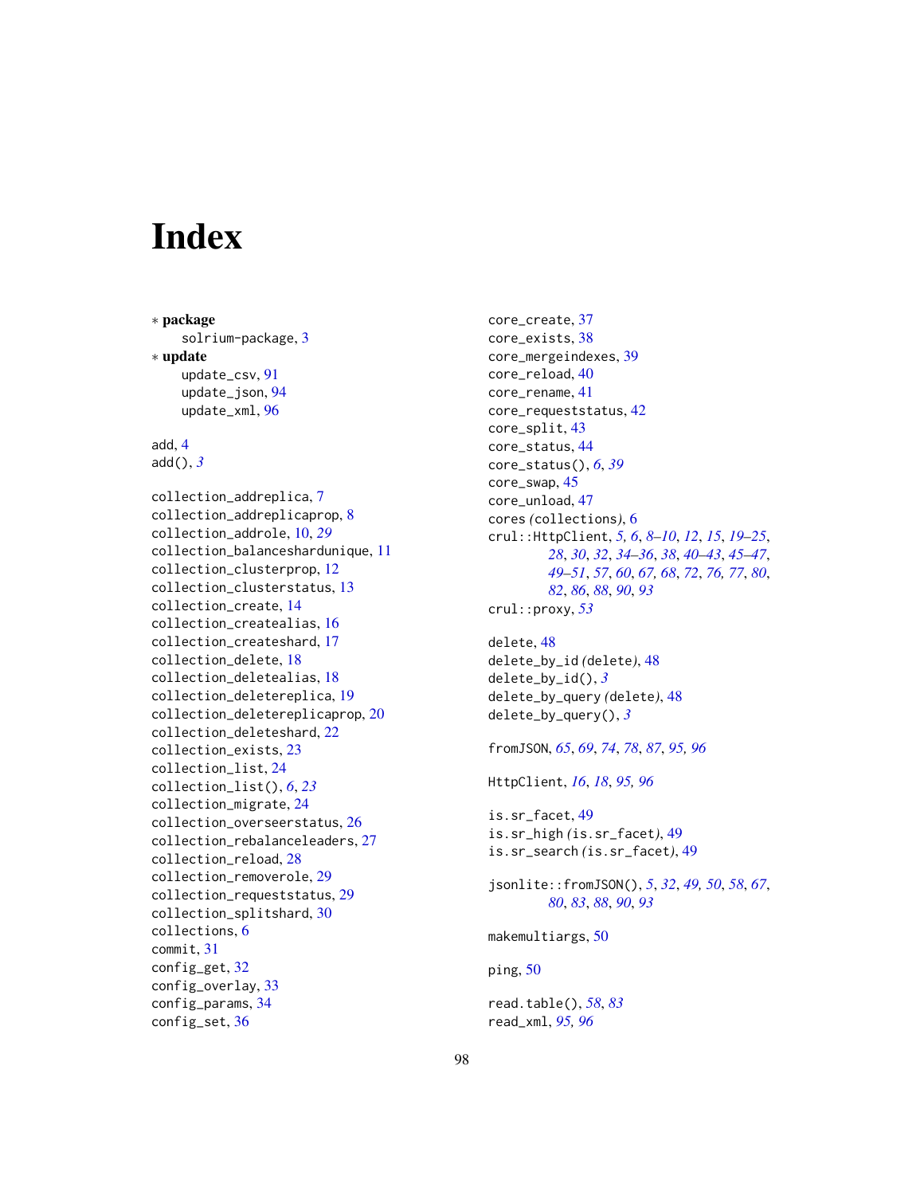# Index

∗ **package**
  solrium-package, 3
∗ **update**
  update_csv, 91
  update_json, 94
  update_xml, 96

add, 4
add(), *3*

collection_addreplica, 7
collection_addreplicaprop, 8
collection_addrole, 10, *29*
collection_balanceshardunique, 11
collection_clusterprop, 12
collection_clusterstatus, 13
collection_create, 14
collection_createalias, 16
collection_createshard, 17
collection_delete, 18
collection_deletealias, 18
collection_deletereplica, 19
collection_deletereplicaprop, 20
collection_deleteshard, 22
collection_exists, 23
collection_list, 24
collection_list(), *6*, *23*
collection_migrate, 24
collection_overseerstatus, 26
collection_rebalanceleaders, 27
collection_reload, 28
collection_removerole, 29
collection_requeststatus, 29
collection_splitshard, 30
collections, 6
commit, 31
config_get, 32
config_overlay, 33
config_params, 34
config_set, 36
core_create, 37
core_exists, 38
core_mergeindexes, 39
core_reload, 40
core_rename, 41
core_requeststatus, 42
core_split, 43
core_status, 44
core_status(), *6*, *39*
core_swap, 45
core_unload, 47
cores *(collections)*, 6
crul::HttpClient, *5, 6*, *8–10*, *12*, *15*, *19–25*, *28*, *30*, *32*, *34–36*, *38*, *40–43*, *45–47*, *49–51*, *57*, *60*, *67*, *68*, *72*, *76*, *77*, *80*, *82*, *86*, *88*, *90*, *93*
crul::proxy, *53*

delete, 48
delete_by_id *(delete)*, 48
delete_by_id(), *3*
delete_by_query *(delete)*, 48
delete_by_query(), *3*

fromJSON, *65*, *69*, *74*, *78*, *87*, *95, 96*

HttpClient, *16*, *18*, *95, 96*

is.sr_facet, 49
is.sr_high *(is.sr_facet)*, 49
is.sr_search *(is.sr_facet)*, 49

jsonlite::fromJSON(), *5*, *32*, *49, 50*, *58*, *67*, *80*, *83*, *88*, *90*, *93*

makemultiargs, 50

ping, 50

read.table(), *58*, *83*
read_xml, *95, 96*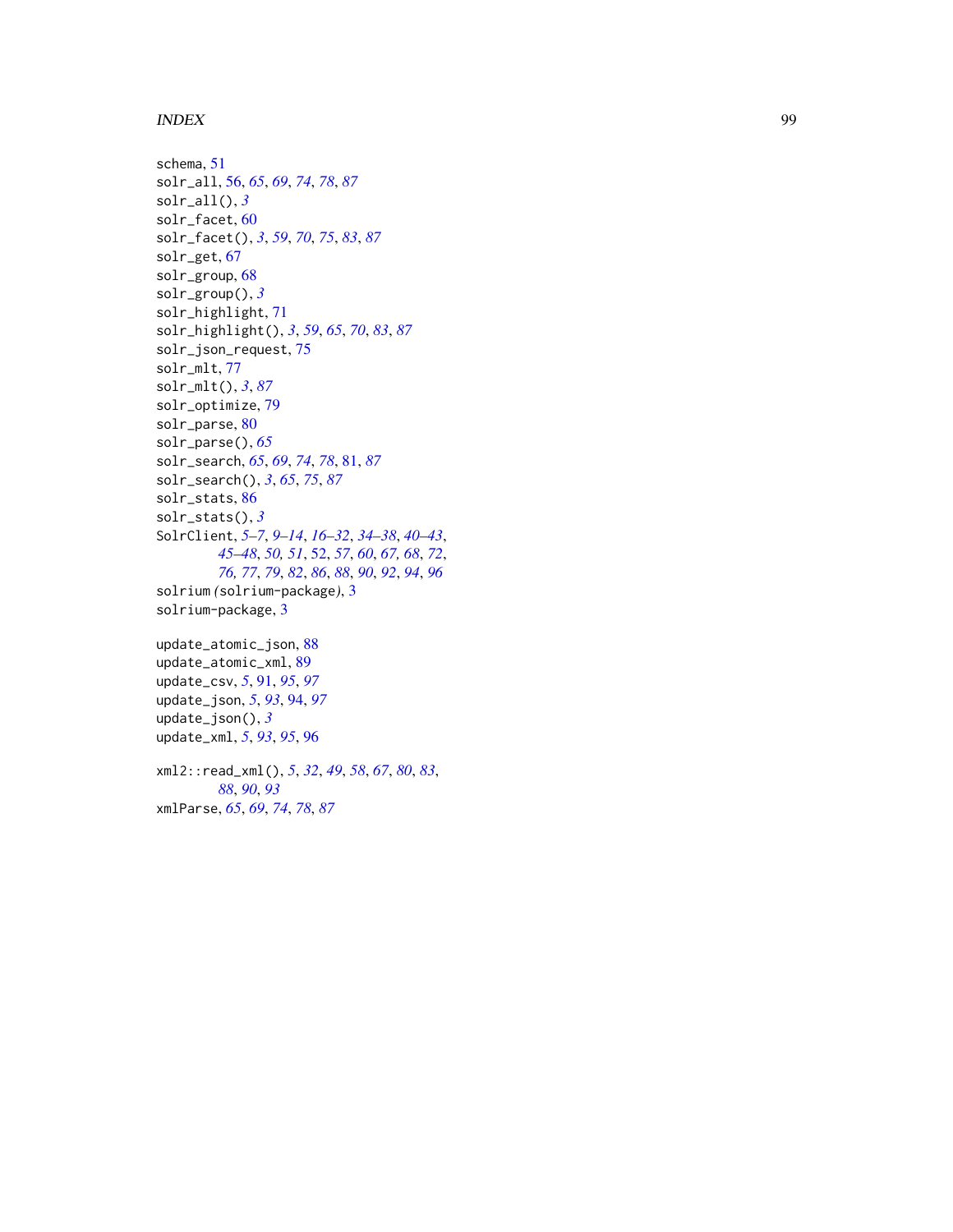schema, 51
solr_all, 56, *65*, *69*, *74*, *78*, *87*
solr_all(), *3*
solr_facet, 60
solr_facet(), *3*, *59*, *70*, *75*, *83*, *87*
solr_get, 67
solr_group, 68
solr_group(), *3*
solr_highlight, 71
solr_highlight(), *3*, *59*, *65*, *70*, *83*, *87*
solr_json_request, 75
solr_mlt, 77
solr_mlt(), *3*, *87*
solr_optimize, 79
solr_parse, 80
solr_parse(), *65*
solr_search, *65*, *69*, *74*, *78*, 81, *87*
solr_search(), *3*, *65*, *75*, *87*
solr_stats, 86
solr_stats(), *3*
SolrClient, *5–7*, *9–14*, *16–32*, *34–38*, *40–43*, *45–48*, *50, 51*, 52, *57*, *60*, *67, 68*, *72*, *76, 77*, *79*, *82*, *86*, *88*, *90*, *92*, *94*, *96*
solrium *(*solrium-package*)*, 3
solrium-package, 3

update_atomic_json, 88
update_atomic_xml, 89
update_csv, *5*, 91, *95*, *97*
update_json, *5*, *93*, 94, *97*
update_json(), *3*
update_xml, *5*, *93*, *95*, 96

xml2::read_xml(), *5*, *32*, *49*, *58*, *67*, *80*, *83*, *88*, *90*, *93*
xmlParse, *65*, *69*, *74*, *78*, *87*